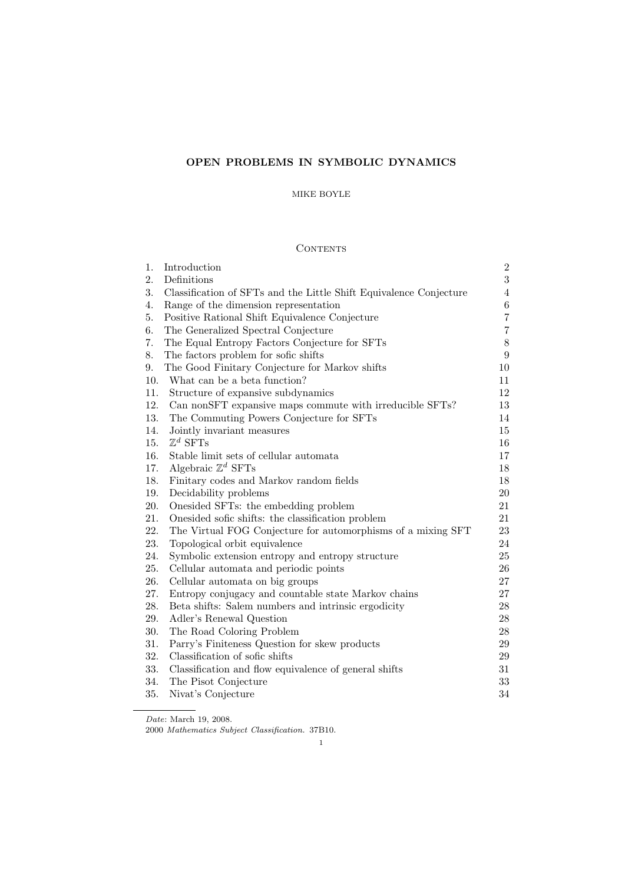# OPEN PROBLEMS IN SYMBOLIC DYNAMICS

MIKE BOYLE

## Contents

| | | |
|---|---|---|
| 1. | Introduction | 2 |
| 2. | Definitions | 3 |
| 3. | Classification of SFTs and the Little Shift Equivalence Conjecture | 4 |
| 4. | Range of the dimension representation | 6 |
| 5. | Positive Rational Shift Equivalence Conjecture | 7 |
| 6. | The Generalized Spectral Conjecture | 7 |
| 7. | The Equal Entropy Factors Conjecture for SFTs | 8 |
| 8. | The factors problem for sofic shifts | 9 |
| 9. | The Good Finitary Conjecture for Markov shifts | 10 |
| 10. | What can be a beta function? | 11 |
| 11. | Structure of expansive subdynamics | 12 |
| 12. | Can nonSFT expansive maps commute with irreducible SFTs? | 13 |
| 13. | The Commuting Powers Conjecture for SFTs | 14 |
| 14. | Jointly invariant measures | 15 |
| 15. | $\mathbb{Z}^d$ SFTs | 16 |
| 16. | Stable limit sets of cellular automata | 17 |
| 17. | Algebraic $\mathbb{Z}^d$ SFTs | 18 |
| 18. | Finitary codes and Markov random fields | 18 |
| 19. | Decidability problems | 20 |
| 20. | Onesided SFTs: the embedding problem | 21 |
| 21. | Onesided sofic shifts: the classification problem | 21 |
| 22. | The Virtual FOG Conjecture for automorphisms of a mixing SFT | 23 |
| 23. | Topological orbit equivalence | 24 |
| 24. | Symbolic extension entropy and entropy structure | 25 |
| 25. | Cellular automata and periodic points | 26 |
| 26. | Cellular automata on big groups | 27 |
| 27. | Entropy conjugacy and countable state Markov chains | 27 |
| 28. | Beta shifts: Salem numbers and intrinsic ergodicity | 28 |
| 29. | Adler's Renewal Question | 28 |
| 30. | The Road Coloring Problem | 28 |
| 31. | Parry's Finiteness Question for skew products | 29 |
| 32. | Classification of sofic shifts | 29 |
| 33. | Classification and flow equivalence of general shifts | 31 |
| 34. | The Pisot Conjecture | 33 |
| 35. | Nivat's Conjecture | 34 |

*Date*: March 19, 2008.

2000 *Mathematics Subject Classification.* 37B10.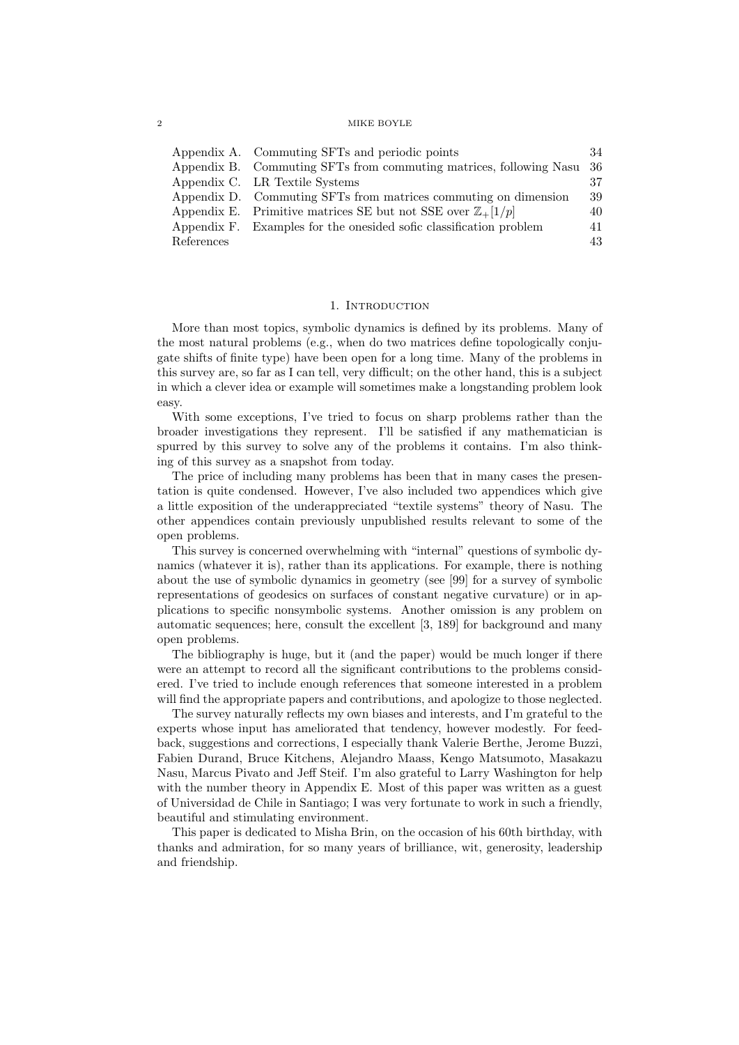| | | |
|---|---|---|
| Appendix A. | Commuting SFTs and periodic points | 34 |
| Appendix B. | Commuting SFTs from commuting matrices, following Nasu | 36 |
| Appendix C. | LR Textile Systems | 37 |
| Appendix D. | Commuting SFTs from matrices commuting on dimension | 39 |
| Appendix E. | Primitive matrices SE but not SSE over $\mathbb{Z}_+[1/p]$ | 40 |
| Appendix F. | Examples for the onesided sofic classification problem | 41 |
| References | | 43 |

## 1. Introduction

More than most topics, symbolic dynamics is defined by its problems. Many of the most natural problems (e.g., when do two matrices define topologically conjugate shifts of finite type) have been open for a long time. Many of the problems in this survey are, so far as I can tell, very difficult; on the other hand, this is a subject in which a clever idea or example will sometimes make a longstanding problem look easy.

With some exceptions, I've tried to focus on sharp problems rather than the broader investigations they represent. I'll be satisfied if any mathematician is spurred by this survey to solve any of the problems it contains. I'm also thinking of this survey as a snapshot from today.

The price of including many problems has been that in many cases the presentation is quite condensed. However, I've also included two appendices which give a little exposition of the underappreciated "textile systems" theory of Nasu. The other appendices contain previously unpublished results relevant to some of the open problems.

This survey is concerned overwhelming with "internal" questions of symbolic dynamics (whatever it is), rather than its applications. For example, there is nothing about the use of symbolic dynamics in geometry (see [99] for a survey of symbolic representations of geodesics on surfaces of constant negative curvature) or in applications to specific nonsymbolic systems. Another omission is any problem on automatic sequences; here, consult the excellent [3, 189] for background and many open problems.

The bibliography is huge, but it (and the paper) would be much longer if there were an attempt to record all the significant contributions to the problems considered. I've tried to include enough references that someone interested in a problem will find the appropriate papers and contributions, and apologize to those neglected.

The survey naturally reflects my own biases and interests, and I'm grateful to the experts whose input has ameliorated that tendency, however modestly. For feedback, suggestions and corrections, I especially thank Valerie Berthe, Jerome Buzzi, Fabien Durand, Bruce Kitchens, Alejandro Maass, Kengo Matsumoto, Masakazu Nasu, Marcus Pivato and Jeff Steif. I'm also grateful to Larry Washington for help with the number theory in Appendix E. Most of this paper was written as a guest of Universidad de Chile in Santiago; I was very fortunate to work in such a friendly, beautiful and stimulating environment.

This paper is dedicated to Misha Brin, on the occasion of his 60th birthday, with thanks and admiration, for so many years of brilliance, wit, generosity, leadership and friendship.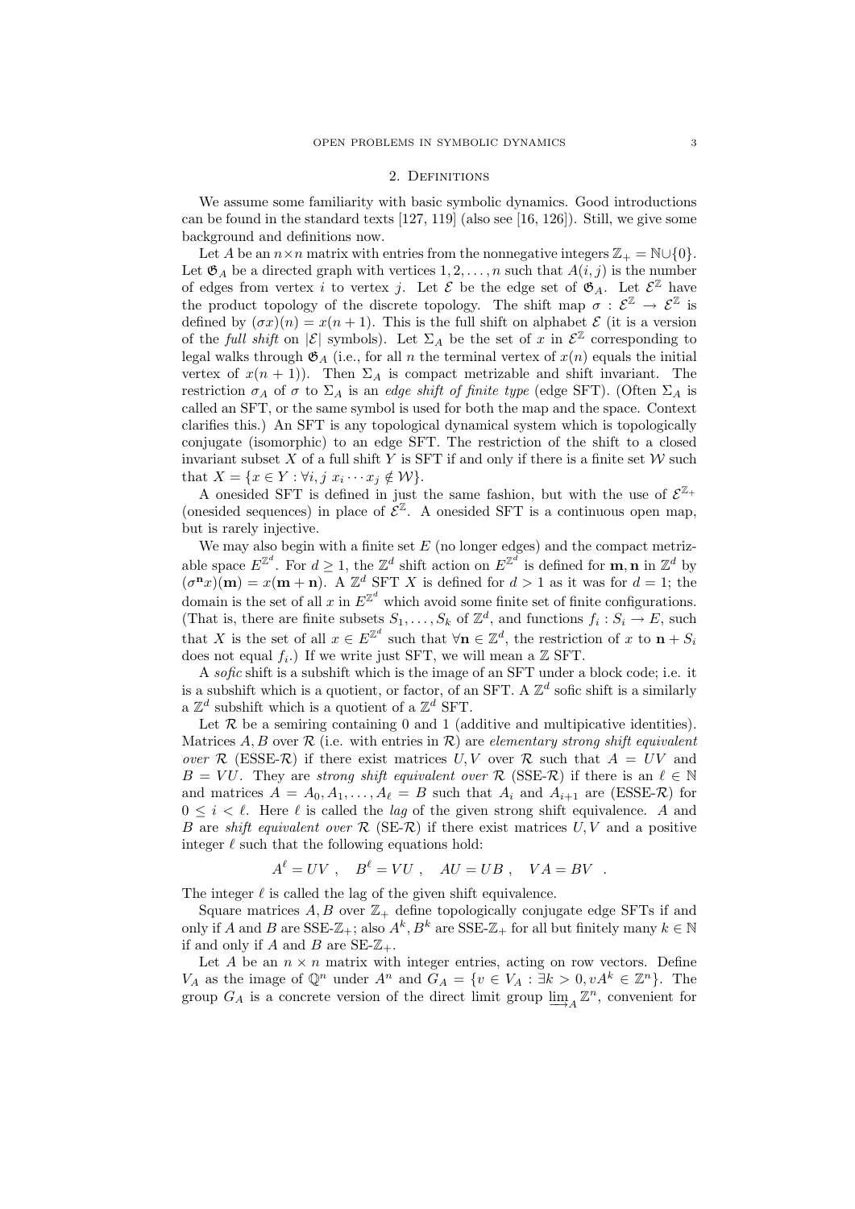## 2. Definitions

We assume some familiarity with basic symbolic dynamics. Good introductions can be found in the standard texts [127, 119] (also see [16, 126]). Still, we give some background and definitions now.

Let $A$ be an $n \times n$ matrix with entries from the nonnegative integers $\mathbb{Z}_+ = \mathbb{N} \cup \{0\}$. Let $\mathfrak{G}_A$ be a directed graph with vertices $1, 2, \ldots, n$ such that $A(i,j)$ is the number of edges from vertex $i$ to vertex $j$. Let $\mathcal{E}$ be the edge set of $\mathfrak{G}_A$. Let $\mathcal{E}^{\mathbb{Z}}$ have the product topology of the discrete topology. The shift map $\sigma : \mathcal{E}^{\mathbb{Z}} \to \mathcal{E}^{\mathbb{Z}}$ is defined by $(\sigma x)(n) = x(n+1)$. This is the full shift on alphabet $\mathcal{E}$ (it is a version of the *full shift* on $|\mathcal{E}|$ symbols). Let $\Sigma_A$ be the set of $x$ in $\mathcal{E}^{\mathbb{Z}}$ corresponding to legal walks through $\mathfrak{G}_A$ (i.e., for all $n$ the terminal vertex of $x(n)$ equals the initial vertex of $x(n+1)$). Then $\Sigma_A$ is compact metrizable and shift invariant. The restriction $\sigma_A$ of $\sigma$ to $\Sigma_A$ is an *edge shift of finite type* (edge SFT). (Often $\Sigma_A$ is called an SFT, or the same symbol is used for both the map and the space. Context clarifies this.) An SFT is any topological dynamical system which is topologically conjugate (isomorphic) to an edge SFT. The restriction of the shift to a closed invariant subset $X$ of a full shift $Y$ is SFT if and only if there is a finite set $\mathcal{W}$ such that $X = \{x \in Y : \forall i, j \; x_i \cdots x_j \notin \mathcal{W}\}$.

A onesided SFT is defined in just the same fashion, but with the use of $\mathcal{E}^{\mathbb{Z}_+}$ (onesided sequences) in place of $\mathcal{E}^{\mathbb{Z}}$. A onesided SFT is a continuous open map, but is rarely injective.

We may also begin with a finite set $E$ (no longer edges) and the compact metrizable space $E^{\mathbb{Z}^d}$. For $d \geq 1$, the $\mathbb{Z}^d$ shift action on $E^{\mathbb{Z}^d}$ is defined for $\mathbf{m}, \mathbf{n}$ in $\mathbb{Z}^d$ by $(\sigma^{\mathbf{n}} x)(\mathbf{m}) = x(\mathbf{m} + \mathbf{n})$. A $\mathbb{Z}^d$ SFT $X$ is defined for $d > 1$ as it was for $d = 1$; the domain is the set of all $x$ in $E^{\mathbb{Z}^d}$ which avoid some finite set of finite configurations. (That is, there are finite subsets $S_1, \ldots, S_k$ of $\mathbb{Z}^d$, and functions $f_i : S_i \to E$, such that $X$ is the set of all $x \in E^{\mathbb{Z}^d}$ such that $\forall \mathbf{n} \in \mathbb{Z}^d$, the restriction of $x$ to $\mathbf{n} + S_i$ does not equal $f_i$.) If we write just SFT, we will mean a $\mathbb{Z}$ SFT.

A *sofic* shift is a subshift which is the image of an SFT under a block code; i.e. it is a subshift which is a quotient, or factor, of an SFT. A $\mathbb{Z}^d$ sofic shift is a similarly a $\mathbb{Z}^d$ subshift which is a quotient of a $\mathbb{Z}^d$ SFT.

Let $\mathcal{R}$ be a semiring containing 0 and 1 (additive and multipicative identities). Matrices $A, B$ over $\mathcal{R}$ (i.e. with entries in $\mathcal{R}$) are *elementary strong shift equivalent over* $\mathcal{R}$ (ESSE-$\mathcal{R}$) if there exist matrices $U, V$ over $\mathcal{R}$ such that $A = UV$ and $B = VU$. They are *strong shift equivalent over* $\mathcal{R}$ (SSE-$\mathcal{R}$) if there is an $\ell \in \mathbb{N}$ and matrices $A = A_0, A_1, \ldots, A_\ell = B$ such that $A_i$ and $A_{i+1}$ are (ESSE-$\mathcal{R}$) for $0 \leq i < \ell$. Here $\ell$ is called the *lag* of the given strong shift equivalence. $A$ and $B$ are *shift equivalent over* $\mathcal{R}$ (SE-$\mathcal{R}$) if there exist matrices $U, V$ and a positive integer $\ell$ such that the following equations hold:

$$A^\ell = UV \;, \quad B^\ell = VU \;, \quad AU = UB \;, \quad VA = BV \;.$$

The integer $\ell$ is called the lag of the given shift equivalence.

Square matrices $A, B$ over $\mathbb{Z}_+$ define topologically conjugate edge SFTs if and only if $A$ and $B$ are SSE-$\mathbb{Z}_+$; also $A^k, B^k$ are SSE-$\mathbb{Z}_+$ for all but finitely many $k \in \mathbb{N}$ if and only if $A$ and $B$ are SE-$\mathbb{Z}_+$.

Let $A$ be an $n \times n$ matrix with integer entries, acting on row vectors. Define $V_A$ as the image of $\mathbb{Q}^n$ under $A^n$ and $G_A = \{v \in V_A : \exists k > 0, vA^k \in \mathbb{Z}^n\}$. The group $G_A$ is a concrete version of the direct limit group $\varinjlim_A \mathbb{Z}^n$, convenient for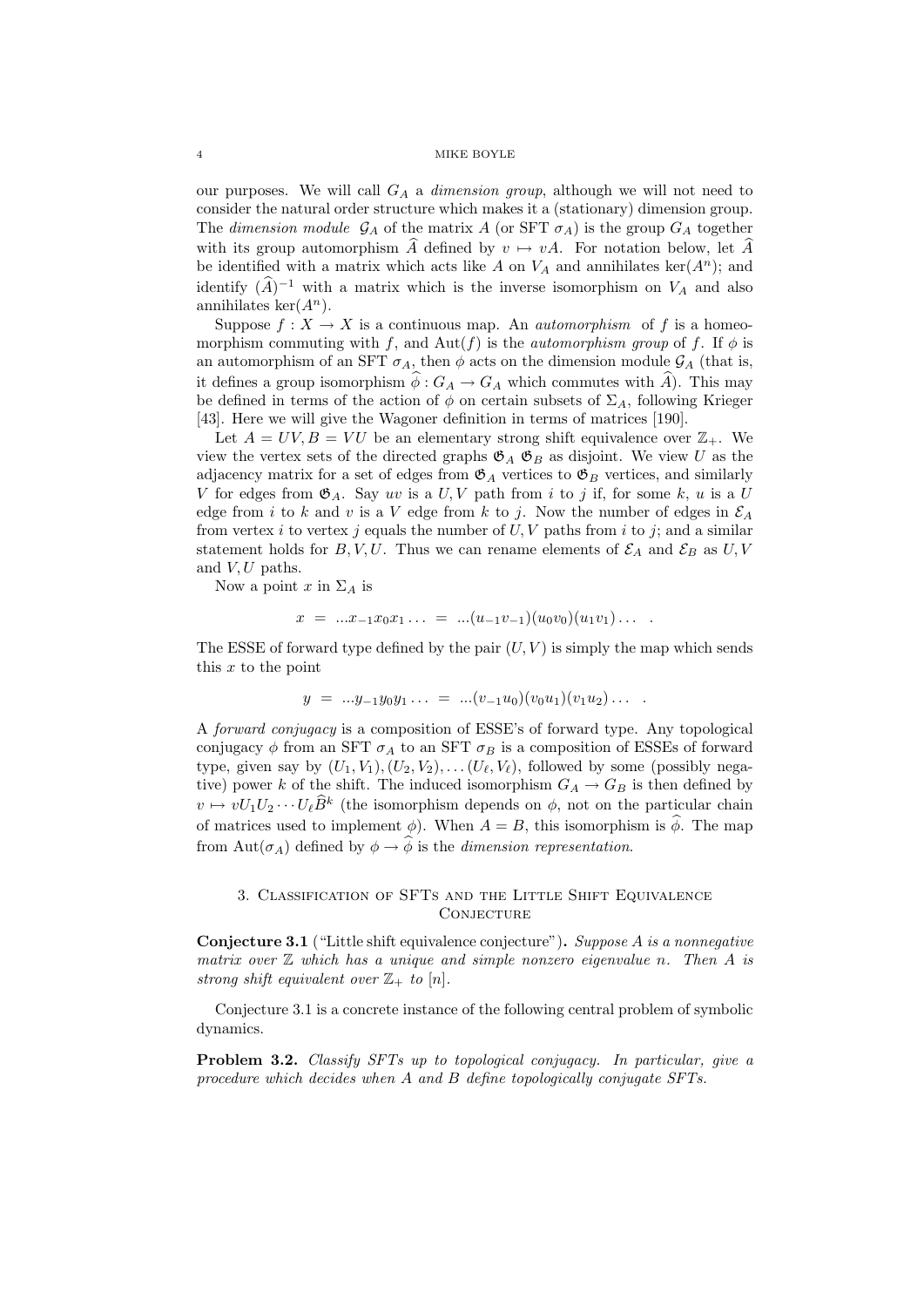our purposes. We will call $G_A$ a *dimension group*, although we will not need to consider the natural order structure which makes it a (stationary) dimension group. The *dimension module* $\mathcal{G}_A$ of the matrix $A$ (or SFT $\sigma_A$) is the group $G_A$ together with its group automorphism $\widehat{A}$ defined by $v \mapsto vA$. For notation below, let $\widehat{A}$ be identified with a matrix which acts like $A$ on $V_A$ and annihilates $\ker(A^n)$; and identify $(\widehat{A})^{-1}$ with a matrix which is the inverse isomorphism on $V_A$ and also annihilates $\ker(A^n)$.

Suppose $f : X \to X$ is a continuous map. An *automorphism* of $f$ is a homeomorphism commuting with $f$, and $\mathrm{Aut}(f)$ is the *automorphism group* of $f$. If $\phi$ is an automorphism of an SFT $\sigma_A$, then $\phi$ acts on the dimension module $\mathcal{G}_A$ (that is, it defines a group isomorphism $\widehat{\phi} : G_A \to G_A$ which commutes with $\widehat{A}$). This may be defined in terms of the action of $\phi$ on certain subsets of $\Sigma_A$, following Krieger [43]. Here we will give the Wagoner definition in terms of matrices [190].

Let $A = UV, B = VU$ be an elementary strong shift equivalence over $\mathbb{Z}_+$. We view the vertex sets of the directed graphs $\mathfrak{G}_A$ $\mathfrak{G}_B$ as disjoint. We view $U$ as the adjacency matrix for a set of edges from $\mathfrak{G}_A$ vertices to $\mathfrak{G}_B$ vertices, and similarly $V$ for edges from $\mathfrak{G}_B$ to $\mathfrak{G}_A$. Say $uv$ is a $U, V$ path from $i$ to $j$ if, for some $k$, $u$ is a $U$ edge from $i$ to $k$ and $v$ is a $V$ edge from $k$ to $j$. Now the number of edges in $\mathcal{E}_A$ from vertex $i$ to vertex $j$ equals the number of $U, V$ paths from $i$ to $j$; and a similar statement holds for $B, V, U$. Thus we can rename elements of $\mathcal{E}_A$ and $\mathcal{E}_B$ as $U, V$ and $V, U$ paths.

Now a point $x$ in $\Sigma_A$ is

$$x \;=\; ...x_{-1}x_0x_1\ldots \;=\; ...(u_{-1}v_{-1})(u_0v_0)(u_1v_1)\ldots \quad .$$

The ESSE of forward type defined by the pair $(U, V)$ is simply the map which sends this $x$ to the point

$$y \;=\; ...y_{-1}y_0y_1\ldots \;=\; ...(v_{-1}u_0)(v_0u_1)(v_1u_2)\ldots \quad .$$

A *forward conjugacy* is a composition of ESSE's of forward type. Any topological conjugacy $\phi$ from an SFT $\sigma_A$ to an SFT $\sigma_B$ is a composition of ESSEs of forward type, given say by $(U_1, V_1), (U_2, V_2), \ldots (U_\ell, V_\ell)$, followed by some (possibly negative) power $k$ of the shift. The induced isomorphism $G_A \to G_B$ is then defined by $v \mapsto vU_1U_2\cdots U_\ell\widehat{B}^k$ (the isomorphism depends on $\phi$, not on the particular chain of matrices used to implement $\phi$). When $A = B$, this isomorphism is $\widehat{\phi}$. The map from $\mathrm{Aut}(\sigma_A)$ defined by $\phi \to \widehat{\phi}$ is the *dimension representation*.

## 3. Classification of SFTs and the Little Shift Equivalence Conjecture

**Conjecture 3.1** ("Little shift equivalence conjecture")**.** *Suppose $A$ is a nonnegative matrix over $\mathbb{Z}$ which has a unique and simple nonzero eigenvalue $n$. Then $A$ is strong shift equivalent over $\mathbb{Z}_+$ to $[n]$.*

Conjecture 3.1 is a concrete instance of the following central problem of symbolic dynamics.

**Problem 3.2.** *Classify SFTs up to topological conjugacy. In particular, give a procedure which decides when $A$ and $B$ define topologically conjugate SFTs.*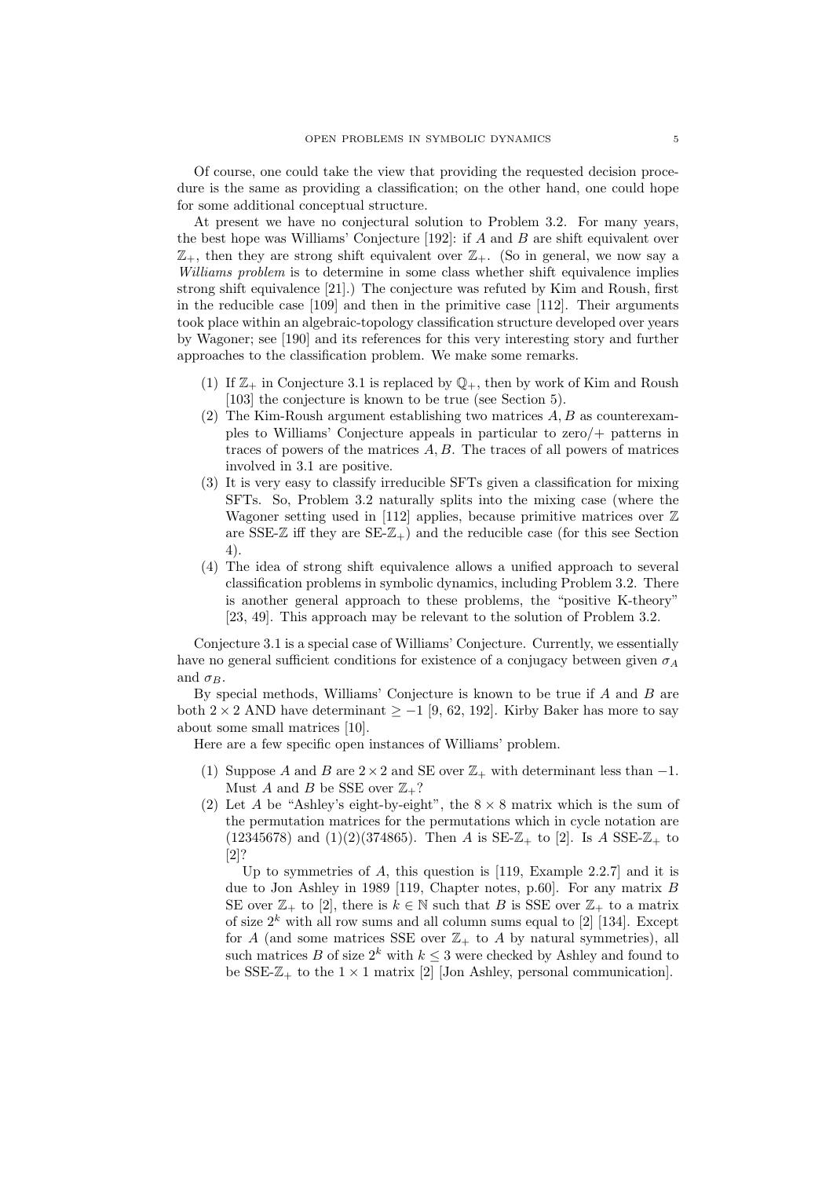Of course, one could take the view that providing the requested decision procedure is the same as providing a classification; on the other hand, one could hope for some additional conceptual structure.

At present we have no conjectural solution to Problem 3.2. For many years, the best hope was Williams' Conjecture [192]: if $A$ and $B$ are shift equivalent over $\mathbb{Z}_+$, then they are strong shift equivalent over $\mathbb{Z}_+$. (So in general, we now say a *Williams problem* is to determine in some class whether shift equivalence implies strong shift equivalence [21].) The conjecture was refuted by Kim and Roush, first in the reducible case [109] and then in the primitive case [112]. Their arguments took place within an algebraic-topology classification structure developed over years by Wagoner; see [190] and its references for this very interesting story and further approaches to the classification problem. We make some remarks.

1. If $\mathbb{Z}_+$ in Conjecture 3.1 is replaced by $\mathbb{Q}_+$, then by work of Kim and Roush [103] the conjecture is known to be true (see Section 5).
2. The Kim-Roush argument establishing two matrices $A, B$ as counterexamples to Williams' Conjecture appeals in particular to zero/+ patterns in traces of powers of the matrices $A, B$. The traces of all powers of matrices involved in 3.1 are positive.
3. It is very easy to classify irreducible SFTs given a classification for mixing SFTs. So, Problem 3.2 naturally splits into the mixing case (where the Wagoner setting used in [112] applies, because primitive matrices over $\mathbb{Z}$ are SSE-$\mathbb{Z}$ iff they are SE-$\mathbb{Z}_+$) and the reducible case (for this see Section 4).
4. The idea of strong shift equivalence allows a unified approach to several classification problems in symbolic dynamics, including Problem 3.2. There is another general approach to these problems, the "positive K-theory" [23, 49]. This approach may be relevant to the solution of Problem 3.2.

Conjecture 3.1 is a special case of Williams' Conjecture. Currently, we essentially have no general sufficient conditions for existence of a conjugacy between given $\sigma_A$ and $\sigma_B$.

By special methods, Williams' Conjecture is known to be true if $A$ and $B$ are both $2 \times 2$ AND have determinant $\geq -1$ [9, 62, 192]. Kirby Baker has more to say about some small matrices [10].

Here are a few specific open instances of Williams' problem.

1. Suppose $A$ and $B$ are $2 \times 2$ and SE over $\mathbb{Z}_+$ with determinant less than $-1$. Must $A$ and $B$ be SSE over $\mathbb{Z}_+$?
2. Let $A$ be "Ashley's eight-by-eight", the $8 \times 8$ matrix which is the sum of the permutation matrices for the permutations which in cycle notation are (12345678) and (1)(2)(374865). Then $A$ is SE-$\mathbb{Z}_+$ to [2]. Is $A$ SSE-$\mathbb{Z}_+$ to [2]?

   Up to symmetries of $A$, this question is [119, Example 2.2.7] and it is due to Jon Ashley in 1989 [119, Chapter notes, p.60]. For any matrix $B$ SE over $\mathbb{Z}_+$ to [2], there is $k \in \mathbb{N}$ such that $B$ is SSE over $\mathbb{Z}_+$ to a matrix of size $2^k$ with all row sums and all column sums equal to [2] [134]. Except for $A$ (and some matrices SSE over $\mathbb{Z}_+$ to $A$ by natural symmetries), all such matrices $B$ of size $2^k$ with $k \leq 3$ were checked by Ashley and found to be SSE-$\mathbb{Z}_+$ to the $1 \times 1$ matrix [2] [Jon Ashley, personal communication].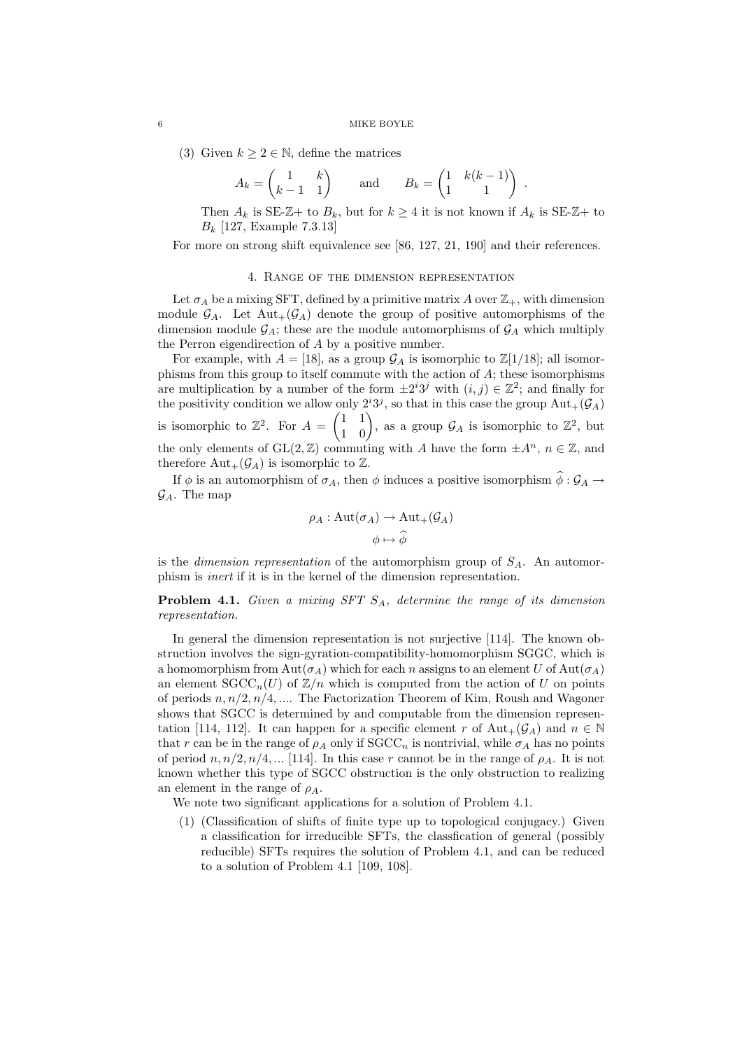(3) Given $k \geq 2 \in \mathbb{N}$, define the matrices

$$A_k = \begin{pmatrix} 1 & k \\ k-1 & 1 \end{pmatrix} \qquad \text{and} \qquad B_k = \begin{pmatrix} 1 & k(k-1) \\ 1 & 1 \end{pmatrix} .$$

Then $A_k$ is SE-$\mathbb{Z}+$ to $B_k$, but for $k \geq 4$ it is not known if $A_k$ is SE-$\mathbb{Z}+$ to $B_k$ [127, Example 7.3.13]

For more on strong shift equivalence see [86, 127, 21, 190] and their references.

## 4. Range of the dimension representation

Let $\sigma_A$ be a mixing SFT, defined by a primitive matrix $A$ over $\mathbb{Z}_+$, with dimension module $\mathcal{G}_A$. Let $\mathrm{Aut}_+(\mathcal{G}_A)$ denote the group of positive automorphisms of the dimension module $\mathcal{G}_A$; these are the module automorphisms of $\mathcal{G}_A$ which multiply the Perron eigendirection of $A$ by a positive number.

For example, with $A = [18]$, as a group $\mathcal{G}_A$ is isomorphic to $\mathbb{Z}[1/18]$; all isomorphisms from this group to itself commute with the action of $A$; these isomorphisms are multiplication by a number of the form $\pm 2^i 3^j$ with $(i,j) \in \mathbb{Z}^2$; and finally for the positivity condition we allow only $2^i 3^j$, so that in this case the group $\mathrm{Aut}_+(\mathcal{G}_A)$ is isomorphic to $\mathbb{Z}^2$. For $A = \begin{pmatrix} 1 & 1 \\ 1 & 0 \end{pmatrix}$, as a group $\mathcal{G}_A$ is isomorphic to $\mathbb{Z}^2$, but the only elements of $\mathrm{GL}(2,\mathbb{Z})$ commuting with $A$ have the form $\pm A^n$, $n \in \mathbb{Z}$, and therefore $\mathrm{Aut}_+(\mathcal{G}_A)$ is isomorphic to $\mathbb{Z}$.

If $\phi$ is an automorphism of $\sigma_A$, then $\phi$ induces a positive isomorphism $\widehat{\phi} : \mathcal{G}_A \to \mathcal{G}_A$. The map

$$\rho_A : \mathrm{Aut}(\sigma_A) \to \mathrm{Aut}_+(\mathcal{G}_A)$$
$$\phi \mapsto \widehat{\phi}$$

is the *dimension representation* of the automorphism group of $S_A$. An automorphism is *inert* if it is in the kernel of the dimension representation.

**Problem 4.1.** *Given a mixing SFT $S_A$, determine the range of its dimension representation.*

In general the dimension representation is not surjective [114]. The known obstruction involves the sign-gyration-compatibility-homomorphism SGGC, which is a homomorphism from $\mathrm{Aut}(\sigma_A)$ which for each $n$ assigns to an element $U$ of $\mathrm{Aut}(\sigma_A)$ an element $\mathrm{SGCC}_n(U)$ of $\mathbb{Z}/n$ which is computed from the action of $U$ on points of periods $n, n/2, n/4, \ldots$. The Factorization Theorem of Kim, Roush and Wagoner shows that SGCC is determined by and computable from the dimension representation [114, 112]. It can happen for a specific element $r$ of $\mathrm{Aut}_+(\mathcal{G}_A)$ and $n \in \mathbb{N}$ that $r$ can be in the range of $\rho_A$ only if $\mathrm{SGCC}_n$ is nontrivial, while $\sigma_A$ has no points of period $n, n/2, n/4, \ldots$ [114]. In this case $r$ cannot be in the range of $\rho_A$. It is not known whether this type of SGCC obstruction is the only obstruction to realizing an element in the range of $\rho_A$.

We note two significant applications for a solution of Problem 4.1.

1. (Classification of shifts of finite type up to topological conjugacy.) Given a classification for irreducible SFTs, the classfication of general (possibly reducible) SFTs requires the solution of Problem 4.1, and can be reduced to a solution of Problem 4.1 [109, 108].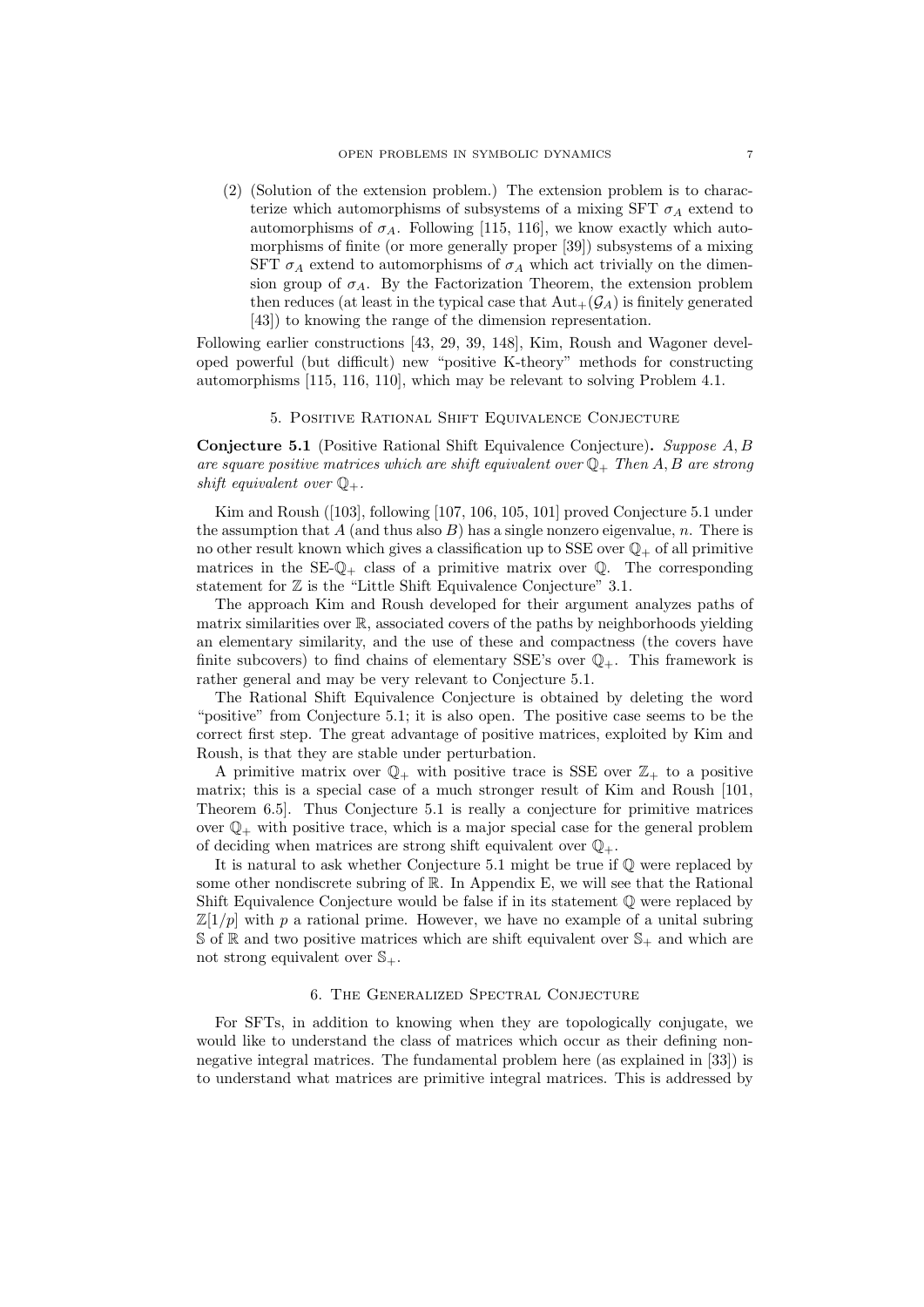(2) (Solution of the extension problem.) The extension problem is to characterize which automorphisms of subsystems of a mixing SFT $\sigma_A$ extend to automorphisms of $\sigma_A$. Following [115, 116], we know exactly which automorphisms of finite (or more generally proper [39]) subsystems of a mixing SFT $\sigma_A$ extend to automorphisms of $\sigma_A$ which act trivially on the dimension group of $\sigma_A$. By the Factorization Theorem, the extension problem then reduces (at least in the typical case that $\mathrm{Aut}_+(\mathcal{G}_A)$ is finitely generated [43]) to knowing the range of the dimension representation.

Following earlier constructions [43, 29, 39, 148], Kim, Roush and Wagoner developed powerful (but difficult) new "positive K-theory" methods for constructing automorphisms [115, 116, 110], which may be relevant to solving Problem 4.1.

## 5. Positive Rational Shift Equivalence Conjecture

**Conjecture 5.1** (Positive Rational Shift Equivalence Conjecture)**.** *Suppose $A, B$ are square positive matrices which are shift equivalent over $\mathbb{Q}_+$ Then $A, B$ are strong shift equivalent over $\mathbb{Q}_+$.*

Kim and Roush ([103], following [107, 106, 105, 101] proved Conjecture 5.1 under the assumption that $A$ (and thus also $B$) has a single nonzero eigenvalue, $n$. There is no other result known which gives a classification up to SSE over $\mathbb{Q}_+$ of all primitive matrices in the SE-$\mathbb{Q}_+$ class of a primitive matrix over $\mathbb{Q}$. The corresponding statement for $\mathbb{Z}$ is the "Little Shift Equivalence Conjecture" 3.1.

The approach Kim and Roush developed for their argument analyzes paths of matrix similarities over $\mathbb{R}$, associated covers of the paths by neighborhoods yielding an elementary similarity, and the use of these and compactness (the covers have finite subcovers) to find chains of elementary SSE's over $\mathbb{Q}_+$. This framework is rather general and may be very relevant to Conjecture 5.1.

The Rational Shift Equivalence Conjecture is obtained by deleting the word "positive" from Conjecture 5.1; it is also open. The positive case seems to be the correct first step. The great advantage of positive matrices, exploited by Kim and Roush, is that they are stable under perturbation.

A primitive matrix over $\mathbb{Q}_+$ with positive trace is SSE over $\mathbb{Z}_+$ to a positive matrix; this is a special case of a much stronger result of Kim and Roush [101, Theorem 6.5]. Thus Conjecture 5.1 is really a conjecture for primitive matrices over $\mathbb{Q}_+$ with positive trace, which is a major special case for the general problem of deciding when matrices are strong shift equivalent over $\mathbb{Q}_+$.

It is natural to ask whether Conjecture 5.1 might be true if $\mathbb{Q}$ were replaced by some other nondiscrete subring of $\mathbb{R}$. In Appendix E, we will see that the Rational Shift Equivalence Conjecture would be false if in its statement $\mathbb{Q}$ were replaced by $\mathbb{Z}[1/p]$ with $p$ a rational prime. However, we have no example of a unital subring $\mathbb{S}$ of $\mathbb{R}$ and two positive matrices which are shift equivalent over $\mathbb{S}_+$ and which are not strong equivalent over $\mathbb{S}_+$.

## 6. The Generalized Spectral Conjecture

For SFTs, in addition to knowing when they are topologically conjugate, we would like to understand the class of matrices which occur as their defining nonnegative integral matrices. The fundamental problem here (as explained in [33]) is to understand what matrices are primitive integral matrices. This is addressed by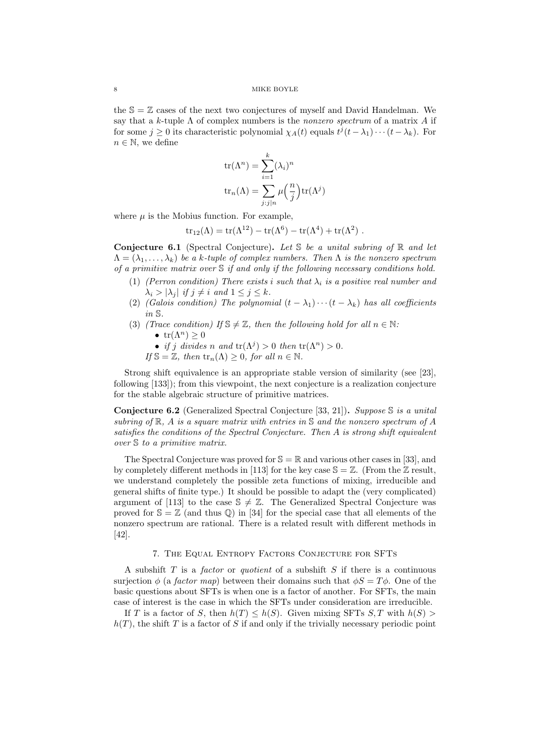the $\mathbb{S} = \mathbb{Z}$ cases of the next two conjectures of myself and David Handelman. We say that a $k$-tuple $\Lambda$ of complex numbers is the *nonzero spectrum* of a matrix $A$ if for some $j \geq 0$ its characteristic polynomial $\chi_A(t)$ equals $t^j(t - \lambda_1) \cdots (t - \lambda_k)$. For $n \in \mathbb{N}$, we define

$$\operatorname{tr}(\Lambda^n) = \sum_{i=1}^{k} (\lambda_i)^n$$

$$\operatorname{tr}_n(\Lambda) = \sum_{j:j|n} \mu\Big(\frac{n}{j}\Big) \operatorname{tr}(\Lambda^j)$$

where $\mu$ is the Mobius function. For example,

$$\operatorname{tr}_{12}(\Lambda) = \operatorname{tr}(\Lambda^{12}) - \operatorname{tr}(\Lambda^6) - \operatorname{tr}(\Lambda^4) + \operatorname{tr}(\Lambda^2) \ .$$

**Conjecture 6.1** (Spectral Conjecture)**.** *Let $\mathbb{S}$ be a unital subring of $\mathbb{R}$ and let $\Lambda = (\lambda_1, \ldots, \lambda_k)$ be a $k$-tuple of complex numbers. Then $\Lambda$ is the nonzero spectrum of a primitive matrix over $\mathbb{S}$ if and only if the following necessary conditions hold.*

1. *(Perron condition) There exists $i$ such that $\lambda_i$ is a positive real number and $\lambda_i > |\lambda_j|$ if $j \neq i$ and $1 \leq j \leq k$.*
2. *(Galois condition) The polynomial $(t - \lambda_1) \cdots (t - \lambda_k)$ has all coefficients in $\mathbb{S}$.*
3. *(Trace condition) If $\mathbb{S} \neq \mathbb{Z}$, then the following hold for all $n \in \mathbb{N}$:*
   - *$\operatorname{tr}(\Lambda^n) \geq 0$*
   - *if $j$ divides $n$ and $\operatorname{tr}(\Lambda^j) > 0$ then $\operatorname{tr}(\Lambda^n) > 0$.*

   *If $\mathbb{S} = \mathbb{Z}$, then $\operatorname{tr}_n(\Lambda) \geq 0$, for all $n \in \mathbb{N}$.*

Strong shift equivalence is an appropriate stable version of similarity (see [23], following [133]); from this viewpoint, the next conjecture is a realization conjecture for the stable algebraic structure of primitive matrices.

**Conjecture 6.2** (Generalized Spectral Conjecture [33, 21])**.** *Suppose $\mathbb{S}$ is a unital subring of $\mathbb{R}$, $A$ is a square matrix with entries in $\mathbb{S}$ and the nonzero spectrum of $A$ satisfies the conditions of the Spectral Conjecture. Then $A$ is strong shift equivalent over $\mathbb{S}$ to a primitive matrix.*

The Spectral Conjecture was proved for $\mathbb{S} = \mathbb{R}$ and various other cases in [33], and by completely different methods in [113] for the key case $\mathbb{S} = \mathbb{Z}$. (From the $\mathbb{Z}$ result, we understand completely the possible zeta functions of mixing, irreducible and general shifts of finite type.) It should be possible to adapt the (very complicated) argument of [113] to the case $\mathbb{S} \neq \mathbb{Z}$. The Generalized Spectral Conjecture was proved for $\mathbb{S} = \mathbb{Z}$ (and thus $\mathbb{Q}$) in [34] for the special case that all elements of the nonzero spectrum are rational. There is a related result with different methods in [42].

## 7. The Equal Entropy Factors Conjecture for SFTs

A subshift $T$ is a *factor* or *quotient* of a subshift $S$ if there is a continuous surjection $\phi$ (a *factor map*) between their domains such that $\phi S = T\phi$. One of the basic questions about SFTs is when one is a factor of another. For SFTs, the main case of interest is the case in which the SFTs under consideration are irreducible.

If $T$ is a factor of $S$, then $h(T) \leq h(S)$. Given mixing SFTs $S, T$ with $h(S) > h(T)$, the shift $T$ is a factor of $S$ if and only if the trivially necessary periodic point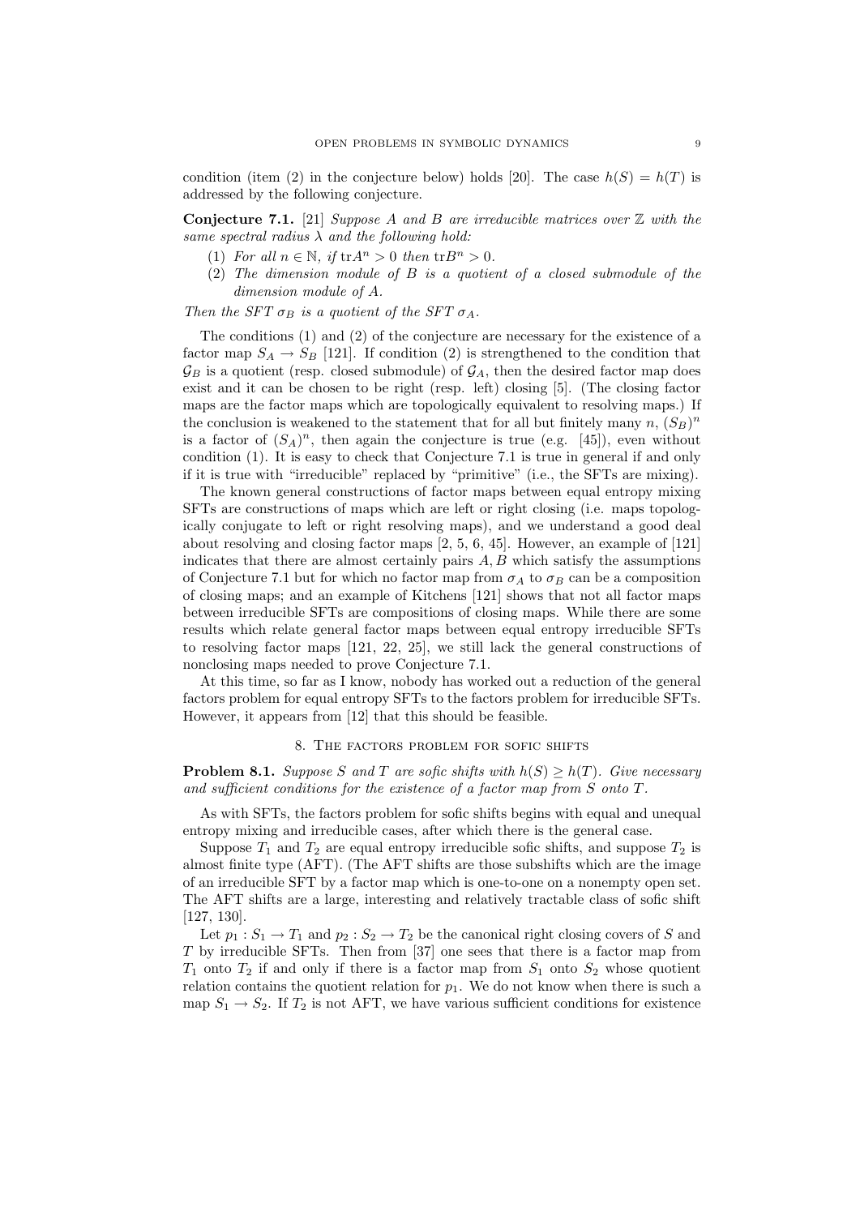condition (item (2) in the conjecture below) holds [20]. The case $h(S) = h(T)$ is addressed by the following conjecture.

**Conjecture 7.1.** [21] *Suppose $A$ and $B$ are irreducible matrices over $\mathbb{Z}$ with the same spectral radius $\lambda$ and the following hold:*

1. *For all $n \in \mathbb{N}$, if $\mathrm{tr}A^n > 0$ then $\mathrm{tr}B^n > 0$.*
2. *The dimension module of $B$ is a quotient of a closed submodule of the dimension module of $A$.*

*Then the SFT $\sigma_B$ is a quotient of the SFT $\sigma_A$.*

The conditions (1) and (2) of the conjecture are necessary for the existence of a factor map $S_A \to S_B$ [121]. If condition (2) is strengthened to the condition that $\mathcal{G}_B$ is a quotient (resp. closed submodule) of $\mathcal{G}_A$, then the desired factor map does exist and it can be chosen to be right (resp. left) closing [5]. (The closing factor maps are the factor maps which are topologically equivalent to resolving maps.) If the conclusion is weakened to the statement that for all but finitely many $n$, $(S_B)^n$ is a factor of $(S_A)^n$, then again the conjecture is true (e.g. [45]), even without condition (1). It is easy to check that Conjecture 7.1 is true in general if and only if it is true with "irreducible" replaced by "primitive" (i.e., the SFTs are mixing).

The known general constructions of factor maps between equal entropy mixing SFTs are constructions of maps which are left or right closing (i.e. maps topologically conjugate to left or right resolving maps), and we understand a good deal about resolving and closing factor maps [2, 5, 6, 45]. However, an example of [121] indicates that there are almost certainly pairs $A, B$ which satisfy the assumptions of Conjecture 7.1 but for which no factor map from $\sigma_A$ to $\sigma_B$ can be a composition of closing maps; and an example of Kitchens [121] shows that not all factor maps between irreducible SFTs are compositions of closing maps. While there are some results which relate general factor maps between equal entropy irreducible SFTs to resolving factor maps [121, 22, 25], we still lack the general constructions of nonclosing maps needed to prove Conjecture 7.1.

At this time, so far as I know, nobody has worked out a reduction of the general factors problem for equal entropy SFTs to the factors problem for irreducible SFTs. However, it appears from [12] that this should be feasible.

## 8. The factors problem for sofic shifts

**Problem 8.1.** *Suppose $S$ and $T$ are sofic shifts with $h(S) \geq h(T)$. Give necessary and sufficient conditions for the existence of a factor map from $S$ onto $T$.*

As with SFTs, the factors problem for sofic shifts begins with equal and unequal entropy mixing and irreducible cases, after which there is the general case.

Suppose $T_1$ and $T_2$ are equal entropy irreducible sofic shifts, and suppose $T_2$ is almost finite type (AFT). (The AFT shifts are those subshifts which are the image of an irreducible SFT by a factor map which is one-to-one on a nonempty open set. The AFT shifts are a large, interesting and relatively tractable class of sofic shift [127, 130].

Let $p_1 : S_1 \to T_1$ and $p_2 : S_2 \to T_2$ be the canonical right closing covers of $S$ and $T$ by irreducible SFTs. Then from [37] one sees that there is a factor map from $T_1$ onto $T_2$ if and only if there is a factor map from $S_1$ onto $S_2$ whose quotient relation contains the quotient relation for $p_1$. We do not know when there is such a map $S_1 \to S_2$. If $T_2$ is not AFT, we have various sufficient conditions for existence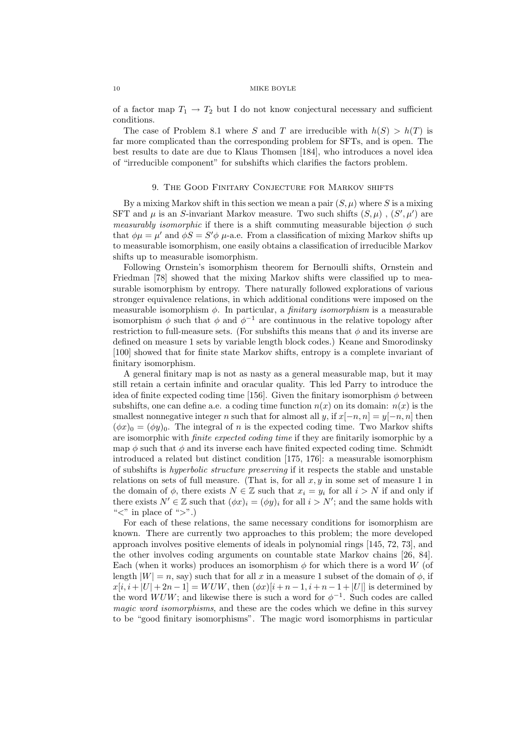of a factor map $T_1 \to T_2$ but I do not know conjectural necessary and sufficient conditions.

The case of Problem 8.1 where $S$ and $T$ are irreducible with $h(S) > h(T)$ is far more complicated than the corresponding problem for SFTs, and is open. The best results to date are due to Klaus Thomsen [184], who introduces a novel idea of "irreducible component" for subshifts which clarifies the factors problem.

## 9. The Good Finitary Conjecture for Markov shifts

By a mixing Markov shift in this section we mean a pair $(S, \mu)$ where $S$ is a mixing SFT and $\mu$ is an $S$-invariant Markov measure. Two such shifts $(S, \mu)$ , $(S', \mu')$ are *measurably isomorphic* if there is a shift commuting measurable bijection $\phi$ such that $\phi\mu = \mu'$ and $\phi S = S'\phi$ $\mu$-a.e. From a classification of mixing Markov shifts up to measurable isomorphism, one easily obtains a classification of irreducible Markov shifts up to measurable isomorphism.

Following Ornstein's isomorphism theorem for Bernoulli shifts, Ornstein and Friedman [78] showed that the mixing Markov shifts were classified up to measurable isomorphism by entropy. There naturally followed explorations of various stronger equivalence relations, in which additional conditions were imposed on the measurable isomorphism $\phi$. In particular, a *finitary isomorphism* is a measurable isomorphism $\phi$ such that $\phi$ and $\phi^{-1}$ are continuous in the relative topology after restriction to full-measure sets. (For subshifts this means that $\phi$ and its inverse are defined on measure 1 sets by variable length block codes.) Keane and Smorodinsky [100] showed that for finite state Markov shifts, entropy is a complete invariant of finitary isomorphism.

A general finitary map is not as nasty as a general measurable map, but it may still retain a certain infinite and oracular quality. This led Parry to introduce the idea of finite expected coding time [156]. Given the finitary isomorphism $\phi$ between subshifts, one can define a.e. a coding time function $n(x)$ on its domain: $n(x)$ is the smallest nonnegative integer $n$ such that for almost all $y$, if $x[-n, n] = y[-n, n]$ then $(\phi x)_0 = (\phi y)_0$. The integral of $n$ is the expected coding time. Two Markov shifts are isomorphic with *finite expected coding time* if they are finitarily isomorphic by a map $\phi$ such that $\phi$ and its inverse each have finited expected coding time. Schmidt introduced a related but distinct condition [175, 176]: a measurable isomorphism of subshifts is *hyperbolic structure preserving* if it respects the stable and unstable relations on sets of full measure. (That is, for all $x, y$ in some set of measure 1 in the domain of $\phi$, there exists $N \in \mathbb{Z}$ such that $x_i = y_i$ for all $i > N$ if and only if there exists $N' \in \mathbb{Z}$ such that $(\phi x)_i = (\phi y)_i$ for all $i > N'$; and the same holds with "$<$" in place of "$>$".)

For each of these relations, the same necessary conditions for isomorphism are known. There are currently two approaches to this problem; the more developed approach involves positive elements of ideals in polynomial rings [145, 72, 73], and the other involves coding arguments on countable state Markov chains [26, 84]. Each (when it works) produces an isomorphism $\phi$ for which there is a word $W$ (of length $|W| = n$, say) such that for all $x$ in a measure 1 subset of the domain of $\phi$, if $x[i, i + |U| + 2n - 1] = WUW$, then $(\phi x)[i + n - 1, i + n - 1 + |U|]$ is determined by the word $WUW$; and likewise there is such a word for $\phi^{-1}$. Such codes are called *magic word isomorphisms*, and these are the codes which we define in this survey to be "good finitary isomorphisms". The magic word isomorphisms in particular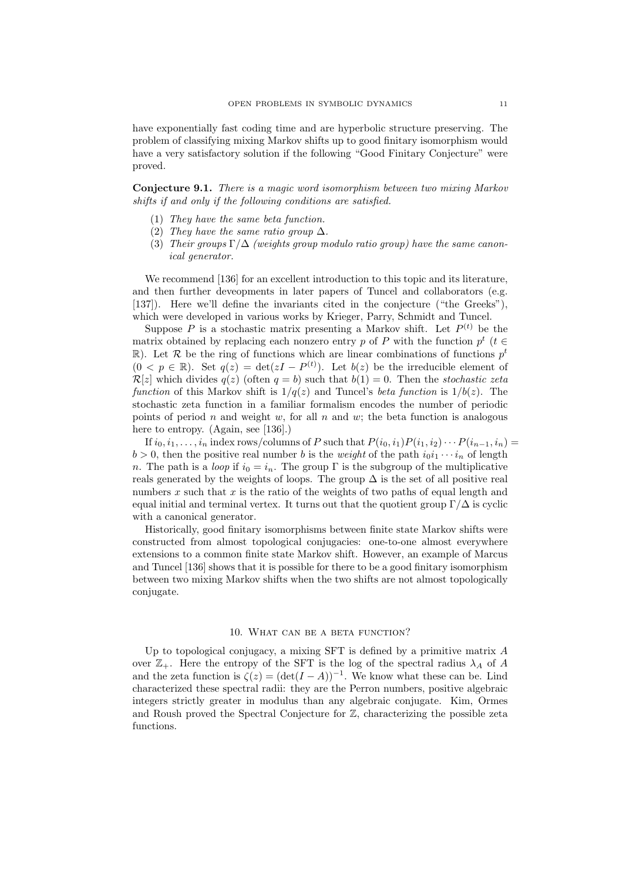have exponentially fast coding time and are hyperbolic structure preserving. The problem of classifying mixing Markov shifts up to good finitary isomorphism would have a very satisfactory solution if the following "Good Finitary Conjecture" were proved.

**Conjecture 9.1.** *There is a magic word isomorphism between two mixing Markov shifts if and only if the following conditions are satisfied.*

1. *They have the same beta function.*
2. *They have the same ratio group $\Delta$.*
3. *Their groups $\Gamma/\Delta$ (weights group modulo ratio group) have the same canonical generator.*

We recommend [136] for an excellent introduction to this topic and its literature, and then further deveopments in later papers of Tuncel and collaborators (e.g. [137]). Here we'll define the invariants cited in the conjecture ("the Greeks"), which were developed in various works by Krieger, Parry, Schmidt and Tuncel.

Suppose $P$ is a stochastic matrix presenting a Markov shift. Let $P^{(t)}$ be the matrix obtained by replacing each nonzero entry $p$ of $P$ with the function $p^t$ ($t \in \mathbb{R}$). Let $\mathcal{R}$ be the ring of functions which are linear combinations of functions $p^t$ ($0 < p \in \mathbb{R}$). Set $q(z) = \det(zI - P^{(t)})$. Let $b(z)$ be the irreducible element of $\mathcal{R}[z]$ which divides $q(z)$ (often $q = b$) such that $b(1) = 0$. Then the *stochastic zeta function* of this Markov shift is $1/q(z)$ and Tuncel's *beta function* is $1/b(z)$. The stochastic zeta function in a familiar formalism encodes the number of periodic points of period $n$ and weight $w$, for all $n$ and $w$; the beta function is analogous here to entropy. (Again, see [136].)

If $i_0, i_1, \ldots, i_n$ index rows/columns of $P$ such that $P(i_0, i_1)P(i_1, i_2)\cdots P(i_{n-1}, i_n) = b > 0$, then the positive real number $b$ is the *weight* of the path $i_0 i_1 \cdots i_n$ of length $n$. The path is a *loop* if $i_0 = i_n$. The group $\Gamma$ is the subgroup of the multiplicative reals generated by the weights of loops. The group $\Delta$ is the set of all positive real numbers $x$ such that $x$ is the ratio of the weights of two paths of equal length and equal initial and terminal vertex. It turns out that the quotient group $\Gamma/\Delta$ is cyclic with a canonical generator.

Historically, good finitary isomorphisms between finite state Markov shifts were constructed from almost topological conjugacies: one-to-one almost everywhere extensions to a common finite state Markov shift. However, an example of Marcus and Tuncel [136] shows that it is possible for there to be a good finitary isomorphism between two mixing Markov shifts when the two shifts are not almost topologically conjugate.

## 10. What can be a beta function?

Up to topological conjugacy, a mixing SFT is defined by a primitive matrix $A$ over $\mathbb{Z}_+$. Here the entropy of the SFT is the log of the spectral radius $\lambda_A$ of $A$ and the zeta function is $\zeta(z) = (\det(I - A))^{-1}$. We know what these can be. Lind characterized these spectral radii: they are the Perron numbers, positive algebraic integers strictly greater in modulus than any algebraic conjugate. Kim, Ormes and Roush proved the Spectral Conjecture for $\mathbb{Z}$, characterizing the possible zeta functions.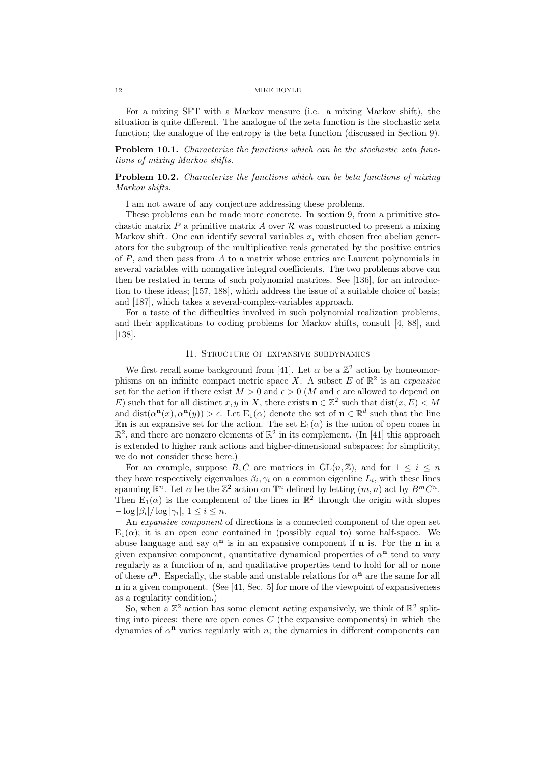For a mixing SFT with a Markov measure (i.e. a mixing Markov shift), the situation is quite different. The analogue of the zeta function is the stochastic zeta function; the analogue of the entropy is the beta function (discussed in Section 9).

**Problem 10.1.** *Characterize the functions which can be the stochastic zeta functions of mixing Markov shifts.*

**Problem 10.2.** *Characterize the functions which can be beta functions of mixing Markov shifts.*

I am not aware of any conjecture addressing these problems.

These problems can be made more concrete. In section 9, from a primitive stochastic matrix $P$ a primitive matrix $A$ over $\mathcal{R}$ was constructed to present a mixing Markov shift. One can identify several variables $x_i$ with chosen free abelian generators for the subgroup of the multiplicative reals generated by the positive entries of $P$, and then pass from $A$ to a matrix whose entries are Laurent polynomials in several variables with nonngative integral coefficients. The two problems above can then be restated in terms of such polynomial matrices. See [136], for an introduction to these ideas; [157, 188], which address the issue of a suitable choice of basis; and [187], which takes a several-complex-variables approach.

For a taste of the difficulties involved in such polynomial realization problems, and their applications to coding problems for Markov shifts, consult [4, 88], and [138].

## 11. Structure of expansive subdynamics

We first recall some background from [41]. Let $\alpha$ be a $\mathbb{Z}^2$ action by homeomorphisms on an infinite compact metric space $X$. A subset $E$ of $\mathbb{R}^2$ is an *expansive* set for the action if there exist $M > 0$ and $\epsilon > 0$ ($M$ and $\epsilon$ are allowed to depend on $E$) such that for all distinct $x, y$ in $X$, there exists $\mathbf{n} \in \mathbb{Z}^2$ such that $\text{dist}(x, E) < M$ and $\text{dist}(\alpha^{\mathbf{n}}(x), \alpha^{\mathbf{n}}(y)) > \epsilon$. Let $\mathrm{E}_1(\alpha)$ denote the set of $\mathbf{n} \in \mathbb{R}^d$ such that the line $\mathbb{R}\mathbf{n}$ is an expansive set for the action. The set $\mathrm{E}_1(\alpha)$ is the union of open cones in $\mathbb{R}^2$, and there are nonzero elements of $\mathbb{R}^2$ in its complement. (In [41] this approach is extended to higher rank actions and higher-dimensional subspaces; for simplicity, we do not consider these here.)

For an example, suppose $B, C$ are matrices in $\mathrm{GL}(n, \mathbb{Z})$, and for $1 \leq i \leq n$ they have respectively eigenvalues $\beta_i, \gamma_i$ on a common eigenline $L_i$, with these lines spanning $\mathbb{R}^n$. Let $\alpha$ be the $\mathbb{Z}^2$ action on $\mathbb{T}^n$ defined by letting $(m, n)$ act by $B^m C^n$. Then $\mathrm{E}_1(\alpha)$ is the complement of the lines in $\mathbb{R}^2$ through the origin with slopes $-\log|\beta_i| / \log|\gamma_i|$, $1 \leq i \leq n$.

An *expansive component* of directions is a connected component of the open set $\mathrm{E}_1(\alpha)$; it is an open cone contained in (possibly equal to) some half-space. We abuse language and say $\alpha^{\mathbf{n}}$ is in an expansive component if $\mathbf{n}$ is. For the $\mathbf{n}$ in a given expansive component, quantitative dynamical properties of $\alpha^{\mathbf{n}}$ tend to vary regularly as a function of $\mathbf{n}$, and qualitative properties tend to hold for all or none of these $\alpha^{\mathbf{n}}$. Especially, the stable and unstable relations for $\alpha^{\mathbf{n}}$ are the same for all $\mathbf{n}$ in a given component. (See [41, Sec. 5] for more of the viewpoint of expansiveness as a regularity condition.)

So, when a $\mathbb{Z}^2$ action has some element acting expansively, we think of $\mathbb{R}^2$ splitting into pieces: there are open cones $C$ (the expansive components) in which the dynamics of $\alpha^{\mathbf{n}}$ varies regularly with $n$; the dynamics in different components can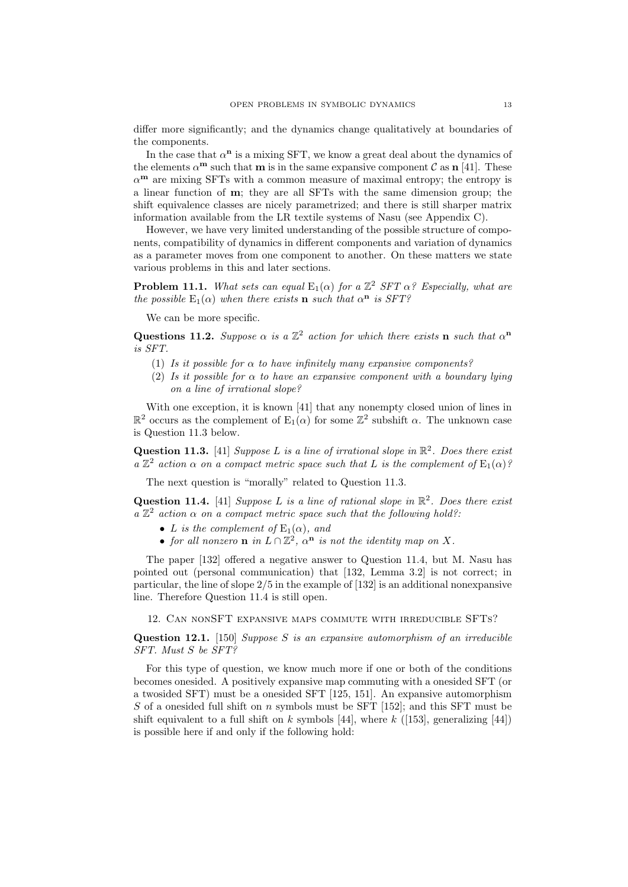differ more significantly; and the dynamics change qualitatively at boundaries of the components.

In the case that $\alpha^{\mathbf{n}}$ is a mixing SFT, we know a great deal about the dynamics of the elements $\alpha^{\mathbf{m}}$ such that $\mathbf{m}$ is in the same expansive component $\mathcal{C}$ as $\mathbf{n}$ [41]. These $\alpha^{\mathbf{m}}$ are mixing SFTs with a common measure of maximal entropy; the entropy is a linear function of $\mathbf{m}$; they are all SFTs with the same dimension group; the shift equivalence classes are nicely parametrized; and there is still sharper matrix information available from the LR textile systems of Nasu (see Appendix C).

However, we have very limited understanding of the possible structure of components, compatibility of dynamics in different components and variation of dynamics as a parameter moves from one component to another. On these matters we state various problems in this and later sections.

**Problem 11.1.** *What sets can equal* $\mathrm{E}_1(\alpha)$ *for a* $\mathbb{Z}^2$ *SFT* $\alpha$*? Especially, what are the possible* $\mathrm{E}_1(\alpha)$ *when there exists* $\mathbf{n}$ *such that* $\alpha^{\mathbf{n}}$ *is SFT?*

We can be more specific.

**Questions 11.2.** *Suppose* $\alpha$ *is a* $\mathbb{Z}^2$ *action for which there exists* $\mathbf{n}$ *such that* $\alpha^{\mathbf{n}}$ *is SFT.*

1. *Is it possible for* $\alpha$ *to have infinitely many expansive components?*
2. *Is it possible for* $\alpha$ *to have an expansive component with a boundary lying on a line of irrational slope?*

With one exception, it is known [41] that any nonempty closed union of lines in $\mathbb{R}^2$ occurs as the complement of $\mathrm{E}_1(\alpha)$ for some $\mathbb{Z}^2$ subshift $\alpha$. The unknown case is Question 11.3 below.

**Question 11.3.** [41] *Suppose* $L$ *is a line of irrational slope in* $\mathbb{R}^2$*. Does there exist a* $\mathbb{Z}^2$ *action* $\alpha$ *on a compact metric space such that* $L$ *is the complement of* $\mathrm{E}_1(\alpha)$*?*

The next question is "morally" related to Question 11.3.

**Question 11.4.** [41] *Suppose* $L$ *is a line of rational slope in* $\mathbb{R}^2$*. Does there exist a* $\mathbb{Z}^2$ *action* $\alpha$ *on a compact metric space such that the following hold?:*

- $L$ *is the complement of* $\mathrm{E}_1(\alpha)$*, and*
- *for all nonzero* $\mathbf{n}$ *in* $L \cap \mathbb{Z}^2$*,* $\alpha^{\mathbf{n}}$ *is not the identity map on* $X$*.*

The paper [132] offered a negative answer to Question 11.4, but M. Nasu has pointed out (personal communication) that [132, Lemma 3.2] is not correct; in particular, the line of slope $2/5$ in the example of [132] is an additional nonexpansive line. Therefore Question 11.4 is still open.

## 12. Can nonSFT expansive maps commute with irreducible SFTs?

**Question 12.1.** [150] *Suppose* $S$ *is an expansive automorphism of an irreducible SFT. Must* $S$ *be SFT?*

For this type of question, we know much more if one or both of the conditions becomes onesided. A positively expansive map commuting with a onesided SFT (or a twosided SFT) must be a onesided SFT [125, 151]. An expansive automorphism $S$ of a onesided full shift on $n$ symbols must be SFT [152]; and this SFT must be shift equivalent to a full shift on $k$ symbols [44], where $k$ ([153], generalizing [44]) is possible here if and only if the following hold: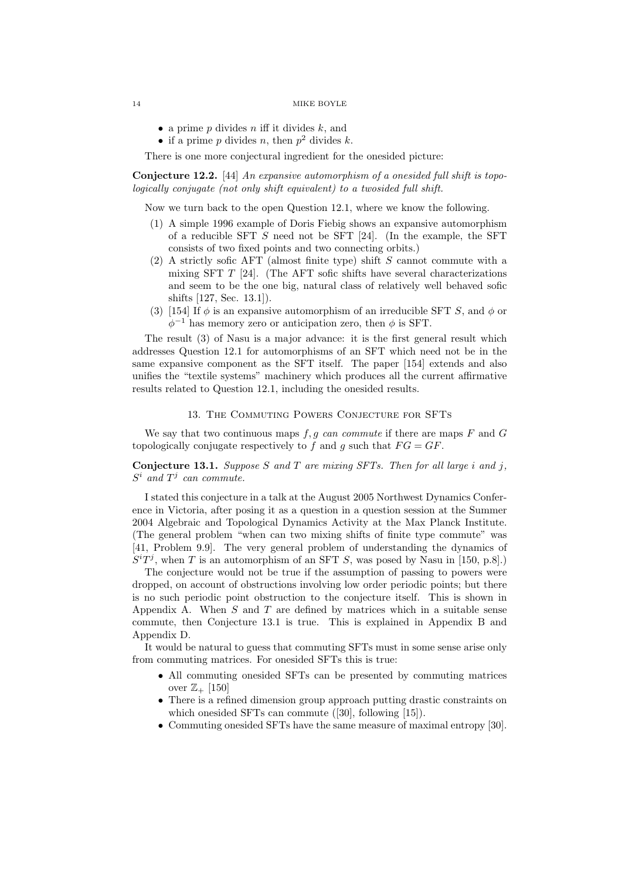- a prime $p$ divides $n$ iff it divides $k$, and
- if a prime $p$ divides $n$, then $p^2$ divides $k$.

There is one more conjectural ingredient for the onesided picture:

**Conjecture 12.2.** [44] *An expansive automorphism of a onesided full shift is topologically conjugate (not only shift equivalent) to a twosided full shift.*

Now we turn back to the open Question 12.1, where we know the following.

1. A simple 1996 example of Doris Fiebig shows an expansive automorphism of a reducible SFT $S$ need not be SFT [24]. (In the example, the SFT consists of two fixed points and two connecting orbits.)
2. A strictly sofic AFT (almost finite type) shift $S$ cannot commute with a mixing SFT $T$ [24]. (The AFT sofic shifts have several characterizations and seem to be the one big, natural class of relatively well behaved sofic shifts [127, Sec. 13.1]).
3. [154] If $\phi$ is an expansive automorphism of an irreducible SFT $S$, and $\phi$ or $\phi^{-1}$ has memory zero or anticipation zero, then $\phi$ is SFT.

The result (3) of Nasu is a major advance: it is the first general result which addresses Question 12.1 for automorphisms of an SFT which need not be in the same expansive component as the SFT itself. The paper [154] extends and also unifies the "textile systems" machinery which produces all the current affirmative results related to Question 12.1, including the onesided results.

## 13. The Commuting Powers Conjecture for SFTs

We say that two continuous maps $f, g$ *can commute* if there are maps $F$ and $G$ topologically conjugate respectively to $f$ and $g$ such that $FG = GF$.

**Conjecture 13.1.** *Suppose $S$ and $T$ are mixing SFTs. Then for all large $i$ and $j$, $S^i$ and $T^j$ can commute.*

I stated this conjecture in a talk at the August 2005 Northwest Dynamics Conference in Victoria, after posing it as a question in a question session at the Summer 2004 Algebraic and Topological Dynamics Activity at the Max Planck Institute. (The general problem "when can two mixing shifts of finite type commute" was [41, Problem 9.9]. The very general problem of understanding the dynamics of $S^iT^j$, when $T$ is an automorphism of an SFT $S$, was posed by Nasu in [150, p.8].)

The conjecture would not be true if the assumption of passing to powers were dropped, on account of obstructions involving low order periodic points; but there is no such periodic point obstruction to the conjecture itself. This is shown in Appendix A. When $S$ and $T$ are defined by matrices which in a suitable sense commute, then Conjecture 13.1 is true. This is explained in Appendix B and Appendix D.

It would be natural to guess that commuting SFTs must in some sense arise only from commuting matrices. For onesided SFTs this is true:

- All commuting onesided SFTs can be presented by commuting matrices over $\mathbb{Z}_+$ [150]
- There is a refined dimension group approach putting drastic constraints on which onesided SFTs can commute ([30], following [15]).
- Commuting onesided SFTs have the same measure of maximal entropy [30].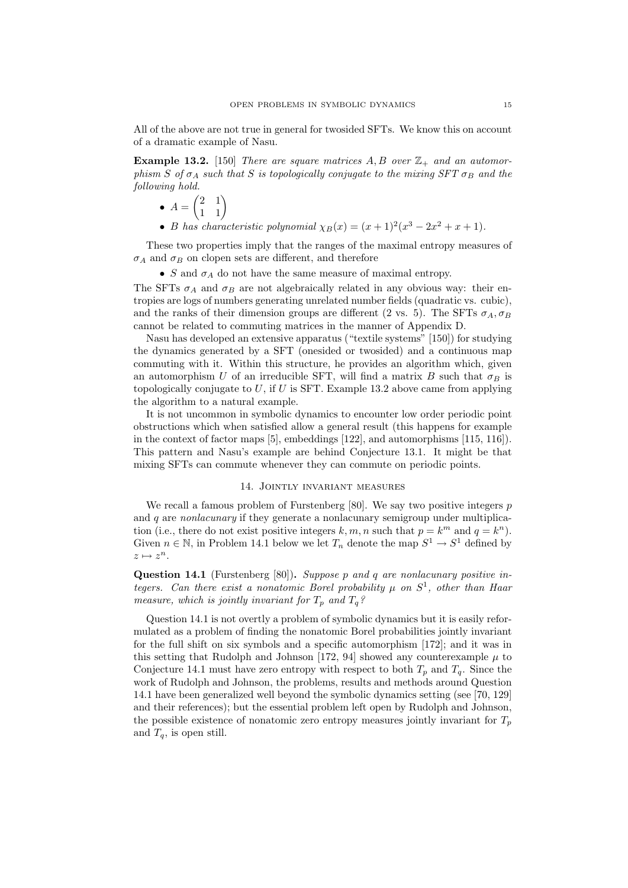All of the above are not true in general for twosided SFTs. We know this on account of a dramatic example of Nasu.

**Example 13.2.** [150] *There are square matrices $A, B$ over $\mathbb{Z}_+$ and an automorphism $S$ of $\sigma_A$ such that $S$ is topologically conjugate to the mixing SFT $\sigma_B$ and the following hold.*

- $A = \begin{pmatrix} 2 & 1 \\ 1 & 1 \end{pmatrix}$
- *$B$ has characteristic polynomial $\chi_B(x) = (x+1)^2(x^3 - 2x^2 + x + 1)$.*

These two properties imply that the ranges of the maximal entropy measures of $\sigma_A$ and $\sigma_B$ on clopen sets are different, and therefore

- $S$ and $\sigma_A$ do not have the same measure of maximal entropy.

The SFTs $\sigma_A$ and $\sigma_B$ are not algebraically related in any obvious way: their entropies are logs of numbers generating unrelated number fields (quadratic vs. cubic), and the ranks of their dimension groups are different (2 vs. 5). The SFTs $\sigma_A, \sigma_B$ cannot be related to commuting matrices in the manner of Appendix D.

Nasu has developed an extensive apparatus ("textile systems" [150]) for studying the dynamics generated by a SFT (onesided or twosided) and a continuous map commuting with it. Within this structure, he provides an algorithm which, given an automorphism $U$ of an irreducible SFT, will find a matrix $B$ such that $\sigma_B$ is topologically conjugate to $U$, if $U$ is SFT. Example 13.2 above came from applying the algorithm to a natural example.

It is not uncommon in symbolic dynamics to encounter low order periodic point obstructions which when satisfied allow a general result (this happens for example in the context of factor maps [5], embeddings [122], and automorphisms [115, 116]). This pattern and Nasu's example are behind Conjecture 13.1. It might be that mixing SFTs can commute whenever they can commute on periodic points.

## 14. Jointly invariant measures

We recall a famous problem of Furstenberg [80]. We say two positive integers $p$ and $q$ are *nonlacunary* if they generate a nonlacunary semigroup under multiplication (i.e., there do not exist positive integers $k, m, n$ such that $p = k^m$ and $q = k^n$). Given $n \in \mathbb{N}$, in Problem 14.1 below we let $T_n$ denote the map $S^1 \to S^1$ defined by $z \mapsto z^n$.

**Question 14.1** (Furstenberg [80])**.** *Suppose $p$ and $q$ are nonlacunary positive integers. Can there exist a nonatomic Borel probability $\mu$ on $S^1$, other than Haar measure, which is jointly invariant for $T_p$ and $T_q$?*

Question 14.1 is not overtly a problem of symbolic dynamics but it is easily reformulated as a problem of finding the nonatomic Borel probabilities jointly invariant for the full shift on six symbols and a specific automorphism [172]; and it was in this setting that Rudolph and Johnson [172, 94] showed any counterexample $\mu$ to Conjecture 14.1 must have zero entropy with respect to both $T_p$ and $T_q$. Since the work of Rudolph and Johnson, the problems, results and methods around Question 14.1 have been generalized well beyond the symbolic dynamics setting (see [70, 129] and their references); but the essential problem left open by Rudolph and Johnson, the possible existence of nonatomic zero entropy measures jointly invariant for $T_p$ and $T_q$, is open still.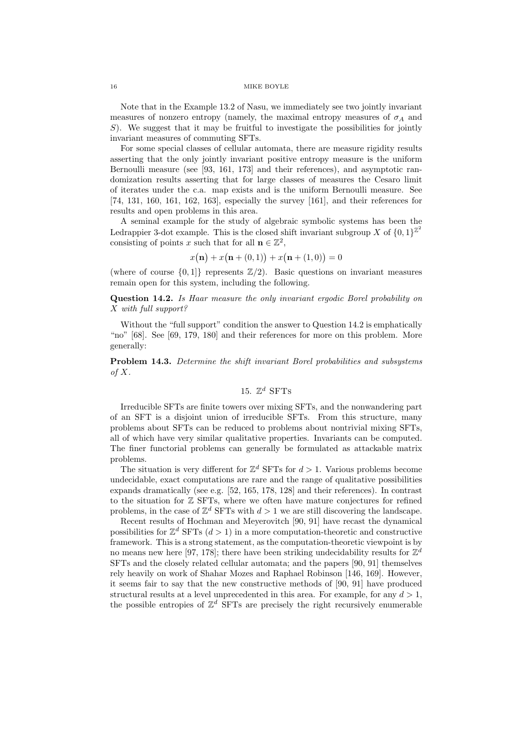Note that in the Example 13.2 of Nasu, we immediately see two jointly invariant measures of nonzero entropy (namely, the maximal entropy measures of $\sigma_A$ and $S$). We suggest that it may be fruitful to investigate the possibilities for jointly invariant measures of commuting SFTs.

For some special classes of cellular automata, there are measure rigidity results asserting that the only jointly invariant positive entropy measure is the uniform Bernoulli measure (see [93, 161, 173] and their references), and asymptotic randomization results asserting that for large classes of measures the Cesaro limit of iterates under the c.a. map exists and is the uniform Bernoulli measure. See [74, 131, 160, 161, 162, 163], especially the survey [161], and their references for results and open problems in this area.

A seminal example for the study of algebraic symbolic systems has been the Ledrappier 3-dot example. This is the closed shift invariant subgroup $X$ of $\{0,1\}^{\mathbb{Z}^2}$ consisting of points $x$ such that for all $\mathbf{n} \in \mathbb{Z}^2$,

$$x(\mathbf{n}) + x(\mathbf{n} + (0,1)) + x(\mathbf{n} + (1,0)) = 0$$

(where of course $\{0,1]\}$ represents $\mathbb{Z}/2$). Basic questions on invariant measures remain open for this system, including the following.

**Question 14.2.** *Is Haar measure the only invariant ergodic Borel probability on $X$ with full support?*

Without the "full support" condition the answer to Question 14.2 is emphatically "no" [68]. See [69, 179, 180] and their references for more on this problem. More generally:

**Problem 14.3.** *Determine the shift invariant Borel probabilities and subsystems of $X$.*

## 15. $\mathbb{Z}^d$ SFTs

Irreducible SFTs are finite towers over mixing SFTs, and the nonwandering part of an SFT is a disjoint union of irreducible SFTs. From this structure, many problems about SFTs can be reduced to problems about nontrivial mixing SFTs, all of which have very similar qualitative properties. Invariants can be computed. The finer functorial problems can generally be formulated as attackable matrix problems.

The situation is very different for $\mathbb{Z}^d$ SFTs for $d > 1$. Various problems become undecidable, exact computations are rare and the range of qualitative possibilities expands dramatically (see e.g. [52, 165, 178, 128] and their references). In contrast to the situation for $\mathbb{Z}$ SFTs, where we often have mature conjectures for refined problems, in the case of $\mathbb{Z}^d$ SFTs with $d > 1$ we are still discovering the landscape.

Recent results of Hochman and Meyerovitch [90, 91] have recast the dynamical possibilities for $\mathbb{Z}^d$ SFTs ($d > 1$) in a more computation-theoretic and constructive framework. This is a strong statement, as the computation-theoretic viewpoint is by no means new here [97, 178]; there have been striking undecidability results for $\mathbb{Z}^d$ SFTs and the closely related cellular automata; and the papers [90, 91] themselves rely heavily on work of Shahar Mozes and Raphael Robinson [146, 169]. However, it seems fair to say that the new constructive methods of [90, 91] have produced structural results at a level unprecedented in this area. For example, for any $d > 1$, the possible entropies of $\mathbb{Z}^d$ SFTs are precisely the right recursively enumerable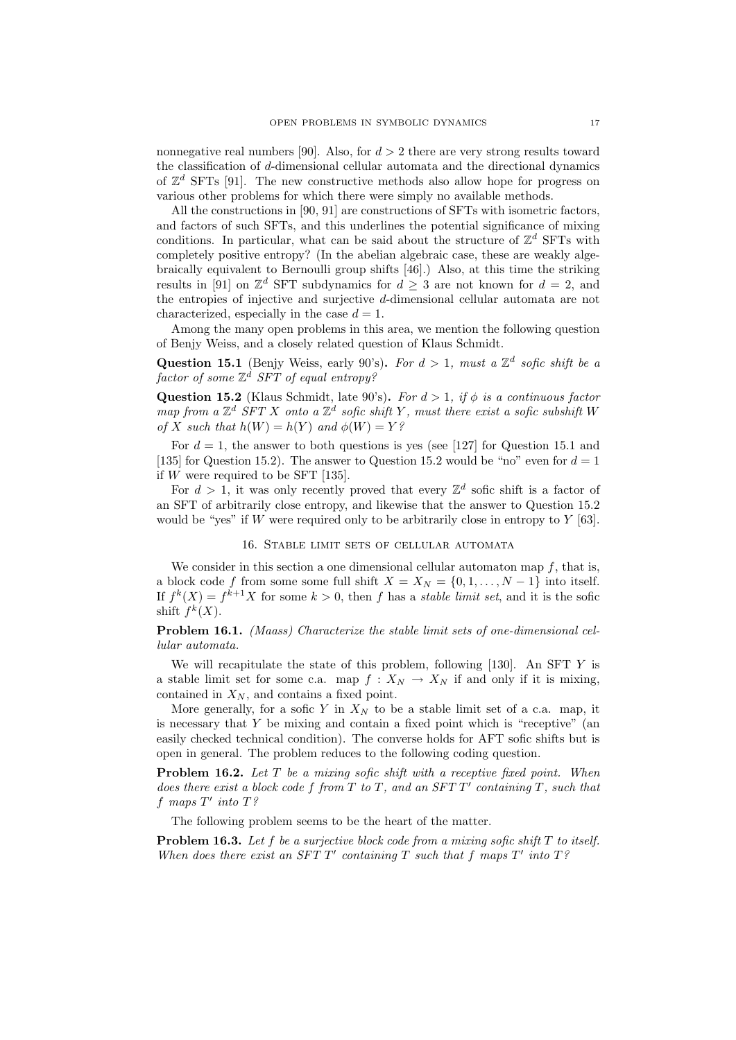nonnegative real numbers [90]. Also, for $d > 2$ there are very strong results toward the classification of $d$-dimensional cellular automata and the directional dynamics of $\mathbb{Z}^d$ SFTs [91]. The new constructive methods also allow hope for progress on various other problems for which there were simply no available methods.

All the constructions in [90, 91] are constructions of SFTs with isometric factors, and factors of such SFTs, and this underlines the potential significance of mixing conditions. In particular, what can be said about the structure of $\mathbb{Z}^d$ SFTs with completely positive entropy? (In the abelian algebraic case, these are weakly algebraically equivalent to Bernoulli group shifts [46].) Also, at this time the striking results in [91] on $\mathbb{Z}^d$ SFT subdynamics for $d \geq 3$ are not known for $d = 2$, and the entropies of injective and surjective $d$-dimensional cellular automata are not characterized, especially in the case $d = 1$.

Among the many open problems in this area, we mention the following question of Benjy Weiss, and a closely related question of Klaus Schmidt.

**Question 15.1** (Benjy Weiss, early 90's)**.** *For $d > 1$, must a $\mathbb{Z}^d$ sofic shift be a factor of some $\mathbb{Z}^d$ SFT of equal entropy?*

**Question 15.2** (Klaus Schmidt, late 90's)**.** *For $d > 1$, if $\phi$ is a continuous factor map from a $\mathbb{Z}^d$ SFT $X$ onto a $\mathbb{Z}^d$ sofic shift $Y$, must there exist a sofic subshift $W$ of $X$ such that $h(W) = h(Y)$ and $\phi(W) = Y$?*

For $d = 1$, the answer to both questions is yes (see [127] for Question 15.1 and [135] for Question 15.2). The answer to Question 15.2 would be "no" even for $d = 1$ if $W$ were required to be SFT [135].

For $d > 1$, it was only recently proved that every $\mathbb{Z}^d$ sofic shift is a factor of an SFT of arbitrarily close entropy, and likewise that the answer to Question 15.2 would be "yes" if $W$ were required only to be arbitrarily close in entropy to $Y$ [63].

## 16. Stable limit sets of cellular automata

We consider in this section a one dimensional cellular automaton map $f$, that is, a block code $f$ from some some full shift $X = X_N = \{0, 1, \dots, N-1\}$ into itself. If $f^k(X) = f^{k+1}X$ for some $k > 0$, then $f$ has a *stable limit set*, and it is the sofic shift $f^k(X)$.

**Problem 16.1.** *(Maass) Characterize the stable limit sets of one-dimensional cellular automata.*

We will recapitulate the state of this problem, following [130]. An SFT $Y$ is a stable limit set for some c.a. map $f : X_N \to X_N$ if and only if it is mixing, contained in $X_N$, and contains a fixed point.

More generally, for a sofic $Y$ in $X_N$ to be a stable limit set of a c.a. map, it is necessary that $Y$ be mixing and contain a fixed point which is "receptive" (an easily checked technical condition). The converse holds for AFT sofic shifts but is open in general. The problem reduces to the following coding question.

**Problem 16.2.** *Let $T$ be a mixing sofic shift with a receptive fixed point. When does there exist a block code $f$ from $T$ to $T$, and an SFT $T'$ containing $T$, such that $f$ maps $T'$ into $T$?*

The following problem seems to be the heart of the matter.

**Problem 16.3.** *Let $f$ be a surjective block code from a mixing sofic shift $T$ to itself. When does there exist an SFT $T'$ containing $T$ such that $f$ maps $T'$ into $T$?*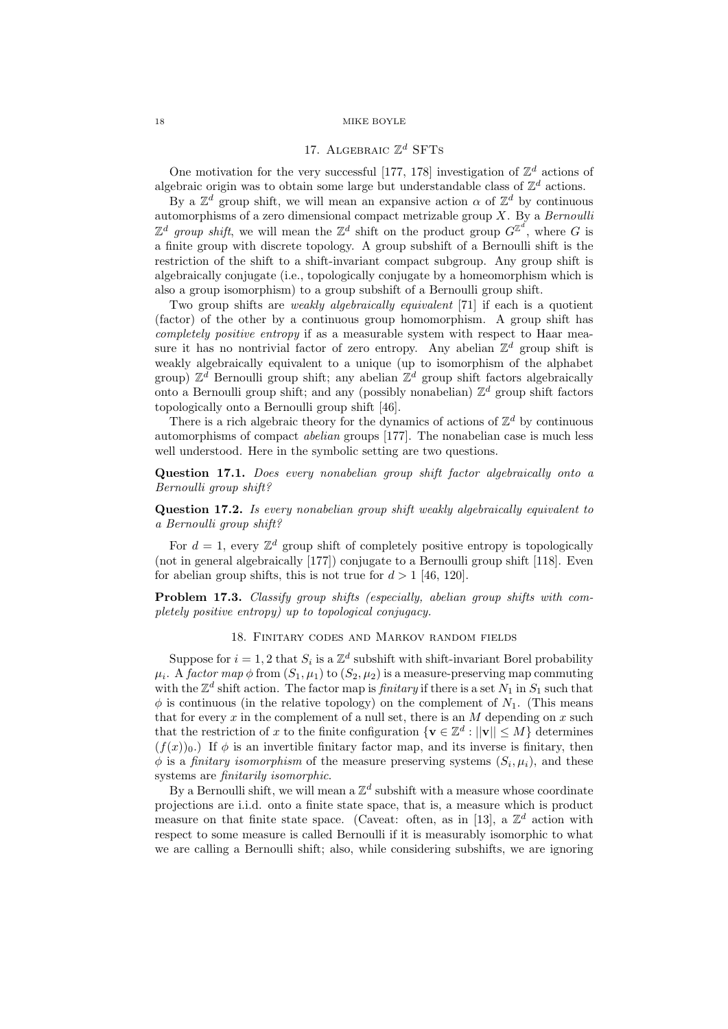## 17. Algebraic $\mathbb{Z}^d$ SFTs

One motivation for the very successful [177, 178] investigation of $\mathbb{Z}^d$ actions of algebraic origin was to obtain some large but understandable class of $\mathbb{Z}^d$ actions.

By a $\mathbb{Z}^d$ group shift, we will mean an expansive action $\alpha$ of $\mathbb{Z}^d$ by continuous automorphisms of a zero dimensional compact metrizable group $X$. By a *Bernoulli $\mathbb{Z}^d$ group shift*, we will mean the $\mathbb{Z}^d$ shift on the product group $G^{\mathbb{Z}^d}$, where $G$ is a finite group with discrete topology. A group subshift of a Bernoulli shift is the restriction of the shift to a shift-invariant compact subgroup. Any group shift is algebraically conjugate (i.e., topologically conjugate by a homeomorphism which is also a group isomorphism) to a group subshift of a Bernoulli group shift.

Two group shifts are *weakly algebraically equivalent* [71] if each is a quotient (factor) of the other by a continuous group homomorphism. A group shift has *completely positive entropy* if as a measurable system with respect to Haar measure it has no nontrivial factor of zero entropy. Any abelian $\mathbb{Z}^d$ group shift is weakly algebraically equivalent to a unique (up to isomorphism of the alphabet group) $\mathbb{Z}^d$ Bernoulli group shift; any abelian $\mathbb{Z}^d$ group shift factors algebraically onto a Bernoulli group shift; and any (possibly nonabelian) $\mathbb{Z}^d$ group shift factors topologically onto a Bernoulli group shift [46].

There is a rich algebraic theory for the dynamics of actions of $\mathbb{Z}^d$ by continuous automorphisms of compact *abelian* groups [177]. The nonabelian case is much less well understood. Here in the symbolic setting are two questions.

**Question 17.1.** *Does every nonabelian group shift factor algebraically onto a Bernoulli group shift?*

**Question 17.2.** *Is every nonabelian group shift weakly algebraically equivalent to a Bernoulli group shift?*

For $d = 1$, every $\mathbb{Z}^d$ group shift of completely positive entropy is topologically (not in general algebraically [177]) conjugate to a Bernoulli group shift [118]. Even for abelian group shifts, this is not true for $d > 1$ [46, 120].

**Problem 17.3.** *Classify group shifts (especially, abelian group shifts with completely positive entropy) up to topological conjugacy.*

## 18. Finitary codes and Markov random fields

Suppose for $i = 1, 2$ that $S_i$ is a $\mathbb{Z}^d$ subshift with shift-invariant Borel probability $\mu_i$. A *factor map* $\phi$ from $(S_1, \mu_1)$ to $(S_2, \mu_2)$ is a measure-preserving map commuting with the $\mathbb{Z}^d$ shift action. The factor map is *finitary* if there is a set $N_1$ in $S_1$ such that $\phi$ is continuous (in the relative topology) on the complement of $N_1$. (This means that for every $x$ in the complement of a null set, there is an $M$ depending on $x$ such that the restriction of $x$ to the finite configuration $\{\mathbf{v} \in \mathbb{Z}^d : ||\mathbf{v}|| \leq M\}$ determines $(f(x))_0$.) If $\phi$ is an invertible finitary factor map, and its inverse is finitary, then $\phi$ is a *finitary isomorphism* of the measure preserving systems $(S_i, \mu_i)$, and these systems are *finitarily isomorphic*.

By a Bernoulli shift, we will mean a $\mathbb{Z}^d$ subshift with a measure whose coordinate projections are i.i.d. onto a finite state space, that is, a measure which is product measure on that finite state space. (Caveat: often, as in [13], a $\mathbb{Z}^d$ action with respect to some measure is called Bernoulli if it is measurably isomorphic to what we are calling a Bernoulli shift; also, while considering subshifts, we are ignoring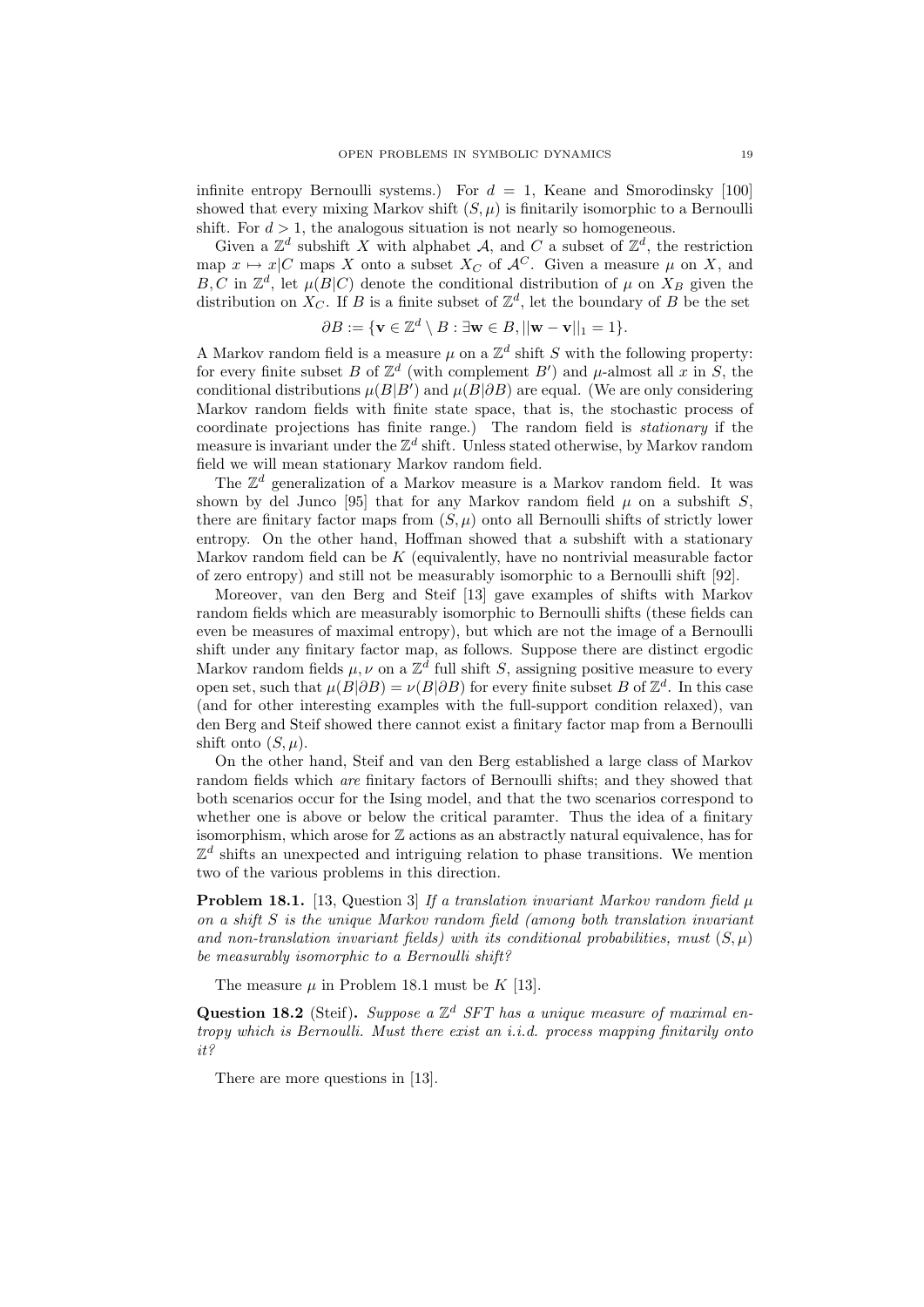infinite entropy Bernoulli systems.) For $d = 1$, Keane and Smorodinsky [100] showed that every mixing Markov shift $(S, \mu)$ is finitarily isomorphic to a Bernoulli shift. For $d > 1$, the analogous situation is not nearly so homogeneous.

Given a $\mathbb{Z}^d$ subshift $X$ with alphabet $\mathcal{A}$, and $C$ a subset of $\mathbb{Z}^d$, the restriction map $x \mapsto x|C$ maps $X$ onto a subset $X_C$ of $\mathcal{A}^C$. Given a measure $\mu$ on $X$, and $B, C$ in $\mathbb{Z}^d$, let $\mu(B|C)$ denote the conditional distribution of $\mu$ on $X_B$ given the distribution on $X_C$. If $B$ is a finite subset of $\mathbb{Z}^d$, let the boundary of $B$ be the set

$$\partial B := \{\mathbf{v} \in \mathbb{Z}^d \setminus B : \exists \mathbf{w} \in B, ||\mathbf{w} - \mathbf{v}||_1 = 1\}.$$

A Markov random field is a measure $\mu$ on a $\mathbb{Z}^d$ shift $S$ with the following property: for every finite subset $B$ of $\mathbb{Z}^d$ (with complement $B'$) and $\mu$-almost all $x$ in $S$, the conditional distributions $\mu(B|B')$ and $\mu(B|\partial B)$ are equal. (We are only considering Markov random fields with finite state space, that is, the stochastic process of coordinate projections has finite range.) The random field is *stationary* if the measure is invariant under the $\mathbb{Z}^d$ shift. Unless stated otherwise, by Markov random field we will mean stationary Markov random field.

The $\mathbb{Z}^d$ generalization of a Markov measure is a Markov random field. It was shown by del Junco [95] that for any Markov random field $\mu$ on a subshift $S$, there are finitary factor maps from $(S, \mu)$ onto all Bernoulli shifts of strictly lower entropy. On the other hand, Hoffman showed that a subshift with a stationary Markov random field can be $K$ (equivalently, have no nontrivial measurable factor of zero entropy) and still not be measurably isomorphic to a Bernoulli shift [92].

Moreover, van den Berg and Steif [13] gave examples of shifts with Markov random fields which are measurably isomorphic to Bernoulli shifts (these fields can even be measures of maximal entropy), but which are not the image of a Bernoulli shift under any finitary factor map, as follows. Suppose there are distinct ergodic Markov random fields $\mu, \nu$ on a $\mathbb{Z}^d$ full shift $S$, assigning positive measure to every open set, such that $\mu(B|\partial B) = \nu(B|\partial B)$ for every finite subset $B$ of $\mathbb{Z}^d$. In this case (and for other interesting examples with the full-support condition relaxed), van den Berg and Steif showed there cannot exist a finitary factor map from a Bernoulli shift onto $(S, \mu)$.

On the other hand, Steif and van den Berg established a large class of Markov random fields which *are* finitary factors of Bernoulli shifts; and they showed that both scenarios occur for the Ising model, and that the two scenarios correspond to whether one is above or below the critical paramter. Thus the idea of a finitary isomorphism, which arose for $\mathbb{Z}$ actions as an abstractly natural equivalence, has for $\mathbb{Z}^d$ shifts an unexpected and intriguing relation to phase transitions. We mention two of the various problems in this direction.

**Problem 18.1.** [13, Question 3] *If a translation invariant Markov random field $\mu$ on a shift $S$ is the unique Markov random field (among both translation invariant and non-translation invariant fields) with its conditional probabilities, must $(S, \mu)$ be measurably isomorphic to a Bernoulli shift?*

The measure $\mu$ in Problem 18.1 must be $K$ [13].

**Question 18.2** (Steif)**.** *Suppose a $\mathbb{Z}^d$ SFT has a unique measure of maximal entropy which is Bernoulli. Must there exist an i.i.d. process mapping finitarily onto it?*

There are more questions in [13].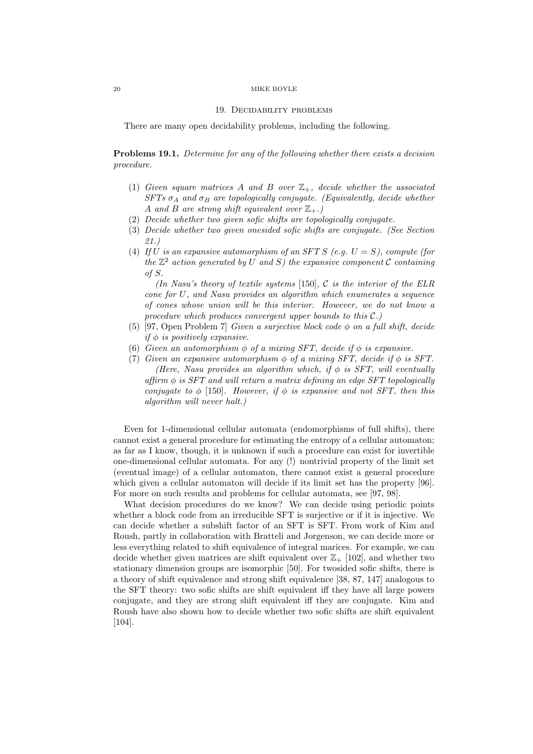## 19. Decidability problems

There are many open decidability problems, including the following.

**Problems 19.1.** *Determine for any of the following whether there exists a decision procedure.*

1. *Given square matrices $A$ and $B$ over $\mathbb{Z}_+$, decide whether the associated SFTs $\sigma_A$ and $\sigma_B$ are topologically conjugate. (Equivalently, decide whether $A$ and $B$ are strong shift equivalent over $\mathbb{Z}_+$.)*
2. *Decide whether two given sofic shifts are topologically conjugate.*
3. *Decide whether two given onesided sofic shifts are conjugate. (See Section 21.)*
4. *If $U$ is an expansive automorphism of an SFT $S$ (e.g. $U = S$), compute (for the $\mathbb{Z}^2$ action generated by $U$ and $S$) the expansive component $\mathcal{C}$ containing of $S$.*

   *(In Nasu's theory of textile systems* [150]*, $\mathcal{C}$ is the interior of the ELR cone for $U$, and Nasu provides an algorithm which enumerates a sequence of cones whose union will be this interior. However, we do not know a procedure which produces convergent upper bounds to this $\mathcal{C}$.)*
5. [97, Open Problem 7] *Given a surjective block code $\phi$ on a full shift, decide if $\phi$ is positively expansive.*
6. *Given an automorphism $\phi$ of a mixing SFT, decide if $\phi$ is expansive.*
7. *Given an expansive automorphism $\phi$ of a mixing SFT, decide if $\phi$ is SFT.*

   *(Here, Nasu provides an algorithm which, if $\phi$ is SFT, will eventually affirm $\phi$ is SFT and will return a matrix defining an edge SFT topologically conjugate to $\phi$* [150]*. However, if $\phi$ is expansive and not SFT, then this algorithm will never halt.)*

Even for 1-dimensional cellular automata (endomorphisms of full shifts), there cannot exist a general procedure for estimating the entropy of a cellular automaton; as far as I know, though, it is unknown if such a procedure can exist for invertible one-dimensional cellular automata. For any (!) nontrivial property of the limit set (eventual image) of a cellular automaton, there cannot exist a general procedure which given a cellular automaton will decide if its limit set has the property [96]. For more on such results and problems for cellular automata, see [97, 98].

What decision procedures do we know? We can decide using periodic points whether a block code from an irreducible SFT is surjective or if it is injective. We can decide whether a subshift factor of an SFT is SFT. From work of Kim and Roush, partly in collaboration with Bratteli and Jorgenson, we can decide more or less everything related to shift equivalence of integral marices. For example, we can decide whether given matrices are shift equivalent over $\mathbb{Z}_+$ [102], and whether two stationary dimension groups are isomorphic [50]. For twosided sofic shifts, there is a theory of shift equivalence and strong shift equivalence [38, 87, 147] analogous to the SFT theory: two sofic shifts are shift equivalent iff they have all large powers conjugate, and they are strong shift equivalent iff they are conjugate. Kim and Roush have also shown how to decide whether two sofic shifts are shift equivalent [104].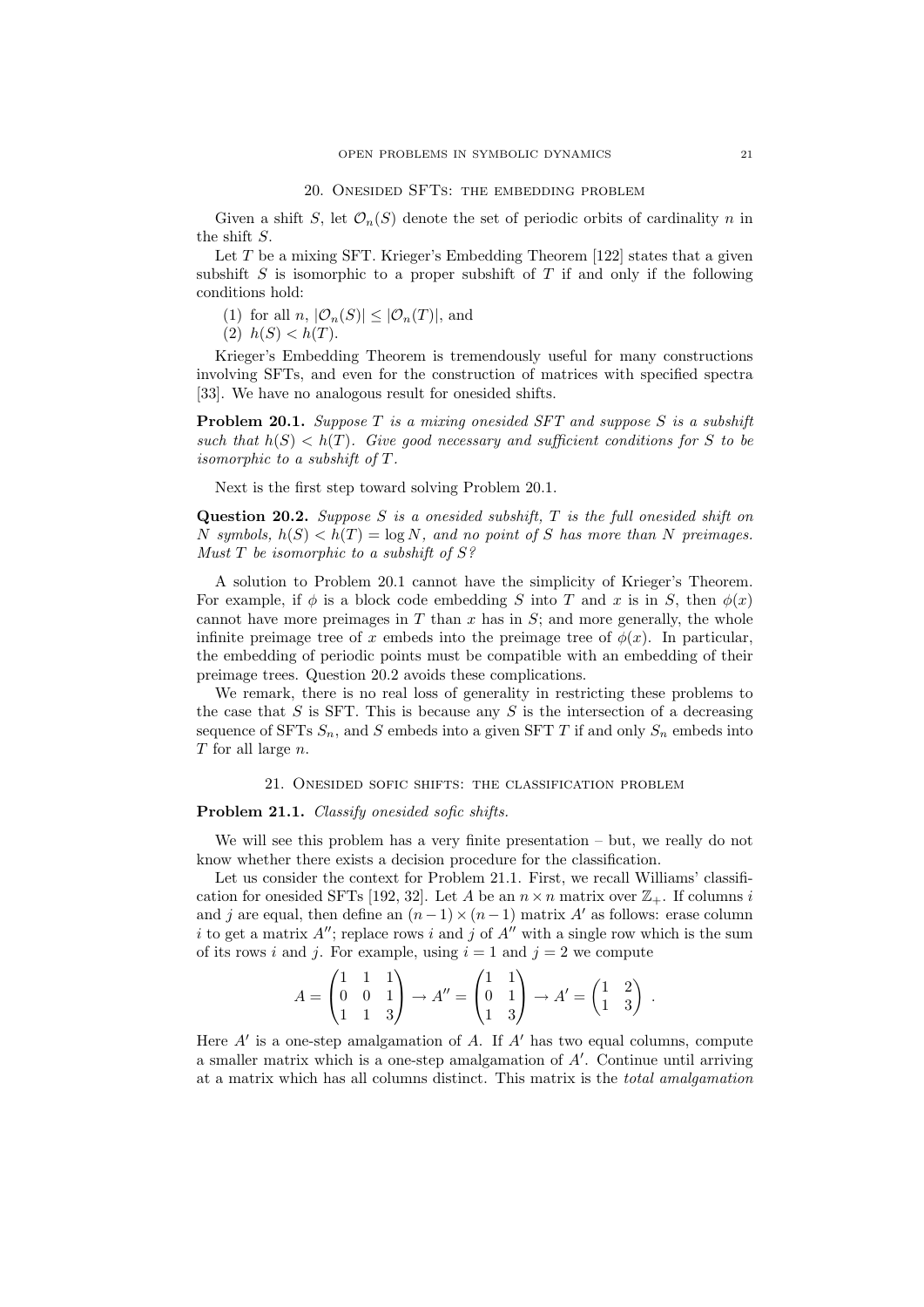## 20. Onesided SFTs: the embedding problem

Given a shift $S$, let $\mathcal{O}_n(S)$ denote the set of periodic orbits of cardinality $n$ in the shift $S$.

Let $T$ be a mixing SFT. Krieger's Embedding Theorem [122] states that a given subshift $S$ is isomorphic to a proper subshift of $T$ if and only if the following conditions hold:

1. for all $n$, $|\mathcal{O}_n(S)| \leq |\mathcal{O}_n(T)|$, and
2. $h(S) < h(T)$.

Krieger's Embedding Theorem is tremendously useful for many constructions involving SFTs, and even for the construction of matrices with specified spectra [33]. We have no analogous result for onesided shifts.

**Problem 20.1.** *Suppose $T$ is a mixing onesided SFT and suppose $S$ is a subshift such that $h(S) < h(T)$. Give good necessary and sufficient conditions for $S$ to be isomorphic to a subshift of $T$.*

Next is the first step toward solving Problem 20.1.

**Question 20.2.** *Suppose $S$ is a onesided subshift, $T$ is the full onesided shift on $N$ symbols, $h(S) < h(T) = \log N$, and no point of $S$ has more than $N$ preimages. Must $T$ be isomorphic to a subshift of $S$?*

A solution to Problem 20.1 cannot have the simplicity of Krieger's Theorem. For example, if $\phi$ is a block code embedding $S$ into $T$ and $x$ is in $S$, then $\phi(x)$ cannot have more preimages in $T$ than $x$ has in $S$; and more generally, the whole infinite preimage tree of $x$ embeds into the preimage tree of $\phi(x)$. In particular, the embedding of periodic points must be compatible with an embedding of their preimage trees. Question 20.2 avoids these complications.

We remark, there is no real loss of generality in restricting these problems to the case that $S$ is SFT. This is because any $S$ is the intersection of a decreasing sequence of SFTs $S_n$, and $S$ embeds into a given SFT $T$ if and only $S_n$ embeds into $T$ for all large $n$.

## 21. Onesided sofic shifts: the classification problem

**Problem 21.1.** *Classify onesided sofic shifts.*

We will see this problem has a very finite presentation – but, we really do not know whether there exists a decision procedure for the classification.

Let us consider the context for Problem 21.1. First, we recall Williams' classification for onesided SFTs [192, 32]. Let $A$ be an $n \times n$ matrix over $\mathbb{Z}_+$. If columns $i$ and $j$ are equal, then define an $(n-1) \times (n-1)$ matrix $A'$ as follows: erase column $i$ to get a matrix $A''$; replace rows $i$ and $j$ of $A''$ with a single row which is the sum of its rows $i$ and $j$. For example, using $i = 1$ and $j = 2$ we compute

$$A = \begin{pmatrix} 1 & 1 & 1 \\ 0 & 0 & 1 \\ 1 & 1 & 3 \end{pmatrix} \to A'' = \begin{pmatrix} 1 & 1 \\ 0 & 1 \\ 1 & 3 \end{pmatrix} \to A' = \begin{pmatrix} 1 & 2 \\ 1 & 3 \end{pmatrix} .$$

Here $A'$ is a one-step amalgamation of $A$. If $A'$ has two equal columns, compute a smaller matrix which is a one-step amalgamation of $A'$. Continue until arriving at a matrix which has all columns distinct. This matrix is the *total amalgamation*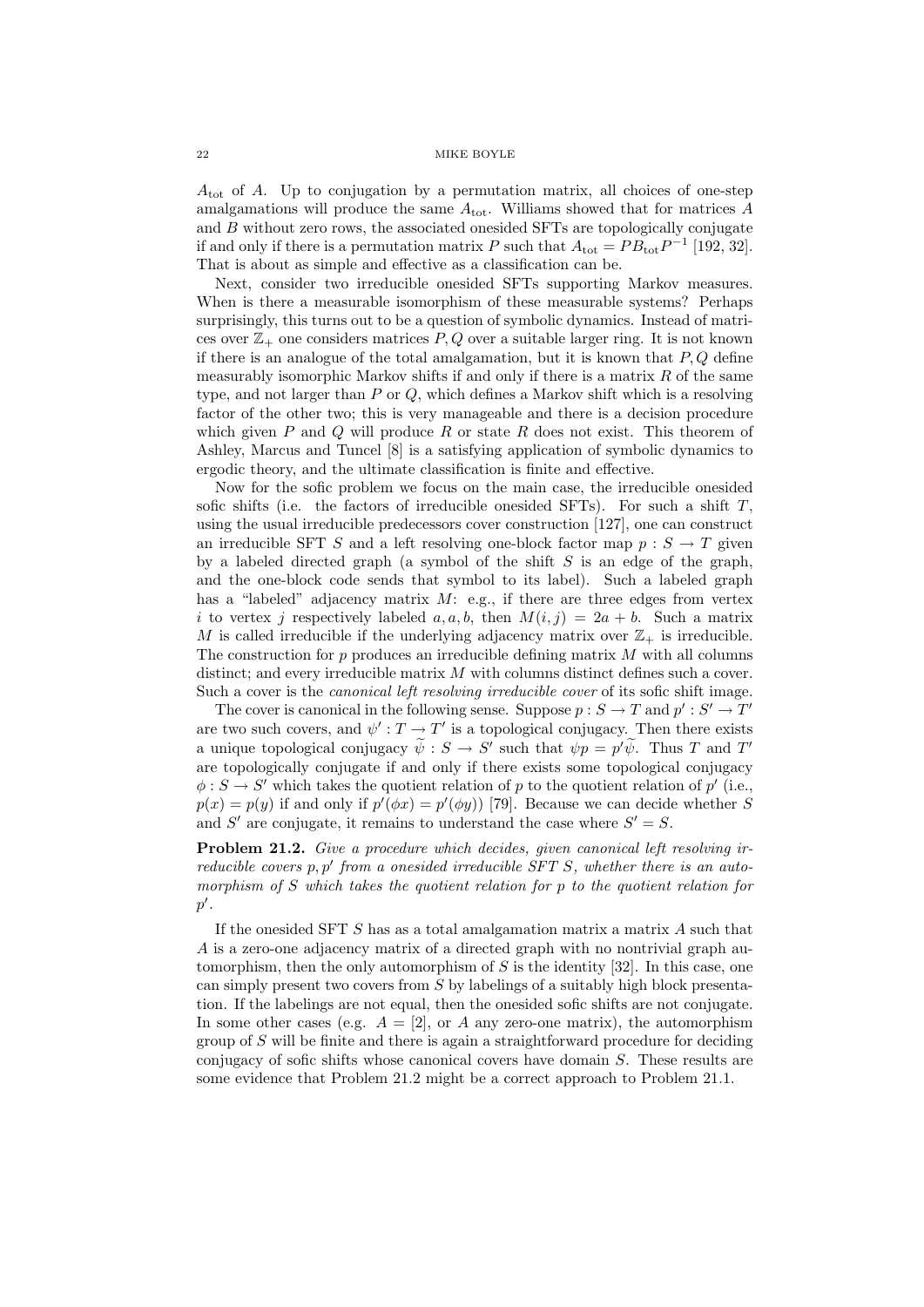$A_{\text{tot}}$ of $A$. Up to conjugation by a permutation matrix, all choices of one-step amalgamations will produce the same $A_{\text{tot}}$. Williams showed that for matrices $A$ and $B$ without zero rows, the associated onesided SFTs are topologically conjugate if and only if there is a permutation matrix $P$ such that $A_{\text{tot}} = PB_{\text{tot}}P^{-1}$ [192, 32]. That is about as simple and effective as a classification can be.

Next, consider two irreducible onesided SFTs supporting Markov measures. When is there a measurable isomorphism of these measurable systems? Perhaps surprisingly, this turns out to be a question of symbolic dynamics. Instead of matrices over $\mathbb{Z}_+$ one considers matrices $P, Q$ over a suitable larger ring. It is not known if there is an analogue of the total amalgamation, but it is known that $P, Q$ define measurably isomorphic Markov shifts if and only if there is a matrix $R$ of the same type, and not larger than $P$ or $Q$, which defines a Markov shift which is a resolving factor of the other two; this is very manageable and there is a decision procedure which given $P$ and $Q$ will produce $R$ or state $R$ does not exist. This theorem of Ashley, Marcus and Tuncel [8] is a satisfying application of symbolic dynamics to ergodic theory, and the ultimate classification is finite and effective.

Now for the sofic problem we focus on the main case, the irreducible onesided sofic shifts (i.e. the factors of irreducible onesided SFTs). For such a shift $T$, using the usual irreducible predecessors cover construction [127], one can construct an irreducible SFT $S$ and a left resolving one-block factor map $p : S \to T$ given by a labeled directed graph (a symbol of the shift $S$ is an edge of the graph, and the one-block code sends that symbol to its label). Such a labeled graph has a "labeled" adjacency matrix $M$: e.g., if there are three edges from vertex $i$ to vertex $j$ respectively labeled $a, a, b$, then $M(i, j) = 2a + b$. Such a matrix $M$ is called irreducible if the underlying adjacency matrix over $\mathbb{Z}_+$ is irreducible. The construction for $p$ produces an irreducible defining matrix $M$ with all columns distinct; and every irreducible matrix $M$ with columns distinct defines such a cover. Such a cover is the *canonical left resolving irreducible cover* of its sofic shift image.

The cover is canonical in the following sense. Suppose $p : S \to T$ and $p' : S' \to T'$ are two such covers, and $\psi' : T \to T'$ is a topological conjugacy. Then there exists a unique topological conjugacy $\widetilde{\psi} : S \to S'$ such that $\psi p = p' \widetilde{\psi}$. Thus $T$ and $T'$ are topologically conjugate if and only if there exists some topological conjugacy $\phi : S \to S'$ which takes the quotient relation of $p$ to the quotient relation of $p'$ (i.e., $p(x) = p(y)$ if and only if $p'(\phi x) = p'(\phi y)$) [79]. Because we can decide whether $S$ and $S'$ are conjugate, it remains to understand the case where $S' = S$.

**Problem 21.2.** *Give a procedure which decides, given canonical left resolving irreducible covers $p, p'$ from a onesided irreducible SFT $S$, whether there is an automorphism of $S$ which takes the quotient relation for $p$ to the quotient relation for $p'$.*

If the onesided SFT $S$ has as a total amalgamation matrix a matrix $A$ such that $A$ is a zero-one adjacency matrix of a directed graph with no nontrivial graph automorphism, then the only automorphism of $S$ is the identity [32]. In this case, one can simply present two covers from $S$ by labelings of a suitably high block presentation. If the labelings are not equal, then the onesided sofic shifts are not conjugate. In some other cases (e.g. $A = [2]$, or $A$ any zero-one matrix), the automorphism group of $S$ will be finite and there is again a straightforward procedure for deciding conjugacy of sofic shifts whose canonical covers have domain $S$. These results are some evidence that Problem 21.2 might be a correct approach to Problem 21.1.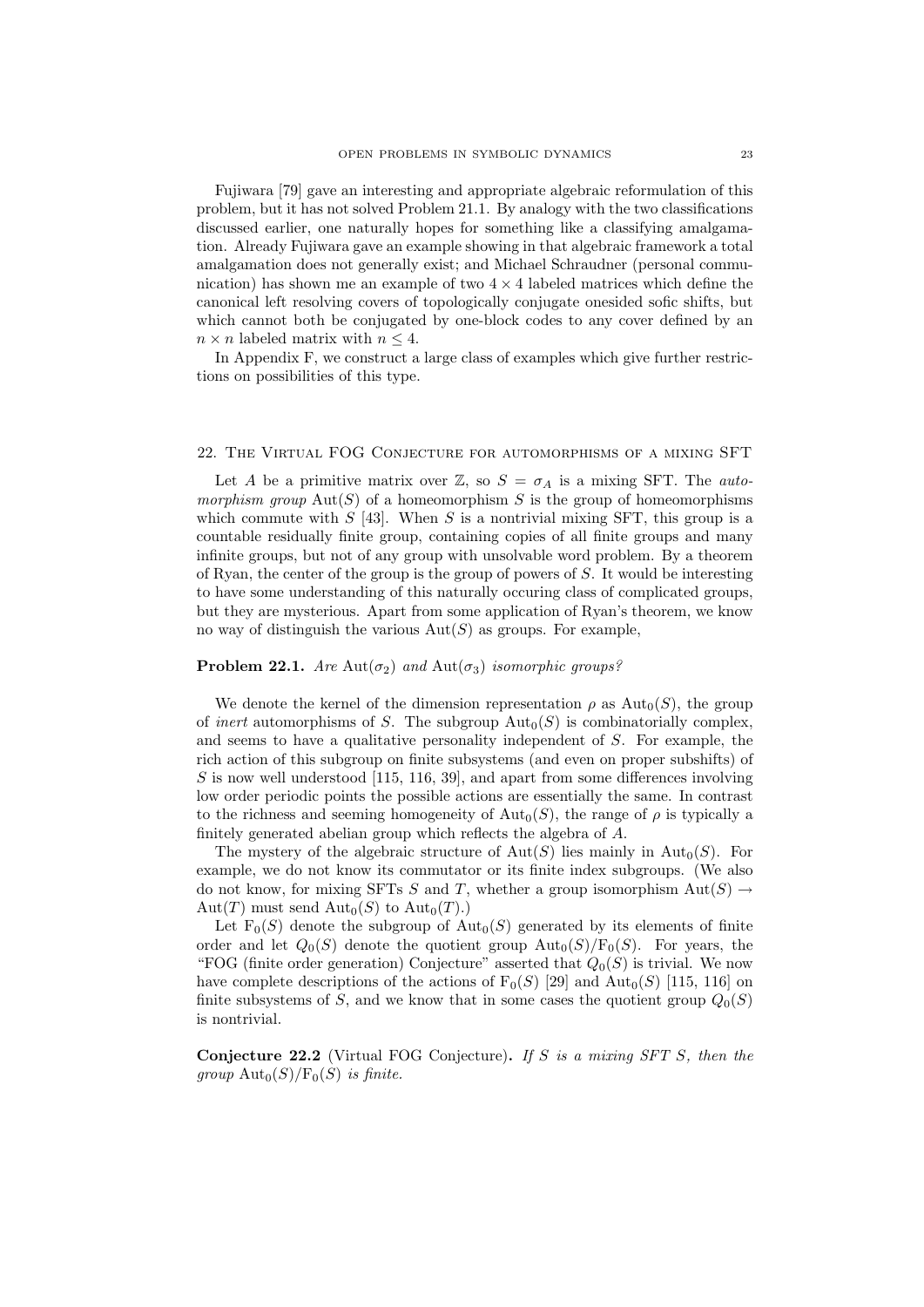Fujiwara [79] gave an interesting and appropriate algebraic reformulation of this problem, but it has not solved Problem 21.1. By analogy with the two classifications discussed earlier, one naturally hopes for something like a classifying amalgamation. Already Fujiwara gave an example showing in that algebraic framework a total amalgamation does not generally exist; and Michael Schraudner (personal communication) has shown me an example of two $4 \times 4$ labeled matrices which define the canonical left resolving covers of topologically conjugate onesided sofic shifts, but which cannot both be conjugated by one-block codes to any cover defined by an $n \times n$ labeled matrix with $n \leq 4$.

In Appendix F, we construct a large class of examples which give further restrictions on possibilities of this type.

## 22. The Virtual FOG Conjecture for automorphisms of a mixing SFT

Let $A$ be a primitive matrix over $\mathbb{Z}$, so $S = \sigma_A$ is a mixing SFT. The *automorphism group* $\mathrm{Aut}(S)$ of a homeomorphism $S$ is the group of homeomorphisms which commute with $S$ [43]. When $S$ is a nontrivial mixing SFT, this group is a countable residually finite group, containing copies of all finite groups and many infinite groups, but not of any group with unsolvable word problem. By a theorem of Ryan, the center of the group is the group of powers of $S$. It would be interesting to have some understanding of this naturally occuring class of complicated groups, but they are mysterious. Apart from some application of Ryan's theorem, we know no way of distinguish the various $\mathrm{Aut}(S)$ as groups. For example,

**Problem 22.1.** *Are $\mathrm{Aut}(\sigma_2)$ and $\mathrm{Aut}(\sigma_3)$ isomorphic groups?*

We denote the kernel of the dimension representation $\rho$ as $\mathrm{Aut}_0(S)$, the group of *inert* automorphisms of $S$. The subgroup $\mathrm{Aut}_0(S)$ is combinatorially complex, and seems to have a qualitative personality independent of $S$. For example, the rich action of this subgroup on finite subsystems (and even on proper subshifts) of $S$ is now well understood [115, 116, 39], and apart from some differences involving low order periodic points the possible actions are essentially the same. In contrast to the richness and seeming homogeneity of $\mathrm{Aut}_0(S)$, the range of $\rho$ is typically a finitely generated abelian group which reflects the algebra of $A$.

The mystery of the algebraic structure of $\mathrm{Aut}(S)$ lies mainly in $\mathrm{Aut}_0(S)$. For example, we do not know its commutator or its finite index subgroups. (We also do not know, for mixing SFTs $S$ and $T$, whether a group isomorphism $\mathrm{Aut}(S) \to \mathrm{Aut}(T)$ must send $\mathrm{Aut}_0(S)$ to $\mathrm{Aut}_0(T)$.)

Let $\mathrm{F}_0(S)$ denote the subgroup of $\mathrm{Aut}_0(S)$ generated by its elements of finite order and let $Q_0(S)$ denote the quotient group $\mathrm{Aut}_0(S)/\mathrm{F}_0(S)$. For years, the "FOG (finite order generation) Conjecture" asserted that $Q_0(S)$ is trivial. We now have complete descriptions of the actions of $\mathrm{F}_0(S)$ [29] and $\mathrm{Aut}_0(S)$ [115, 116] on finite subsystems of $S$, and we know that in some cases the quotient group $Q_0(S)$ is nontrivial.

**Conjecture 22.2** (Virtual FOG Conjecture)**.** *If $S$ is a mixing SFT $S$, then the group $\mathrm{Aut}_0(S)/\mathrm{F}_0(S)$ is finite.*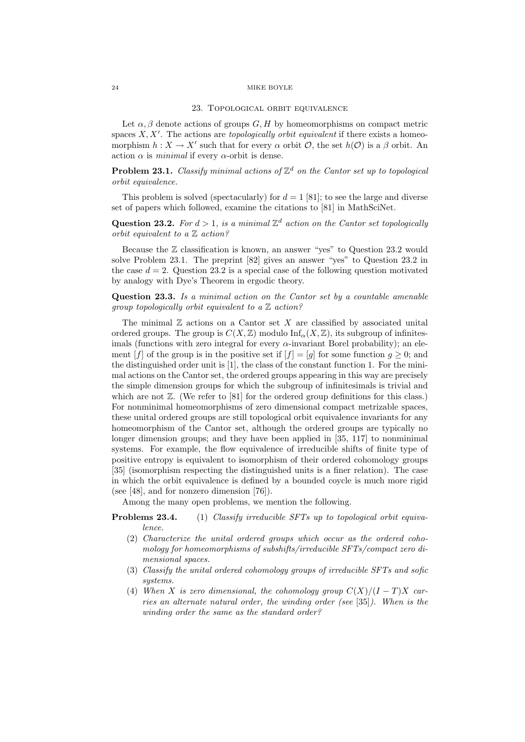## 23. Topological orbit equivalence

Let $\alpha, \beta$ denote actions of groups $G, H$ by homeomorphisms on compact metric spaces $X, X'$. The actions are *topologically orbit equivalent* if there exists a homeomorphism $h : X \to X'$ such that for every $\alpha$ orbit $\mathcal{O}$, the set $h(\mathcal{O})$ is a $\beta$ orbit. An action $\alpha$ is *minimal* if every $\alpha$-orbit is dense.

**Problem 23.1.** *Classify minimal actions of $\mathbb{Z}^d$ on the Cantor set up to topological orbit equivalence.*

This problem is solved (spectacularly) for $d = 1$ [81]; to see the large and diverse set of papers which followed, examine the citations to [81] in MathSciNet.

**Question 23.2.** *For $d > 1$, is a minimal $\mathbb{Z}^d$ action on the Cantor set topologically orbit equivalent to a $\mathbb{Z}$ action?*

Because the $\mathbb{Z}$ classification is known, an answer "yes" to Question 23.2 would solve Problem 23.1. The preprint [82] gives an answer "yes" to Question 23.2 in the case $d = 2$. Question 23.2 is a special case of the following question motivated by analogy with Dye's Theorem in ergodic theory.

**Question 23.3.** *Is a minimal action on the Cantor set by a countable amenable group topologically orbit equivalent to a $\mathbb{Z}$ action?*

The minimal $\mathbb{Z}$ actions on a Cantor set $X$ are classified by associated unital ordered groups. The group is $C(X, \mathbb{Z})$ modulo $\mathrm{Inf}_\alpha(X, \mathbb{Z})$, its subgroup of infinitesimals (functions with zero integral for every $\alpha$-invariant Borel probability); an element $[f]$ of the group is in the positive set if $[f] = [g]$ for some function $g \geq 0$; and the distinguished order unit is $[1]$, the class of the constant function 1. For the minimal actions on the Cantor set, the ordered groups appearing in this way are precisely the simple dimension groups for which the subgroup of infinitesimals is trivial and which are not $\mathbb{Z}$. (We refer to [81] for the ordered group definitions for this class.) For nonminimal homeomorphisms of zero dimensional compact metrizable spaces, these unital ordered groups are still topological orbit equivalence invariants for any homeomorphism of the Cantor set, although the ordered groups are typically no longer dimension groups; and they have been applied in [35, 117] to nonminimal systems. For example, the flow equivalence of irreducible shifts of finite type of positive entropy is equivalent to isomorphism of their ordered cohomology groups [35] (isomorphism respecting the distinguished units is a finer relation). The case in which the orbit equivalence is defined by a bounded cocycle is much more rigid (see [48], and for nonzero dimension [76]).

Among the many open problems, we mention the following.

**Problems 23.4.**
(1) *Classify irreducible SFTs up to topological orbit equivalence.*
(2) *Characterize the unital ordered groups which occur as the ordered cohomology for homeomorphisms of subshifts/irreducible SFTs/compact zero dimensional spaces.*
(3) *Classify the unital ordered cohomology groups of irreducible SFTs and sofic systems.*
(4) *When $X$ is zero dimensional, the cohomology group $C(X)/(I - T)X$ carries an alternate natural order, the winding order (see* [35]*). When is the winding order the same as the standard order?*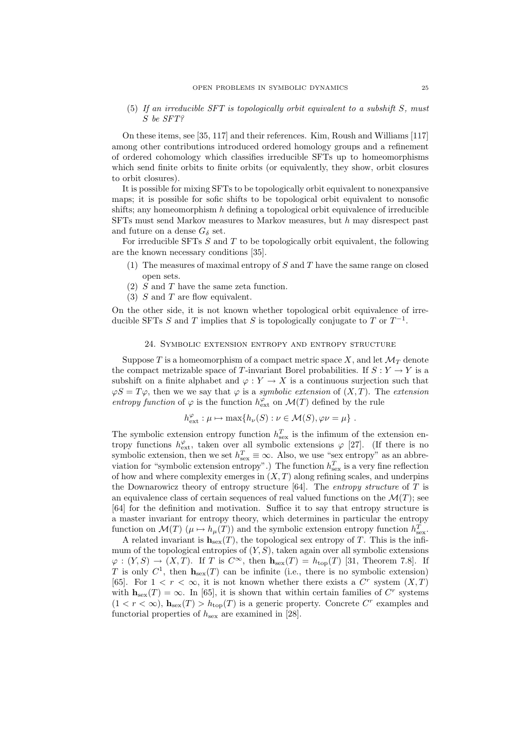(5) *If an irreducible SFT is topologically orbit equivalent to a subshift $S$, must $S$ be SFT?*

On these items, see [35, 117] and their references. Kim, Roush and Williams [117] among other contributions introduced ordered homology groups and a refinement of ordered cohomology which classifies irreducible SFTs up to homeomorphisms which send finite orbits to finite orbits (or equivalently, they show, orbit closures to orbit closures).

It is possible for mixing SFTs to be topologically orbit equivalent to nonexpansive maps; it is possible for sofic shifts to be topological orbit equivalent to nonsofic shifts; any homeomorphism $h$ defining a topological orbit equivalence of irreducible SFTs must send Markov measures to Markov measures, but $h$ may disrespect past and future on a dense $G_\delta$ set.

For irreducible SFTs $S$ and $T$ to be topologically orbit equivalent, the following are the known necessary conditions [35].

1. The measures of maximal entropy of $S$ and $T$ have the same range on closed open sets.
2. $S$ and $T$ have the same zeta function.
3. $S$ and $T$ are flow equivalent.

On the other side, it is not known whether topological orbit equivalence of irreducible SFTs $S$ and $T$ implies that $S$ is topologically conjugate to $T$ or $T^{-1}$.

## 24. Symbolic extension entropy and entropy structure

Suppose $T$ is a homeomorphism of a compact metric space $X$, and let $\mathcal{M}_T$ denote the compact metrizable space of $T$-invariant Borel probabilities. If $S : Y \to Y$ is a subshift on a finite alphabet and $\varphi : Y \to X$ is a continuous surjection such that $\varphi S = T\varphi$, then we we say that $\varphi$ is a *symbolic extension* of $(X, T)$. The *extension entropy function* of $\varphi$ is the function $h^{\varphi}_{\text{ext}}$ on $\mathcal{M}(T)$ defined by the rule

$$h^{\varphi}_{\text{ext}} : \mu \mapsto \max\{h_\nu(S) : \nu \in \mathcal{M}(S), \varphi\nu = \mu\} \ .$$

The symbolic extension entropy function $h^T_{\text{sex}}$ is the infimum of the extension entropy functions $h^{\varphi}_{\text{ext}}$, taken over all symbolic extensions $\varphi$ [27]. (If there is no symbolic extension, then we set $h^T_{\text{sex}} \equiv \infty$. Also, we use "sex entropy" as an abbreviation for "symbolic extension entropy".) The function $h^T_{\text{sex}}$ is a very fine reflection of how and where complexity emerges in $(X, T)$ along refining scales, and underpins the Downarowicz theory of entropy structure [64]. The *entropy structure* of $T$ is an equivalence class of certain sequences of real valued functions on the $\mathcal{M}(T)$; see [64] for the definition and motivation. Suffice it to say that entropy structure is a master invariant for entropy theory, which determines in particular the entropy function on $\mathcal{M}(T)$ ($\mu \mapsto h_\mu(T)$) and the symbolic extension entropy function $h^T_{\text{sex}}$.

A related invariant is $\mathbf{h}_{\text{sex}}(T)$, the topological sex entropy of $T$. This is the infimum of the topological entropies of $(Y, S)$, taken again over all symbolic extensions $\varphi : (Y, S) \to (X, T)$. If $T$ is $C^\infty$, then $\mathbf{h}_{\text{sex}}(T) = h_{\text{top}}(T)$ [31, Theorem 7.8]. If $T$ is only $C^1$, then $\mathbf{h}_{\text{sex}}(T)$ can be infinite (i.e., there is no symbolic extension) [65]. For $1 < r < \infty$, it is not known whether there exists a $C^r$ system $(X, T)$ with $\mathbf{h}_{\text{sex}}(T) = \infty$. In [65], it is shown that within certain families of $C^r$ systems $(1 < r < \infty)$, $\mathbf{h}_{\text{sex}}(T) > h_{\text{top}}(T)$ is a generic property. Concrete $C^r$ examples and functorial properties of $h_{\text{sex}}$ are examined in [28].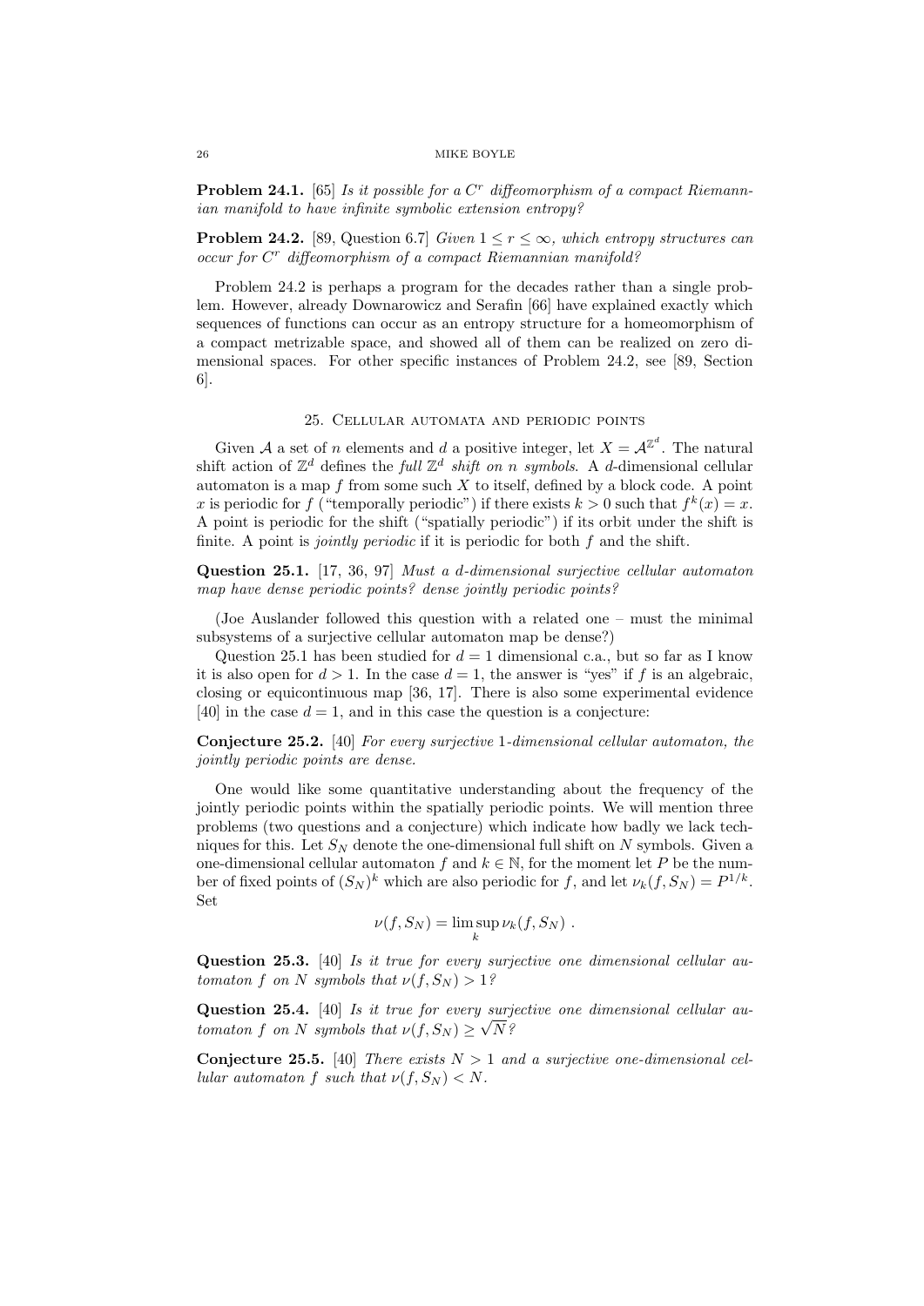**Problem 24.1.** [65] *Is it possible for a $C^r$ diffeomorphism of a compact Riemannian manifold to have infinite symbolic extension entropy?*

**Problem 24.2.** [89, Question 6.7] *Given $1 \le r \le \infty$, which entropy structures can occur for $C^r$ diffeomorphism of a compact Riemannian manifold?*

Problem 24.2 is perhaps a program for the decades rather than a single problem. However, already Downarowicz and Serafin [66] have explained exactly which sequences of functions can occur as an entropy structure for a homeomorphism of a compact metrizable space, and showed all of them can be realized on zero dimensional spaces. For other specific instances of Problem 24.2, see [89, Section 6].

## 25. Cellular automata and periodic points

Given $\mathcal{A}$ a set of $n$ elements and $d$ a positive integer, let $X = \mathcal{A}^{\mathbb{Z}^d}$. The natural shift action of $\mathbb{Z}^d$ defines the *full $\mathbb{Z}^d$ shift on $n$ symbols*. A $d$-dimensional cellular automaton is a map $f$ from some such $X$ to itself, defined by a block code. A point $x$ is periodic for $f$ ("temporally periodic") if there exists $k > 0$ such that $f^k(x) = x$. A point is periodic for the shift ("spatially periodic") if its orbit under the shift is finite. A point is *jointly periodic* if it is periodic for both $f$ and the shift.

**Question 25.1.** [17, 36, 97] *Must a $d$-dimensional surjective cellular automaton map have dense periodic points? dense jointly periodic points?*

(Joe Auslander followed this question with a related one – must the minimal subsystems of a surjective cellular automaton map be dense?)

Question 25.1 has been studied for $d = 1$ dimensional c.a., but so far as I know it is also open for $d > 1$. In the case $d = 1$, the answer is "yes" if $f$ is an algebraic, closing or equicontinuous map [36, 17]. There is also some experimental evidence [40] in the case $d = 1$, and in this case the question is a conjecture:

**Conjecture 25.2.** [40] *For every surjective 1-dimensional cellular automaton, the jointly periodic points are dense.*

One would like some quantitative understanding about the frequency of the jointly periodic points within the spatially periodic points. We will mention three problems (two questions and a conjecture) which indicate how badly we lack techniques for this. Let $S_N$ denote the one-dimensional full shift on $N$ symbols. Given a one-dimensional cellular automaton $f$ and $k \in \mathbb{N}$, for the moment let $P$ be the number of fixed points of $(S_N)^k$ which are also periodic for $f$, and let $\nu_k(f, S_N) = P^{1/k}$. Set

$$\nu(f, S_N) = \limsup_k \nu_k(f, S_N) \ .$$

**Question 25.3.** [40] *Is it true for every surjective one dimensional cellular automaton $f$ on $N$ symbols that $\nu(f, S_N) > 1$?*

**Question 25.4.** [40] *Is it true for every surjective one dimensional cellular automaton $f$ on $N$ symbols that $\nu(f, S_N) \ge \sqrt{N}$?*

**Conjecture 25.5.** [40] *There exists $N > 1$ and a surjective one-dimensional cellular automaton $f$ such that $\nu(f, S_N) < N$.*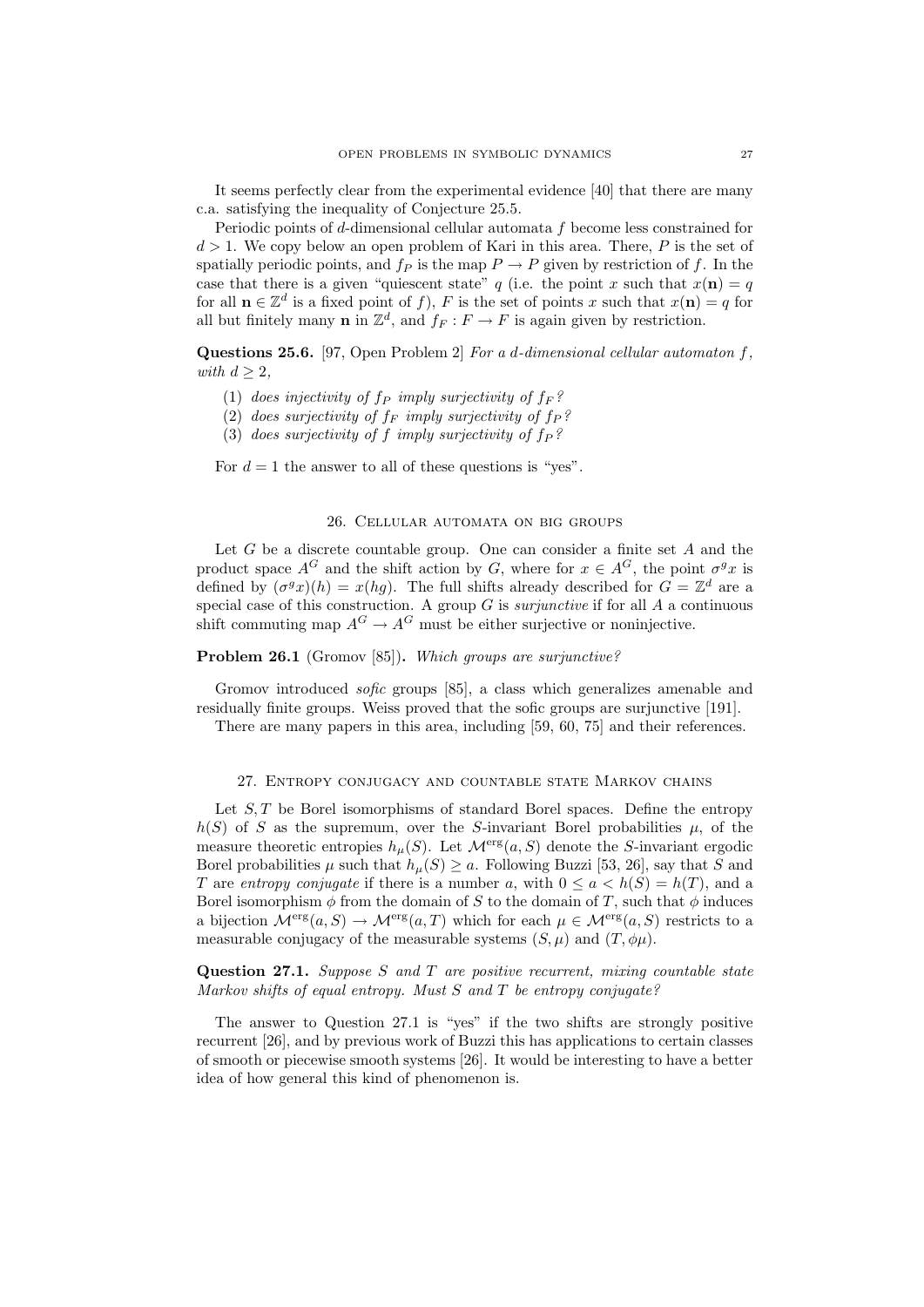It seems perfectly clear from the experimental evidence [40] that there are many c.a. satisfying the inequality of Conjecture 25.5.

Periodic points of $d$-dimensional cellular automata $f$ become less constrained for $d > 1$. We copy below an open problem of Kari in this area. There, $P$ is the set of spatially periodic points, and $f_P$ is the map $P \to P$ given by restriction of $f$. In the case that there is a given "quiescent state" $q$ (i.e. the point $x$ such that $x(\mathbf{n}) = q$ for all $\mathbf{n} \in \mathbb{Z}^d$ is a fixed point of $f$), $F$ is the set of points $x$ such that $x(\mathbf{n}) = q$ for all but finitely many $\mathbf{n}$ in $\mathbb{Z}^d$, and $f_F : F \to F$ is again given by restriction.

**Questions 25.6.** [97, Open Problem 2] *For a $d$-dimensional cellular automaton $f$, with $d \geq 2$,*

1. *does injectivity of $f_P$ imply surjectivity of $f_F$?*
2. *does surjectivity of $f_F$ imply surjectivity of $f_P$?*
3. *does surjectivity of $f$ imply surjectivity of $f_P$?*

For $d = 1$ the answer to all of these questions is "yes".

## 26. Cellular automata on big groups

Let $G$ be a discrete countable group. One can consider a finite set $A$ and the product space $A^G$ and the shift action by $G$, where for $x \in A^G$, the point $\sigma^g x$ is defined by $(\sigma^g x)(h) = x(hg)$. The full shifts already described for $G = \mathbb{Z}^d$ are a special case of this construction. A group $G$ is *surjunctive* if for all $A$ a continuous shift commuting map $A^G \to A^G$ must be either surjective or noninjective.

**Problem 26.1** (Gromov [85])**.** *Which groups are surjunctive?*

Gromov introduced *sofic* groups [85], a class which generalizes amenable and residually finite groups. Weiss proved that the sofic groups are surjunctive [191].

There are many papers in this area, including [59, 60, 75] and their references.

## 27. Entropy conjugacy and countable state Markov chains

Let $S, T$ be Borel isomorphisms of standard Borel spaces. Define the entropy $h(S)$ of $S$ as the supremum, over the $S$-invariant Borel probabilities $\mu$, of the measure theoretic entropies $h_\mu(S)$. Let $\mathcal{M}^{\mathrm{erg}}(a, S)$ denote the $S$-invariant ergodic Borel probabilities $\mu$ such that $h_\mu(S) \geq a$. Following Buzzi [53, 26], say that $S$ and $T$ are *entropy conjugate* if there is a number $a$, with $0 \leq a < h(S) = h(T)$, and a Borel isomorphism $\phi$ from the domain of $S$ to the domain of $T$, such that $\phi$ induces a bijection $\mathcal{M}^{\mathrm{erg}}(a, S) \to \mathcal{M}^{\mathrm{erg}}(a, T)$ which for each $\mu \in \mathcal{M}^{\mathrm{erg}}(a, S)$ restricts to a measurable conjugacy of the measurable systems $(S, \mu)$ and $(T, \phi\mu)$.

**Question 27.1.** *Suppose $S$ and $T$ are positive recurrent, mixing countable state Markov shifts of equal entropy. Must $S$ and $T$ be entropy conjugate?*

The answer to Question 27.1 is "yes" if the two shifts are strongly positive recurrent [26], and by previous work of Buzzi this has applications to certain classes of smooth or piecewise smooth systems [26]. It would be interesting to have a better idea of how general this kind of phenomenon is.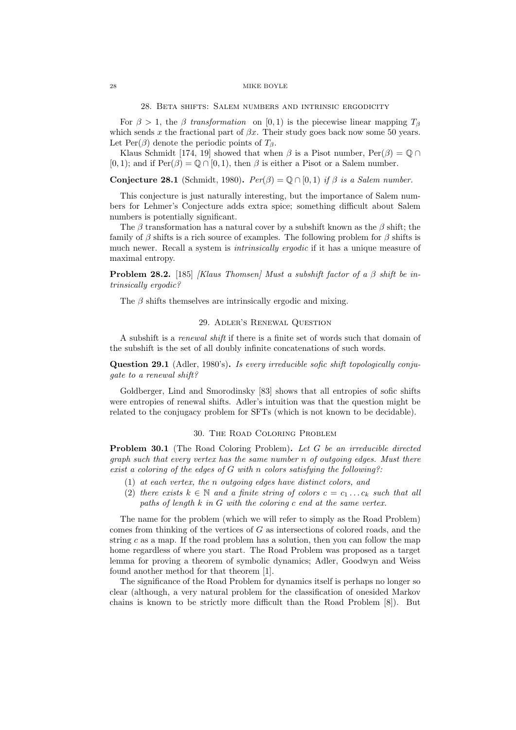## 28. Beta shifts: Salem numbers and intrinsic ergodicity

For $\beta > 1$, the $\beta$ *transformation* on $[0, 1)$ is the piecewise linear mapping $T_\beta$ which sends $x$ the fractional part of $\beta x$. Their study goes back now some 50 years. Let $\text{Per}(\beta)$ denote the periodic points of $T_\beta$.

Klaus Schmidt [174, 19] showed that when $\beta$ is a Pisot number, $\text{Per}(\beta) = \mathbb{Q} \cap [0, 1)$; and if $\text{Per}(\beta) = \mathbb{Q} \cap [0, 1)$, then $\beta$ is either a Pisot or a Salem number.

**Conjecture 28.1** (Schmidt, 1980)**.** *$Per(\beta) = \mathbb{Q} \cap [0, 1)$ if $\beta$ is a Salem number.*

This conjecture is just naturally interesting, but the importance of Salem numbers for Lehmer's Conjecture adds extra spice; something difficult about Salem numbers is potentially significant.

The $\beta$ transformation has a natural cover by a subshift known as the $\beta$ shift; the family of $\beta$ shifts is a rich source of examples. The following problem for $\beta$ shifts is much newer. Recall a system is *intrinsically ergodic* if it has a unique measure of maximal entropy.

**Problem 28.2.** [185] *[Klaus Thomsen] Must a subshift factor of a $\beta$ shift be intrinsically ergodic?*

The $\beta$ shifts themselves are intrinsically ergodic and mixing.

## 29. Adler's Renewal Question

A subshift is a *renewal shift* if there is a finite set of words such that domain of the subshift is the set of all doubly infinite concatenations of such words.

**Question 29.1** (Adler, 1980's)**.** *Is every irreducible sofic shift topologically conjugate to a renewal shift?*

Goldberger, Lind and Smorodinsky [83] shows that all entropies of sofic shifts were entropies of renewal shifts. Adler's intuition was that the question might be related to the conjugacy problem for SFTs (which is not known to be decidable).

## 30. The Road Coloring Problem

**Problem 30.1** (The Road Coloring Problem)**.** *Let $G$ be an irreducible directed graph such that every vertex has the same number $n$ of outgoing edges. Must there exist a coloring of the edges of $G$ with $n$ colors satisfying the following?:*

1. *at each vertex, the $n$ outgoing edges have distinct colors, and*
2. *there exists $k \in \mathbb{N}$ and a finite string of colors $c = c_1 \dots c_k$ such that all paths of length $k$ in $G$ with the coloring $c$ end at the same vertex.*

The name for the problem (which we will refer to simply as the Road Problem) comes from thinking of the vertices of $G$ as intersections of colored roads, and the string $c$ as a map. If the road problem has a solution, then you can follow the map home regardless of where you start. The Road Problem was proposed as a target lemma for proving a theorem of symbolic dynamics; Adler, Goodwyn and Weiss found another method for that theorem [1].

The significance of the Road Problem for dynamics itself is perhaps no longer so clear (although, a very natural problem for the classification of onesided Markov chains is known to be strictly more difficult than the Road Problem [8]). But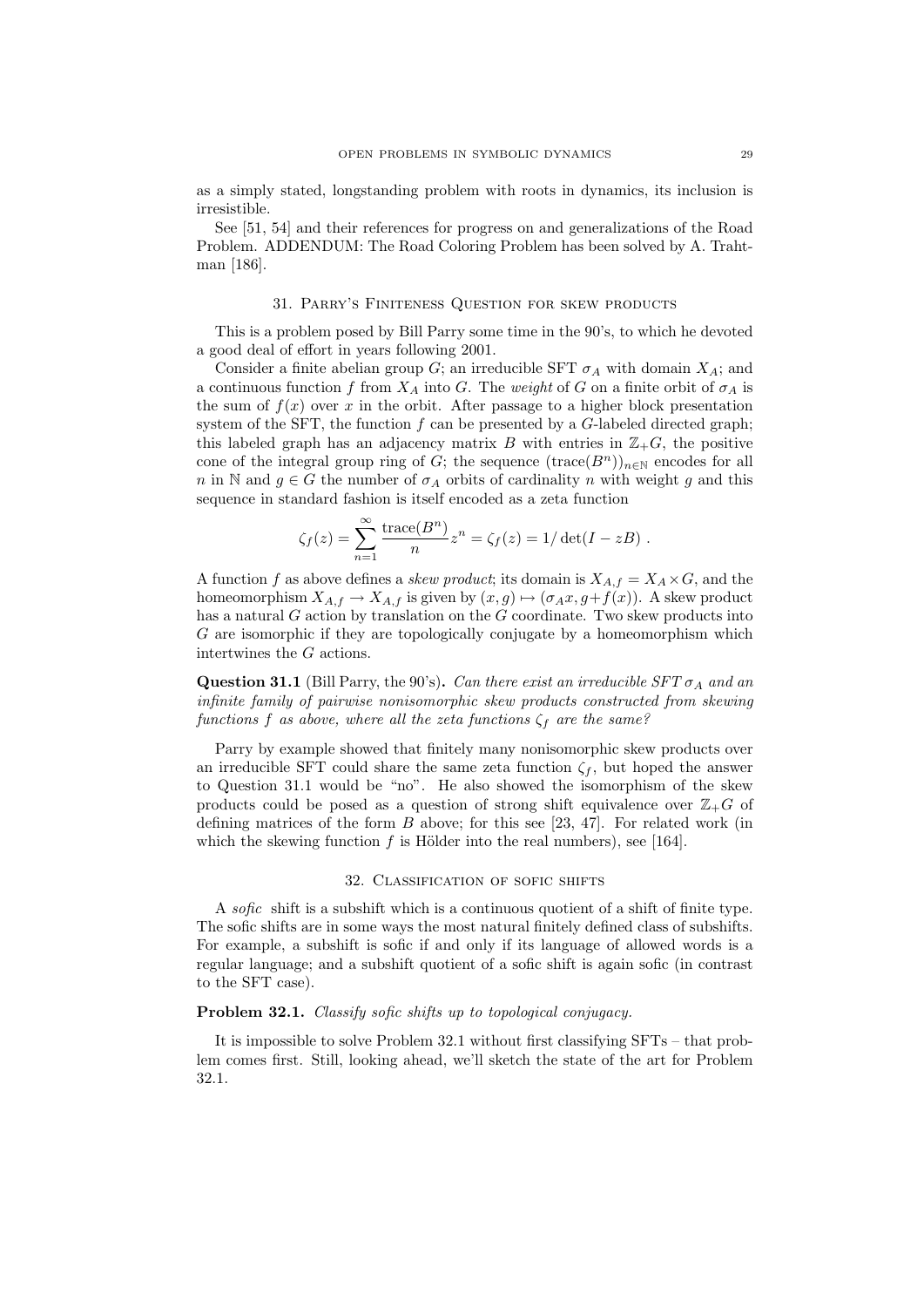as a simply stated, longstanding problem with roots in dynamics, its inclusion is irresistible.

See [51, 54] and their references for progress on and generalizations of the Road Problem. ADDENDUM: The Road Coloring Problem has been solved by A. Trahtman [186].

## 31. Parry's Finiteness Question for skew products

This is a problem posed by Bill Parry some time in the 90's, to which he devoted a good deal of effort in years following 2001.

Consider a finite abelian group $G$; an irreducible SFT $\sigma_A$ with domain $X_A$; and a continuous function $f$ from $X_A$ into $G$. The *weight* of $G$ on a finite orbit of $\sigma_A$ is the sum of $f(x)$ over $x$ in the orbit. After passage to a higher block presentation system of the SFT, the function $f$ can be presented by a $G$-labeled directed graph; this labeled graph has an adjacency matrix $B$ with entries in $\mathbb{Z}_+G$, the positive cone of the integral group ring of $G$; the sequence $(\text{trace}(B^n))_{n\in\mathbb{N}}$ encodes for all $n$ in $\mathbb{N}$ and $g \in G$ the number of $\sigma_A$ orbits of cardinality $n$ with weight $g$ and this sequence in standard fashion is itself encoded as a zeta function

$$\zeta_f(z) = \sum_{n=1}^{\infty} \frac{\text{trace}(B^n)}{n} z^n = \zeta_f(z) = 1/\det(I - zB) \ .$$

A function $f$ as above defines a *skew product*; its domain is $X_{A,f} = X_A \times G$, and the homeomorphism $X_{A,f} \to X_{A,f}$ is given by $(x, g) \mapsto (\sigma_A x, g + f(x))$. A skew product has a natural $G$ action by translation on the $G$ coordinate. Two skew products into $G$ are isomorphic if they are topologically conjugate by a homeomorphism which intertwines the $G$ actions.

**Question 31.1** (Bill Parry, the 90's)**.** *Can there exist an irreducible SFT $\sigma_A$ and an infinite family of pairwise nonisomorphic skew products constructed from skewing functions $f$ as above, where all the zeta functions $\zeta_f$ are the same?*

Parry by example showed that finitely many nonisomorphic skew products over an irreducible SFT could share the same zeta function $\zeta_f$, but hoped the answer to Question 31.1 would be "no". He also showed the isomorphism of the skew products could be posed as a question of strong shift equivalence over $\mathbb{Z}_+G$ of defining matrices of the form $B$ above; for this see [23, 47]. For related work (in which the skewing function $f$ is Hölder into the real numbers), see [164].

## 32. Classification of sofic shifts

A *sofic* shift is a subshift which is a continuous quotient of a shift of finite type. The sofic shifts are in some ways the most natural finitely defined class of subshifts. For example, a subshift is sofic if and only if its language of allowed words is a regular language; and a subshift quotient of a sofic shift is again sofic (in contrast to the SFT case).

**Problem 32.1.** *Classify sofic shifts up to topological conjugacy.*

It is impossible to solve Problem 32.1 without first classifying SFTs – that problem comes first. Still, looking ahead, we'll sketch the state of the art for Problem 32.1.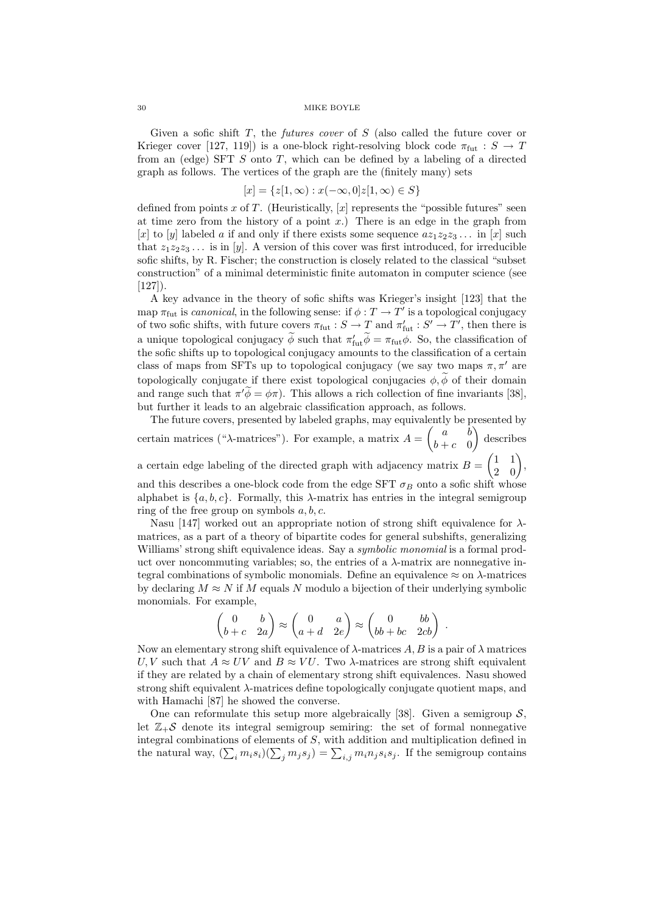Given a sofic shift $T$, the *futures cover* of $S$ (also called the future cover or Krieger cover [127, 119]) is a one-block right-resolving block code $\pi_{\mathrm{fut}} : S \to T$ from an (edge) SFT $S$ onto $T$, which can be defined by a labeling of a directed graph as follows. The vertices of the graph are the (finitely many) sets

$$[x] = \{z[1,\infty) : x(-\infty,0]z[1,\infty) \in S\}$$

defined from points $x$ of $T$. (Heuristically, $[x]$ represents the "possible futures" seen at time zero from the history of a point $x$.) There is an edge in the graph from $[x]$ to $[y]$ labeled $a$ if and only if there exists some sequence $az_1z_2z_3\dots$ in $[x]$ such that $z_1z_2z_3\dots$ is in $[y]$. A version of this cover was first introduced, for irreducible sofic shifts, by R. Fischer; the construction is closely related to the classical "subset construction" of a minimal deterministic finite automaton in computer science (see [127]).

A key advance in the theory of sofic shifts was Krieger's insight [123] that the map $\pi_{\mathrm{fut}}$ is *canonical*, in the following sense: if $\phi : T \to T'$ is a topological conjugacy of two sofic shifts, with future covers $\pi_{\mathrm{fut}} : S \to T$ and $\pi'_{\mathrm{fut}} : S' \to T'$, then there is a unique topological conjugacy $\widetilde{\phi}$ such that $\pi'_{\mathrm{fut}}\widetilde{\phi} = \pi_{\mathrm{fut}}\phi$. So, the classification of the sofic shifts up to topological conjugacy amounts to the classification of a certain class of maps from SFTs up to topological conjugacy (we say two maps $\pi, \pi'$ are topologically conjugate if there exist topological conjugacies $\phi, \widetilde{\phi}$ of their domain and range such that $\pi'\widetilde{\phi} = \phi\pi$). This allows a rich collection of fine invariants [38], but further it leads to an algebraic classification approach, as follows.

The future covers, presented by labeled graphs, may equivalently be presented by certain matrices ("$\lambda$-matrices"). For example, a matrix $A = \begin{pmatrix} a & b \\ b+c & 0 \end{pmatrix}$ describes a certain edge labeling of the directed graph with adjacency matrix $B = \begin{pmatrix} 1 & 1 \\ 2 & 0 \end{pmatrix}$, and this describes a one-block code from the edge SFT $\sigma_B$ onto a sofic shift whose alphabet is $\{a, b, c\}$. Formally, this $\lambda$-matrix has entries in the integral semigroup ring of the free group on symbols $a, b, c$.

Nasu [147] worked out an appropriate notion of strong shift equivalence for $\lambda$-matrices, as a part of a theory of bipartite codes for general subshifts, generalizing Williams' strong shift equivalence ideas. Say a *symbolic monomial* is a formal product over noncommuting variables; so, the entries of a $\lambda$-matrix are nonnegative integral combinations of symbolic monomials. Define an equivalence $\approx$ on $\lambda$-matrices by declaring $M \approx N$ if $M$ equals $N$ modulo a bijection of their underlying symbolic monomials. For example,

$$\begin{pmatrix} 0 & b \\ b+c & 2a \end{pmatrix} \approx \begin{pmatrix} 0 & a \\ a+d & 2e \end{pmatrix} \approx \begin{pmatrix} 0 & bb \\ bb+bc & 2cb \end{pmatrix} .$$

Now an elementary strong shift equivalence of $\lambda$-matrices $A, B$ is a pair of $\lambda$ matrices $U, V$ such that $A \approx UV$ and $B \approx VU$. Two $\lambda$-matrices are strong shift equivalent if they are related by a chain of elementary strong shift equivalences. Nasu showed strong shift equivalent $\lambda$-matrices define topologically conjugate quotient maps, and with Hamachi [87] he showed the converse.

One can reformulate this setup more algebraically [38]. Given a semigroup $\mathcal{S}$, let $\mathbb{Z}_+\mathcal{S}$ denote its integral semigroup semiring: the set of formal nonnegative integral combinations of elements of $S$, with addition and multiplication defined in the natural way, $(\sum_i m_is_i)(\sum_j m_js_j) = \sum_{i,j} m_in_js_is_j$. If the semigroup contains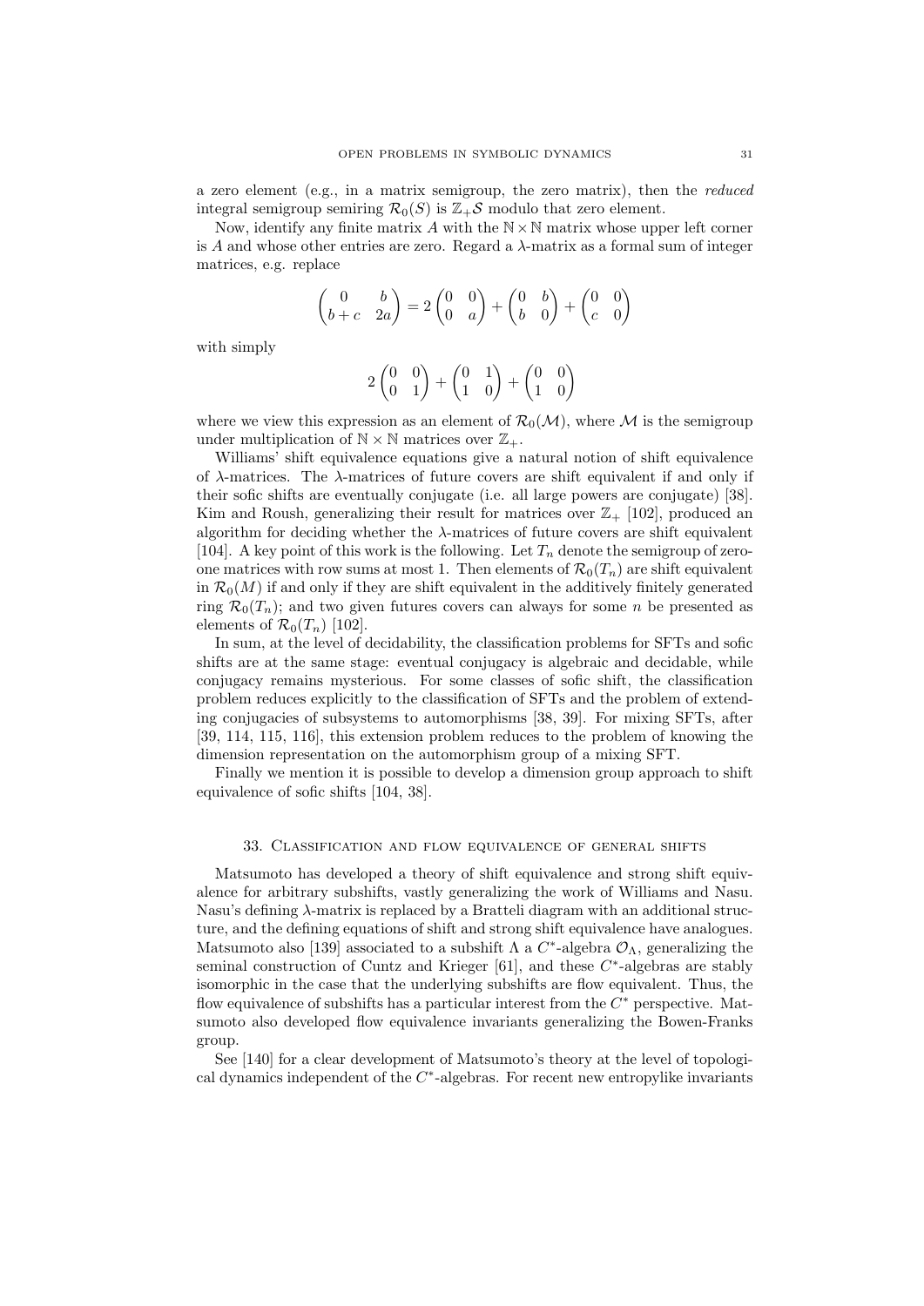a zero element (e.g., in a matrix semigroup, the zero matrix), then the *reduced* integral semigroup semiring $\mathcal{R}_0(S)$ is $\mathbb{Z}_+\mathcal{S}$ modulo that zero element.

Now, identify any finite matrix $A$ with the $\mathbb{N} \times \mathbb{N}$ matrix whose upper left corner is $A$ and whose other entries are zero. Regard a $\lambda$-matrix as a formal sum of integer matrices, e.g. replace

$$\begin{pmatrix} 0 & b \\ b+c & 2a \end{pmatrix} = 2\begin{pmatrix} 0 & 0 \\ 0 & a \end{pmatrix} + \begin{pmatrix} 0 & b \\ b & 0 \end{pmatrix} + \begin{pmatrix} 0 & 0 \\ c & 0 \end{pmatrix}$$

with simply

$$2\begin{pmatrix} 0 & 0 \\ 0 & 1 \end{pmatrix} + \begin{pmatrix} 0 & 1 \\ 1 & 0 \end{pmatrix} + \begin{pmatrix} 0 & 0 \\ 1 & 0 \end{pmatrix}$$

where we view this expression as an element of $\mathcal{R}_0(\mathcal{M})$, where $\mathcal{M}$ is the semigroup under multiplication of $\mathbb{N} \times \mathbb{N}$ matrices over $\mathbb{Z}_+$.

Williams' shift equivalence equations give a natural notion of shift equivalence of $\lambda$-matrices. The $\lambda$-matrices of future covers are shift equivalent if and only if their sofic shifts are eventually conjugate (i.e. all large powers are conjugate) [38]. Kim and Roush, generalizing their result for matrices over $\mathbb{Z}_+$ [102], produced an algorithm for deciding whether the $\lambda$-matrices of future covers are shift equivalent [104]. A key point of this work is the following. Let $T_n$ denote the semigroup of zero-one matrices with row sums at most 1. Then elements of $\mathcal{R}_0(T_n)$ are shift equivalent in $\mathcal{R}_0(M)$ if and only if they are shift equivalent in the additively finitely generated ring $\mathcal{R}_0(T_n)$; and two given futures covers can always for some $n$ be presented as elements of $\mathcal{R}_0(T_n)$ [102].

In sum, at the level of decidability, the classification problems for SFTs and sofic shifts are at the same stage: eventual conjugacy is algebraic and decidable, while conjugacy remains mysterious. For some classes of sofic shift, the classification problem reduces explicitly to the classification of SFTs and the problem of extending conjugacies of subsystems to automorphisms [38, 39]. For mixing SFTs, after [39, 114, 115, 116], this extension problem reduces to the problem of knowing the dimension representation on the automorphism group of a mixing SFT.

Finally we mention it is possible to develop a dimension group approach to shift equivalence of sofic shifts [104, 38].

## 33. Classification and flow equivalence of general shifts

Matsumoto has developed a theory of shift equivalence and strong shift equivalence for arbitrary subshifts, vastly generalizing the work of Williams and Nasu. Nasu's defining $\lambda$-matrix is replaced by a Bratteli diagram with an additional structure, and the defining equations of shift and strong shift equivalence have analogues. Matsumoto also [139] associated to a subshift $\Lambda$ a $C^*$-algebra $\mathcal{O}_\Lambda$, generalizing the seminal construction of Cuntz and Krieger [61], and these $C^*$-algebras are stably isomorphic in the case that the underlying subshifts are flow equivalent. Thus, the flow equivalence of subshifts has a particular interest from the $C^*$ perspective. Matsumoto also developed flow equivalence invariants generalizing the Bowen-Franks group.

See [140] for a clear development of Matsumoto's theory at the level of topological dynamics independent of the $C^*$-algebras. For recent new entropylike invariants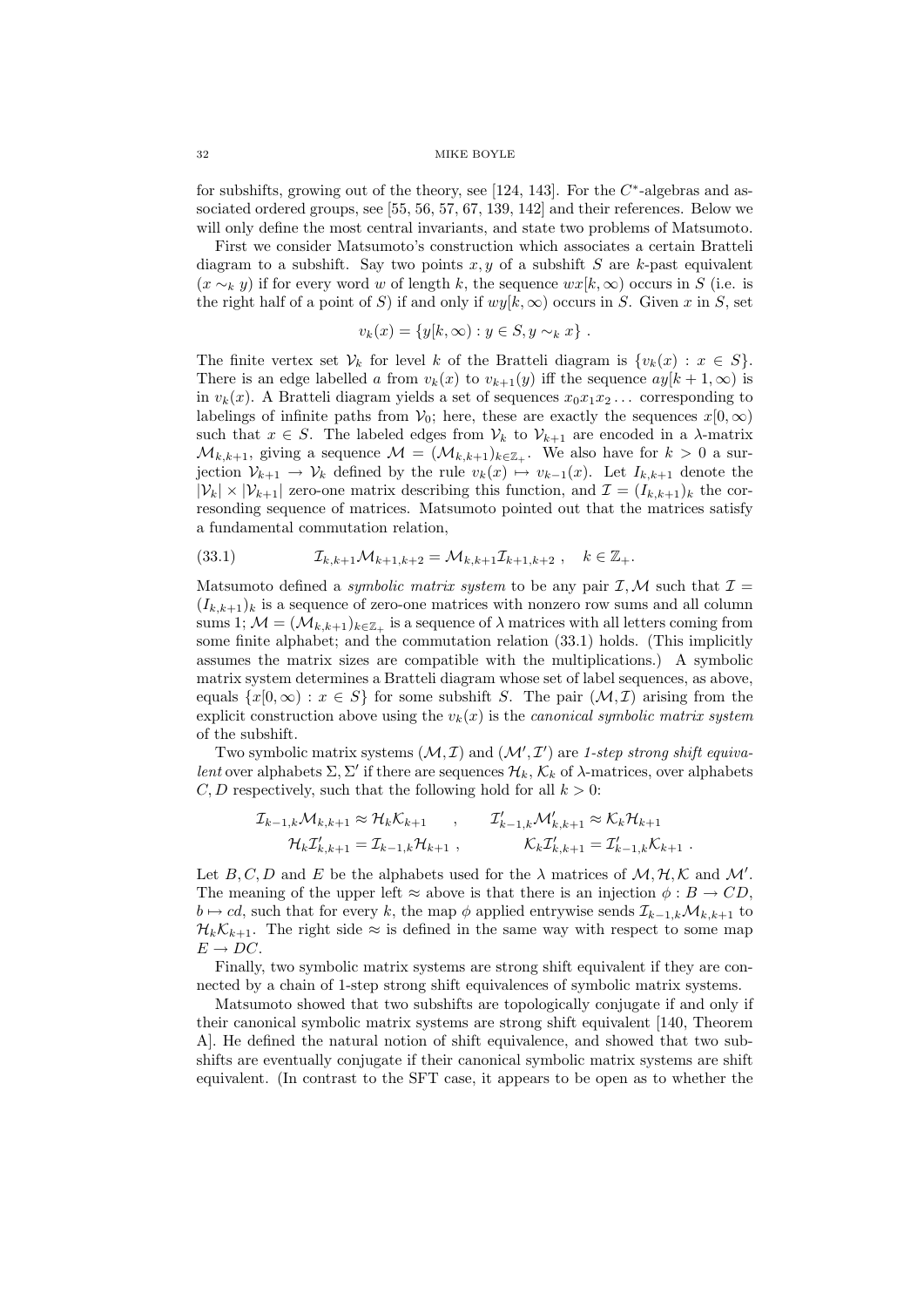for subshifts, growing out of the theory, see [124, 143]. For the $C^*$-algebras and associated ordered groups, see [55, 56, 57, 67, 139, 142] and their references. Below we will only define the most central invariants, and state two problems of Matsumoto.

First we consider Matsumoto's construction which associates a certain Bratteli diagram to a subshift. Say two points $x, y$ of a subshift $S$ are $k$-past equivalent ($x \sim_k y$) if for every word $w$ of length $k$, the sequence $wx[k, \infty)$ occurs in $S$ (i.e. is the right half of a point of $S$) if and only if $wy[k, \infty)$ occurs in $S$. Given $x$ in $S$, set

$$v_k(x) = \{y[k, \infty) : y \in S, y \sim_k x\} \ .$$

The finite vertex set $\mathcal{V}_k$ for level $k$ of the Bratteli diagram is $\{v_k(x) : x \in S\}$. There is an edge labelled $a$ from $v_k(x)$ to $v_{k+1}(y)$ iff the sequence $ay[k+1, \infty)$ is in $v_k(x)$. A Bratteli diagram yields a set of sequences $x_0x_1x_2\dots$ corresponding to labelings of infinite paths from $\mathcal{V}_0$; here, these are exactly the sequences $x[0, \infty)$ such that $x \in S$. The labeled edges from $\mathcal{V}_k$ to $\mathcal{V}_{k+1}$ are encoded in a $\lambda$-matrix $\mathcal{M}_{k,k+1}$, giving a sequence $\mathcal{M} = (\mathcal{M}_{k,k+1})_{k \in \mathbb{Z}_+}$. We also have for $k > 0$ a surjection $\mathcal{V}_{k+1} \to \mathcal{V}_k$ defined by the rule $v_k(x) \mapsto v_{k-1}(x)$. Let $I_{k,k+1}$ denote the $|\mathcal{V}_k| \times |\mathcal{V}_{k+1}|$ zero-one matrix describing this function, and $\mathcal{I} = (I_{k,k+1})_k$ the corresponding sequence of matrices. Matsumoto pointed out that the matrices satisfy a fundamental commutation relation,

$$\mathcal{I}_{k,k+1}\mathcal{M}_{k+1,k+2} = \mathcal{M}_{k,k+1}\mathcal{I}_{k+1,k+2} \ , \quad k \in \mathbb{Z}_+. \tag{33.1}$$

Matsumoto defined a *symbolic matrix system* to be any pair $\mathcal{I}, \mathcal{M}$ such that $\mathcal{I} = (I_{k,k+1})_k$ is a sequence of zero-one matrices with nonzero row sums and all column sums 1; $\mathcal{M} = (\mathcal{M}_{k,k+1})_{k \in \mathbb{Z}_+}$ is a sequence of $\lambda$ matrices with all letters coming from some finite alphabet; and the commutation relation (33.1) holds. (This implicitly assumes the matrix sizes are compatible with the multiplications.) A symbolic matrix system determines a Bratteli diagram whose set of label sequences, as above, equals $\{x[0, \infty) : x \in S\}$ for some subshift $S$. The pair $(\mathcal{M}, \mathcal{I})$ arising from the explicit construction above using the $v_k(x)$ is the *canonical symbolic matrix system* of the subshift.

Two symbolic matrix systems $(\mathcal{M}, \mathcal{I})$ and $(\mathcal{M}', \mathcal{I}')$ are *1-step strong shift equivalent* over alphabets $\Sigma, \Sigma'$ if there are sequences $\mathcal{H}_k, \mathcal{K}_k$ of $\lambda$-matrices, over alphabets $C, D$ respectively, such that the following hold for all $k > 0$:

$$\begin{aligned} \mathcal{I}_{k-1,k}\mathcal{M}_{k,k+1} &\approx \mathcal{H}_k\mathcal{K}_{k+1} \quad , \qquad & \mathcal{I}'_{k-1,k}\mathcal{M}'_{k,k+1} &\approx \mathcal{K}_k\mathcal{H}_{k+1} \\ \mathcal{H}_k\mathcal{I}'_{k,k+1} &= \mathcal{I}_{k-1,k}\mathcal{H}_{k+1} \ , & \mathcal{K}_k\mathcal{I}_{k,k+1} &= \mathcal{I}'_{k-1,k}\mathcal{K}_{k+1} \ . \end{aligned}$$

Let $B, C, D$ and $E$ be the alphabets used for the $\lambda$ matrices of $\mathcal{M}, \mathcal{H}, \mathcal{K}$ and $\mathcal{M}'$. The meaning of the upper left $\approx$ above is that there is an injection $\phi : B \to CD$, $b \mapsto cd$, such that for every $k$, the map $\phi$ applied entrywise sends $\mathcal{I}_{k-1,k}\mathcal{M}_{k,k+1}$ to $\mathcal{H}_k\mathcal{K}_{k+1}$. The right side $\approx$ is defined in the same way with respect to some map $E \to DC$.

Finally, two symbolic matrix systems are strong shift equivalent if they are connected by a chain of 1-step strong shift equivalences of symbolic matrix systems.

Matsumoto showed that two subshifts are topologically conjugate if and only if their canonical symbolic matrix systems are strong shift equivalent [140, Theorem A]. He defined the natural notion of shift equivalence, and showed that two subshifts are eventually conjugate if their canonical symbolic matrix systems are shift equivalent. (In contrast to the SFT case, it appears to be open as to whether the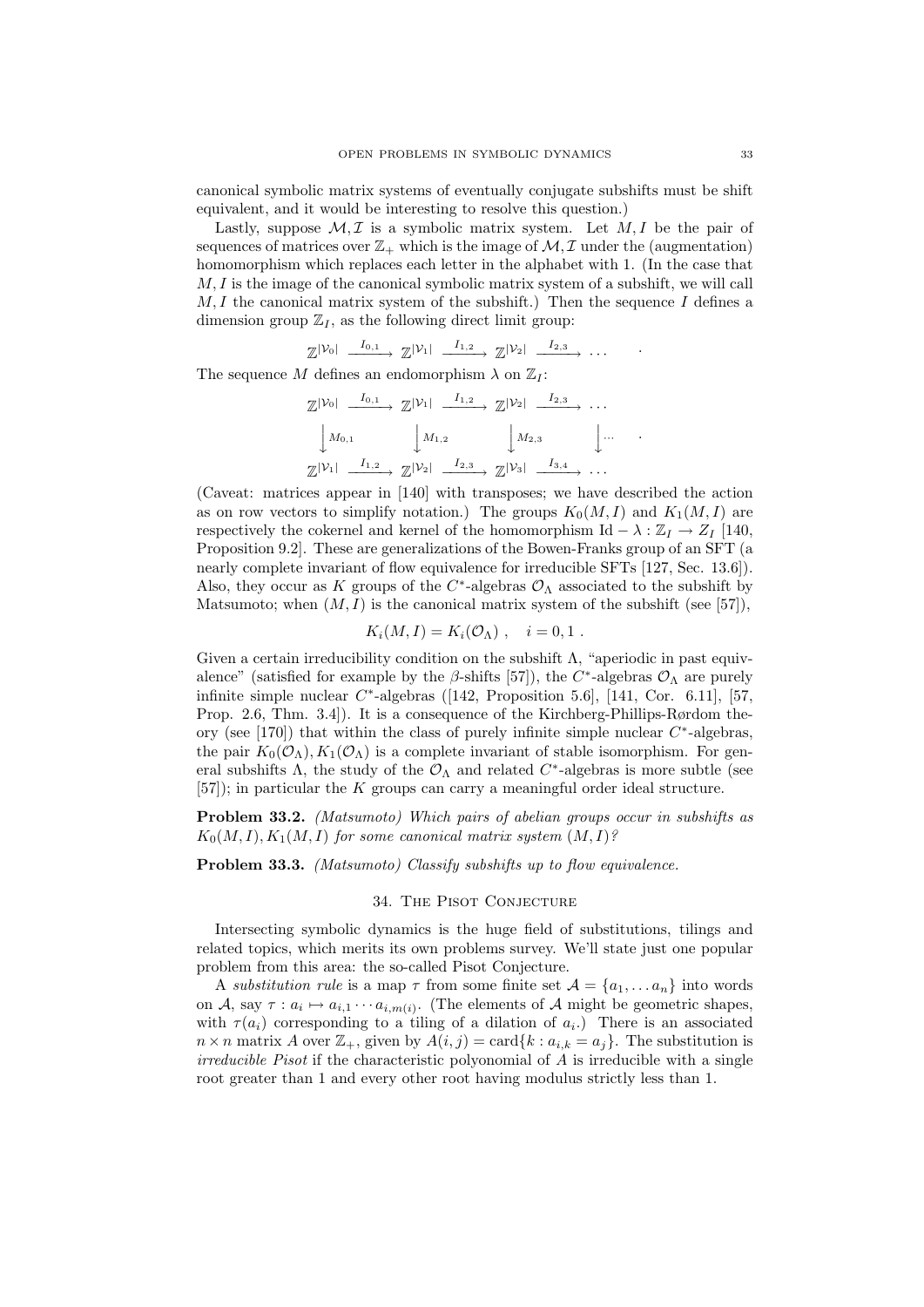canonical symbolic matrix systems of eventually conjugate subshifts must be shift equivalent, and it would be interesting to resolve this question.)

Lastly, suppose $\mathcal{M}, \mathcal{I}$ is a symbolic matrix system. Let $M, I$ be the pair of sequences of matrices over $\mathbb{Z}_+$ which is the image of $\mathcal{M}, \mathcal{I}$ under the (augmentation) homomorphism which replaces each letter in the alphabet with 1. (In the case that $M, I$ is the image of the canonical symbolic matrix system of a subshift, we will call $M, I$ the canonical matrix system of the subshift.) Then the sequence $I$ defines a dimension group $\mathbb{Z}_I$, as the following direct limit group:

$$\mathbb{Z}^{|\mathcal{V}_0|} \xrightarrow{I_{0,1}} \mathbb{Z}^{|\mathcal{V}_1|} \xrightarrow{I_{1,2}} \mathbb{Z}^{|\mathcal{V}_2|} \xrightarrow{I_{2,3}} \cdots .$$

The sequence $M$ defines an endomorphism $\lambda$ on $\mathbb{Z}_I$:

$$\begin{array}{ccccccc}
\mathbb{Z}^{|\mathcal{V}_0|} & \xrightarrow{I_{0,1}} & \mathbb{Z}^{|\mathcal{V}_1|} & \xrightarrow{I_{1,2}} & \mathbb{Z}^{|\mathcal{V}_2|} & \xrightarrow{I_{2,3}} & \cdots \\
\downarrow M_{0,1} & & \downarrow M_{1,2} & & \downarrow M_{2,3} & & \downarrow \cdots \\
\mathbb{Z}^{|\mathcal{V}_1|} & \xrightarrow{I_{1,2}} & \mathbb{Z}^{|\mathcal{V}_2|} & \xrightarrow{I_{2,3}} & \mathbb{Z}^{|\mathcal{V}_3|} & \xrightarrow{I_{3,4}} & \cdots
\end{array} .$$

(Caveat: matrices appear in [140] with transposes; we have described the action as on row vectors to simplify notation.) The groups $K_0(M, I)$ and $K_1(M, I)$ are respectively the cokernel and kernel of the homomorphism $\mathrm{Id} - \lambda : \mathbb{Z}_I \to Z_I$ [140, Proposition 9.2]. These are generalizations of the Bowen-Franks group of an SFT (a nearly complete invariant of flow equivalence for irreducible SFTs [127, Sec. 13.6]). Also, they occur as $K$ groups of the $C^*$-algebras $\mathcal{O}_\Lambda$ associated to the subshift by Matsumoto; when $(M, I)$ is the canonical matrix system of the subshift (see [57]),

$$K_i(M, I) = K_i(\mathcal{O}_\Lambda) , \quad i = 0, 1 .$$

Given a certain irreducibility condition on the subshift $\Lambda$, "aperiodic in past equivalence" (satisfied for example by the $\beta$-shifts [57]), the $C^*$-algebras $\mathcal{O}_\Lambda$ are purely infinite simple nuclear $C^*$-algebras ([142, Proposition 5.6], [141, Cor. 6.11], [57, Prop. 2.6, Thm. 3.4]). It is a consequence of the Kirchberg-Phillips-Rørdom theory (see [170]) that within the class of purely infinite simple nuclear $C^*$-algebras, the pair $K_0(\mathcal{O}_\Lambda), K_1(\mathcal{O}_\Lambda)$ is a complete invariant of stable isomorphism. For general subshifts $\Lambda$, the study of the $\mathcal{O}_\Lambda$ and related $C^*$-algebras is more subtle (see [57]); in particular the $K$ groups can carry a meaningful order ideal structure.

**Problem 33.2.** *(Matsumoto) Which pairs of abelian groups occur in subshifts as $K_0(M, I), K_1(M, I)$ for some canonical matrix system $(M, I)$?*

**Problem 33.3.** *(Matsumoto) Classify subshifts up to flow equivalence.*

## 34. The Pisot Conjecture

Intersecting symbolic dynamics is the huge field of substitutions, tilings and related topics, which merits its own problems survey. We'll state just one popular problem from this area: the so-called Pisot Conjecture.

A *substitution rule* is a map $\tau$ from some finite set $\mathcal{A} = \{a_1, \dots a_n\}$ into words on $\mathcal{A}$, say $\tau : a_i \mapsto a_{i,1} \cdots a_{i,m(i)}$. (The elements of $\mathcal{A}$ might be geometric shapes, with $\tau(a_i)$ corresponding to a tiling of a dilation of $a_i$.) There is an associated $n \times n$ matrix $A$ over $\mathbb{Z}_+$, given by $A(i, j) = \mathrm{card}\{k : a_{i,k} = a_j\}$. The substitution is *irreducible Pisot* if the characteristic polyonomial of $A$ is irreducible with a single root greater than 1 and every other root having modulus strictly less than 1.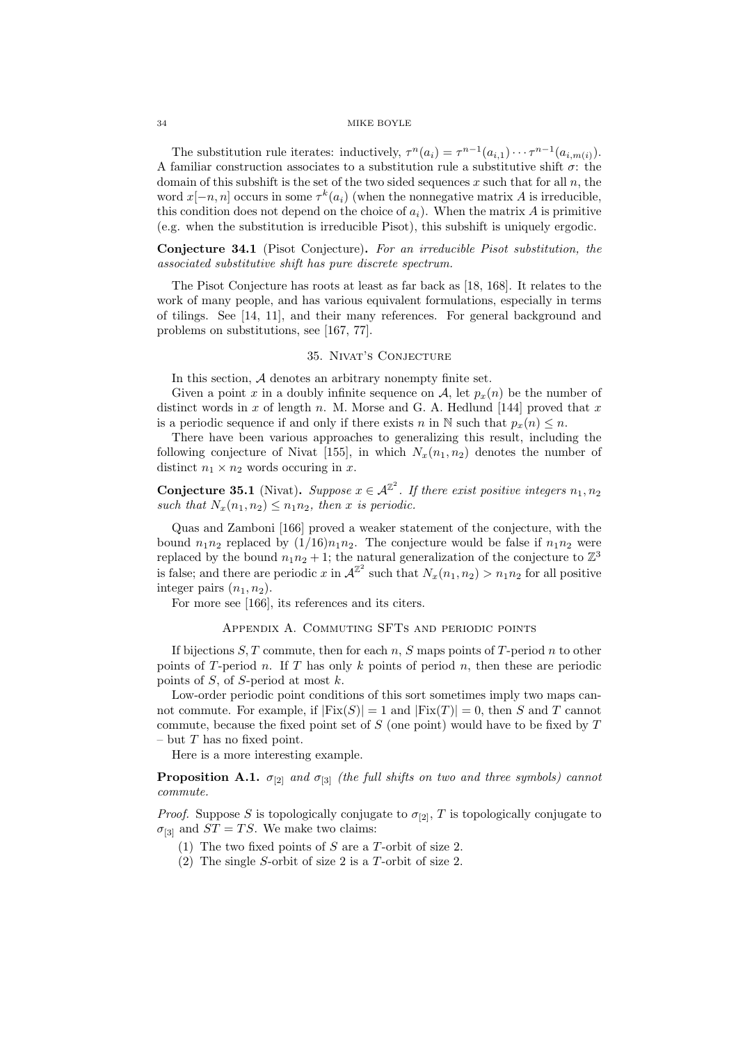The substitution rule iterates: inductively, $\tau^n(a_i) = \tau^{n-1}(a_{i,1}) \cdots \tau^{n-1}(a_{i,m(i)})$. A familiar construction associates to a substitution rule a substitutive shift $\sigma$: the domain of this subshift is the set of the two sided sequences $x$ such that for all $n$, the word $x[-n,n]$ occurs in some $\tau^k(a_i)$ (when the nonnegative matrix $A$ is irreducible, this condition does not depend on the choice of $a_i$). When the matrix $A$ is primitive (e.g. when the substitution is irreducible Pisot), this subshift is uniquely ergodic.

**Conjecture 34.1** (Pisot Conjecture)**.** *For an irreducible Pisot substitution, the associated substitutive shift has pure discrete spectrum.*

The Pisot Conjecture has roots at least as far back as [18, 168]. It relates to the work of many people, and has various equivalent formulations, especially in terms of tilings. See [14, 11], and their many references. For general background and problems on substitutions, see [167, 77].

## 35. Nivat's Conjecture

In this section, $\mathcal{A}$ denotes an arbitrary nonempty finite set.

Given a point $x$ in a doubly infinite sequence on $\mathcal{A}$, let $p_x(n)$ be the number of distinct words in $x$ of length $n$. M. Morse and G. A. Hedlund [144] proved that $x$ is a periodic sequence if and only if there exists $n$ in $\mathbb{N}$ such that $p_x(n) \leq n$.

There have been various approaches to generalizing this result, including the following conjecture of Nivat [155], in which $N_x(n_1, n_2)$ denotes the number of distinct $n_1 \times n_2$ words occuring in $x$.

**Conjecture 35.1** (Nivat)**.** *Suppose $x \in \mathcal{A}^{\mathbb{Z}^2}$. If there exist positive integers $n_1, n_2$ such that $N_x(n_1, n_2) \leq n_1 n_2$, then $x$ is periodic.*

Quas and Zamboni [166] proved a weaker statement of the conjecture, with the bound $n_1 n_2$ replaced by $(1/16)n_1 n_2$. The conjecture would be false if $n_1 n_2$ were replaced by the bound $n_1 n_2 + 1$; the natural generalization of the conjecture to $\mathbb{Z}^3$ is false; and there are periodic $x$ in $\mathcal{A}^{\mathbb{Z}^2}$ such that $N_x(n_1, n_2) > n_1 n_2$ for all positive integer pairs $(n_1, n_2)$.

For more see [166], its references and its citers.

## Appendix A. Commuting SFTs and periodic points

If bijections $S, T$ commute, then for each $n$, $S$ maps points of $T$-period $n$ to other points of $T$-period $n$. If $T$ has only $k$ points of period $n$, then these are periodic points of $S$, of $S$-period at most $k$.

Low-order periodic point conditions of this sort sometimes imply two maps cannot commute. For example, if $|\mathrm{Fix}(S)| = 1$ and $|\mathrm{Fix}(T)| = 0$, then $S$ and $T$ cannot commute, because the fixed point set of $S$ (one point) would have to be fixed by $T$ – but $T$ has no fixed point.

Here is a more interesting example.

**Proposition A.1.** *$\sigma_{[2]}$ and $\sigma_{[3]}$ (the full shifts on two and three symbols) cannot commute.*

*Proof.* Suppose $S$ is topologically conjugate to $\sigma_{[2]}$, $T$ is topologically conjugate to $\sigma_{[3]}$ and $ST = TS$. We make two claims:

1. The two fixed points of $S$ are a $T$-orbit of size 2.
2. The single $S$-orbit of size 2 is a $T$-orbit of size 2.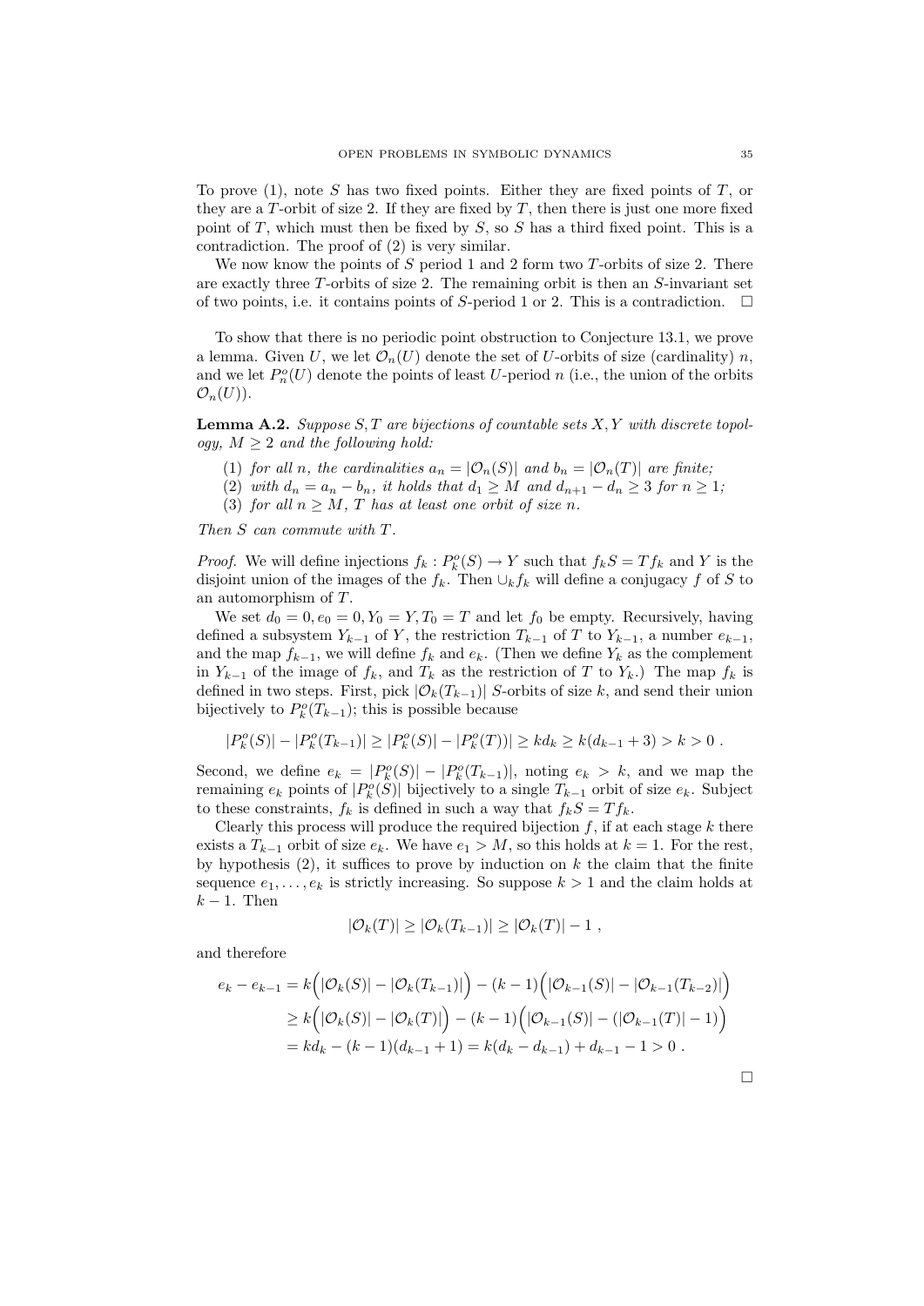To prove (1), note $S$ has two fixed points. Either they are fixed points of $T$, or they are a $T$-orbit of size 2. If they are fixed by $T$, then there is just one more fixed point of $T$, which must then be fixed by $S$, so $S$ has a third fixed point. This is a contradiction. The proof of (2) is very similar.

We now know the points of $S$ period 1 and 2 form two $T$-orbits of size 2. There are exactly three $T$-orbits of size 2. The remaining orbit is then an $S$-invariant set of two points, i.e. it contains points of $S$-period 1 or 2. This is a contradiction. $\square$

To show that there is no periodic point obstruction to Conjecture 13.1, we prove a lemma. Given $U$, we let $\mathcal{O}_n(U)$ denote the set of $U$-orbits of size (cardinality) $n$, and we let $P_n^o(U)$ denote the points of least $U$-period $n$ (i.e., the union of the orbits $\mathcal{O}_n(U)$).

**Lemma A.2.** *Suppose $S, T$ are bijections of countable sets $X, Y$ with discrete topology, $M \geq 2$ and the following hold:*

1. *for all $n$, the cardinalities $a_n = |\mathcal{O}_n(S)|$ and $b_n = |\mathcal{O}_n(T)|$ are finite;*
2. *with $d_n = a_n - b_n$, it holds that $d_1 \geq M$ and $d_{n+1} - d_n \geq 3$ for $n \geq 1$;*
3. *for all $n \geq M$, $T$ has at least one orbit of size $n$.*

*Then $S$ can commute with $T$.*

*Proof.* We will define injections $f_k : P_k^o(S) \to Y$ such that $f_k S = T f_k$ and $Y$ is the disjoint union of the images of the $f_k$. Then $\cup_k f_k$ will define a conjugacy $f$ of $S$ to an automorphism of $T$.

We set $d_0 = 0, e_0 = 0, Y_0 = Y, T_0 = T$ and let $f_0$ be empty. Recursively, having defined a subsystem $Y_{k-1}$ of $Y$, the restriction $T_{k-1}$ of $T$ to $Y_{k-1}$, a number $e_{k-1}$, and the map $f_{k-1}$, we will define $f_k$ and $e_k$. (Then we define $Y_k$ as the complement in $Y_{k-1}$ of the image of $f_k$, and $T_k$ as the restriction of $T$ to $Y_k$.) The map $f_k$ is defined in two steps. First, pick $|\mathcal{O}_k(T_{k-1})|$ $S$-orbits of size $k$, and send their union bijectively to $P_k^o(T_{k-1})$; this is possible because

$$|P_k^o(S)| - |P_k^o(T_{k-1})| \geq |P_k^o(S)| - |P_k^o(T))| \geq kd_k \geq k(d_{k-1} + 3) > k > 0 \ .$$

Second, we define $e_k = |P_k^o(S)| - |P_k^o(T_{k-1})|$, noting $e_k > k$, and we map the remaining $e_k$ points of $|P_k^o(S)|$ bijectively to a single $T_{k-1}$ orbit of size $e_k$. Subject to these constraints, $f_k$ is defined in such a way that $f_k S = T f_k$.

Clearly this process will produce the required bijection $f$, if at each stage $k$ there exists a $T_{k-1}$ orbit of size $e_k$. We have $e_1 > M$, so this holds at $k = 1$. For the rest, by hypothesis (2), it suffices to prove by induction on $k$ the claim that the finite sequence $e_1, \dots, e_k$ is strictly increasing. So suppose $k > 1$ and the claim holds at $k - 1$. Then

$$|\mathcal{O}_k(T)| \geq |\mathcal{O}_k(T_{k-1})| \geq |\mathcal{O}_k(T)| - 1 \ ,$$

and therefore

$$\begin{aligned}
e_k - e_{k-1} &= k\Big(|\mathcal{O}_k(S)| - |\mathcal{O}_k(T_{k-1})|\Big) - (k-1)\Big(|\mathcal{O}_{k-1}(S)| - |\mathcal{O}_{k-1}(T_{k-2})|\Big) \\
&\geq k\Big(|\mathcal{O}_k(S)| - |\mathcal{O}_k(T)|\Big) - (k-1)\Big(|\mathcal{O}_{k-1}(S)| - (|\mathcal{O}_{k-1}(T)| - 1)\Big) \\
&= kd_k - (k-1)(d_{k-1} + 1) = k(d_k - d_{k-1}) + d_{k-1} - 1 > 0 \ .
\end{aligned}$$

$\square$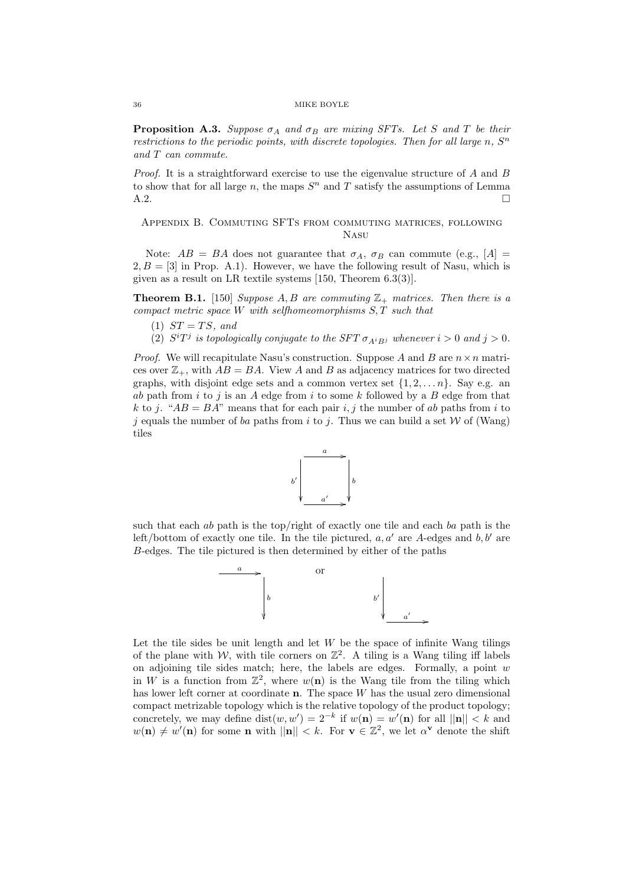**Proposition A.3.** *Suppose $\sigma_A$ and $\sigma_B$ are mixing SFTs. Let $S$ and $T$ be their restrictions to the periodic points, with discrete topologies. Then for all large $n$, $S^n$ and $T$ can commute.*

*Proof.* It is a straightforward exercise to use the eigenvalue structure of $A$ and $B$ to show that for all large $n$, the maps $S^n$ and $T$ satisfy the assumptions of Lemma A.2. $\square$

## Appendix B. Commuting SFTs from commuting matrices, following Nasu

Note: $AB = BA$ does not guarantee that $\sigma_A$, $\sigma_B$ can commute (e.g., $[A] = 2, B = [3]$ in Prop. A.1). However, we have the following result of Nasu, which is given as a result on LR textile systems [150, Theorem 6.3(3)].

**Theorem B.1.** [150] *Suppose $A, B$ are commuting $\mathbb{Z}_+$ matrices. Then there is a compact metric space $W$ with selfhomeomorphisms $S, T$ such that*

1. *$ST = TS$, and*
2. *$S^iT^j$ is topologically conjugate to the SFT $\sigma_{A^iB^j}$ whenever $i > 0$ and $j > 0$.*

*Proof.* We will recapitulate Nasu's construction. Suppose $A$ and $B$ are $n \times n$ matrices over $\mathbb{Z}_+$, with $AB = BA$. View $A$ and $B$ as adjacency matrices for two directed graphs, with disjoint edge sets and a common vertex set $\{1, 2, \dots n\}$. Say e.g. an $ab$ path from $i$ to $j$ is an $A$ edge from $i$ to some $k$ followed by a $B$ edge from that $k$ to $j$. "$AB = BA$" means that for each pair $i, j$ the number of $ab$ paths from $i$ to $j$ equals the number of $ba$ paths from $i$ to $j$. Thus we can build a set $\mathcal{W}$ of (Wang) tiles

[Figure: a square tile with top edge $a$ (arrow pointing right), right edge $b$ (arrow pointing down), left edge $b'$ (arrow pointing down), bottom edge $a'$ (arrow pointing right)]

such that each $ab$ path is the top/right of exactly one tile and each $ba$ path is the left/bottom of exactly one tile. In the tile pictured, $a, a'$ are $A$-edges and $b, b'$ are $B$-edges. The tile pictured is then determined by either of the paths

[Figure: path $a$ (right arrow) followed by $b$ (down arrow), or path $b'$ (down arrow) followed by $a'$ (right arrow)]

Let the tile sides be unit length and let $W$ be the space of infinite Wang tilings of the plane with $\mathcal{W}$, with tile corners on $\mathbb{Z}^2$. A tiling is a Wang tiling iff labels on adjoining tile sides match; here, the labels are edges. Formally, a point $w$ in $W$ is a function from $\mathbb{Z}^2$, where $w(\mathbf{n})$ is the Wang tile from the tiling which has lower left corner at coordinate $\mathbf{n}$. The space $W$ has the usual zero dimensional compact metrizable topology which is the relative topology of the product topology; concretely, we may define $\text{dist}(w, w') = 2^{-k}$ if $w(\mathbf{n}) = w'(\mathbf{n})$ for all $||\mathbf{n}|| < k$ and $w(\mathbf{n}) \neq w'(\mathbf{n})$ for some $\mathbf{n}$ with $||\mathbf{n}|| < k$. For $\mathbf{v} \in \mathbb{Z}^2$, we let $\alpha^{\mathbf{v}}$ denote the shift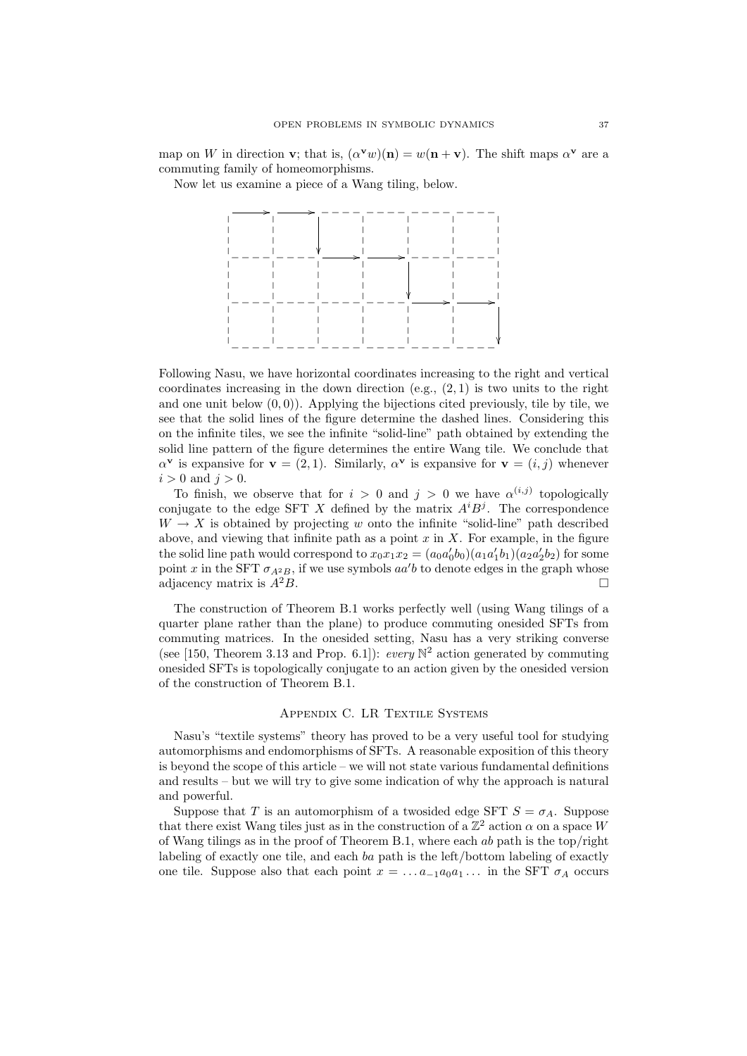map on $W$ in direction $\mathbf{v}$; that is, $(\alpha^{\mathbf{v}}w)(\mathbf{n}) = w(\mathbf{n}+\mathbf{v})$. The shift maps $\alpha^{\mathbf{v}}$ are a commuting family of homeomorphisms.

Now let us examine a piece of a Wang tiling, below.

Following Nasu, we have horizontal coordinates increasing to the right and vertical coordinates increasing in the down direction (e.g., $(2,1)$ is two units to the right and one unit below $(0,0)$). Applying the bijections cited previously, tile by tile, we see that the solid lines of the figure determine the dashed lines. Considering this on the infinite tiles, we see the infinite "solid-line" path obtained by extending the solid line pattern of the figure determines the entire Wang tile. We conclude that $\alpha^{\mathbf{v}}$ is expansive for $\mathbf{v} = (2,1)$. Similarly, $\alpha^{\mathbf{v}}$ is expansive for $\mathbf{v} = (i,j)$ whenever $i > 0$ and $j > 0$.

To finish, we observe that for $i > 0$ and $j > 0$ we have $\alpha^{(i,j)}$ topologically conjugate to the edge SFT $X$ defined by the matrix $A^iB^j$. The correspondence $W \to X$ is obtained by projecting $w$ onto the infinite "solid-line" path described above, and viewing that infinite path as a point $x$ in $X$. For example, in the figure the solid line path would correspond to $x_0x_1x_2 = (a_0a_0'b_0)(a_1a_1'b_1)(a_2a_2'b_2)$ for some point $x$ in the SFT $\sigma_{A^2B}$, if we use symbols $aa'b$ to denote edges in the graph whose adjacency matrix is $A^2B$. □

The construction of Theorem B.1 works perfectly well (using Wang tilings of a quarter plane rather than the plane) to produce commuting onesided SFTs from commuting matrices. In the onesided setting, Nasu has a very striking converse (see [150, Theorem 3.13 and Prop. 6.1]): *every* $\mathbb{N}^2$ action generated by commuting onesided SFTs is topologically conjugate to an action given by the onesided version of the construction of Theorem B.1.

## Appendix C. LR Textile Systems

Nasu's "textile systems" theory has proved to be a very useful tool for studying automorphisms and endomorphisms of SFTs. A reasonable exposition of this theory is beyond the scope of this article – we will not state various fundamental definitions and results – but we will try to give some indication of why the approach is natural and powerful.

Suppose that $T$ is an automorphism of a twosided edge SFT $S = \sigma_A$. Suppose that there exist Wang tiles just as in the construction of a $\mathbb{Z}^2$ action $\alpha$ on a space $W$ of Wang tilings as in the proof of Theorem B.1, where each $ab$ path is the top/right labeling of exactly one tile, and each $ba$ path is the left/bottom labeling of exactly one tile. Suppose also that each point $x = \dots a_{-1}a_0a_1\dots$ in the SFT $\sigma_A$ occurs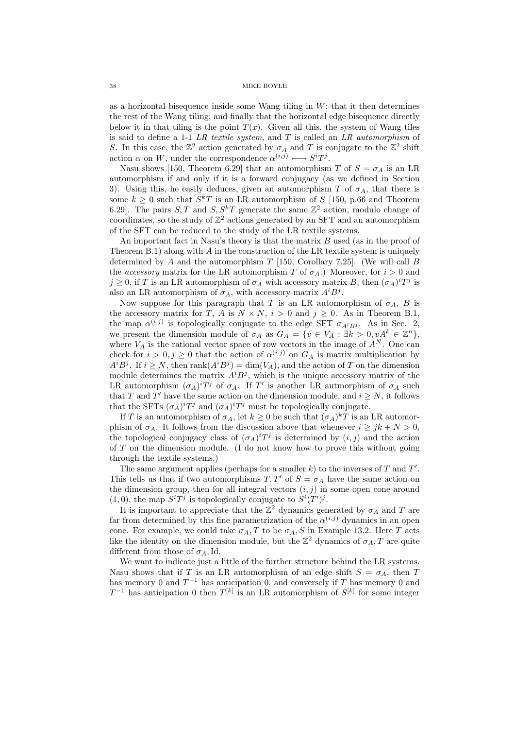as a horizontal bisequence inside some Wang tiling in $W$; that it then determines the rest of the Wang tiling; and finally that the horizontal edge bisequence directly below it in that tiling is the point $T(x)$. Given all this, the system of Wang tiles is said to define a 1-1 *LR textile system*, and $T$ is called an *LR automorphism* of $S$. In this case, the $\mathbb{Z}^2$ action generated by $\sigma_A$ and $T$ is conjugate to the $\mathbb{Z}^2$ shift action $\alpha$ on $W$, under the correspondence $\alpha^{(i,j)} \longleftrightarrow S^iT^j$.

Nasu shows [150, Theorem 6.29] that an automorphism $T$ of $S = \sigma_A$ is an LR automorphism if and only if it is a forward conjugacy (as we defined in Section 3). Using this, he easily deduces, given an automorphism $T$ of $\sigma_A$, that there is some $k \geq 0$ such that $S^kT$ is an LR automorphism of $S$ [150, p.66 and Theorem 6.29]. The pairs $S, T$ and $S, S^kT$ generate the same $\mathbb{Z}^2$ action, modulo change of coordinates, so the study of $\mathbb{Z}^2$ actions generated by an SFT and an automorphism of the SFT can be reduced to the study of the LR textile systems.

An important fact in Nasu's theory is that the matrix $B$ used (as in the proof of Theorem B.1) along with $A$ in the construction of the LR textile system is uniquely determined by $A$ and the automorphism $T$ [150, Corollary 7.25]. (We will call $B$ the *accessory* matrix for the LR automorphism $T$ of $\sigma_A$.) Moreover, for $i > 0$ and $j \geq 0$, if $T$ is an LR automorphism of $\sigma_A$ with accessory matrix $B$, then $(\sigma_A)^iT^j$ is also an LR automorphism of $\sigma_A$, with accessory matrix $A^iB^j$.

Now suppose for this paragraph that $T$ is an LR automorphism of $\sigma_A$, $B$ is the accessory matrix for $T$, $A$ is $N \times N$, $i > 0$ and $j \geq 0$. As in Theorem B.1, the map $\alpha^{(i,j)}$ is topologically conjugate to the edge SFT $\sigma_{A^iB^j}$. As in Sec. 2, we present the dimension module of $\sigma_A$ as $G_A = \{v \in V_A : \exists k > 0, vA^k \in \mathbb{Z}^n\}$, where $V_A$ is the rational vector space of row vectors in the image of $A^N$. One can check for $i > 0, j \geq 0$ that the action of $\alpha^{(i,j)}$ on $G_A$ is matrix multiplication by $A^iB^j$. If $i \geq N$, then $\text{rank}(A^iB^j) = \dim(V_A)$, and the action of $T$ on the dimension module determines the matrix $A^iB^j$, which is the unique accessory matrix of the LR automorphism $(\sigma_A)^iT^j$ of $\sigma_A$. If $T'$ is another LR autmorphism of $\sigma_A$ such that $T$ and $T'$ have the same action on the dimension module, and $i \geq N$, it follows that the SFTs $(\sigma_A)^iT^j$ and $(\sigma_A)^iT^j$ must be topologically conjugate.

If $T$ is an automorphism of $\sigma_A$, let $k \geq 0$ be such that $(\sigma_A)^kT$ is an LR automorphism of $\sigma_A$. It follows from the discussion above that whenever $i \geq jk + N > 0$, the topological conjugacy class of $(\sigma_A)^iT^j$ is determined by $(i, j)$ and the action of $T$ on the dimension module. (I do not know how to prove this without going through the textile systems.)

The same argument applies (perhaps for a smaller $k$) to the inverses of $T$ and $T'$. This tells us that if two automorphisms $T, T'$ of $S = \sigma_A$ have the same action on the dimension group, then for all integral vectors $(i, j)$ in some open cone around $(1, 0)$, the map $S^iT^j$ is topologically conjugate to $S^i(T')^j$.

It is important to appreciate that the $\mathbb{Z}^2$ dynamics generated by $\sigma_A$ and $T$ are far from determined by this fine parametrization of the $\alpha^{(i,j)}$ dynamics in an open cone. For example, we could take $\sigma_A, T$ to be $\sigma_A, S$ in Example 13.2. Here $T$ acts like the identity on the dimension module, but the $\mathbb{Z}^2$ dynamics of $\sigma_A, T$ are quite different from those of $\sigma_A, \text{Id}$.

We want to indicate just a little of the further structure behind the LR systems. Nasu shows that if $T$ is an LR automorphism of an edge shift $S = \sigma_A$, then $T$ has memory 0 and $T^{-1}$ has anticipation 0, and conversely if $T$ has memory 0 and $T^{-1}$ has anticipation 0 then $T^{[k]}$ is an LR automorphism of $S^{[k]}$ for some integer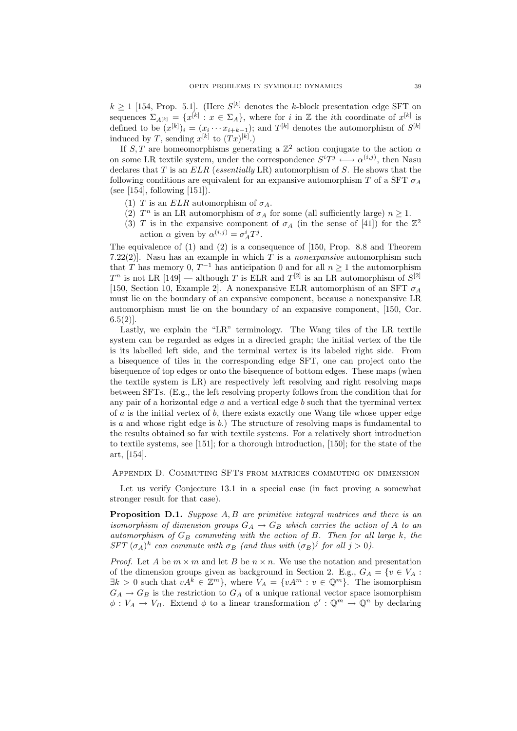$k \geq 1$ [154, Prop. 5.1]. (Here $S^{[k]}$ denotes the $k$-block presentation edge SFT on sequences $\Sigma_{A^{[k]}} = \{x^{[k]} : x \in \Sigma_A\}$, where for $i$ in $\mathbb{Z}$ the $i$th coordinate of $x^{[k]}$ is defined to be $(x^{[k]})_i = (x_i \cdots x_{i+k-1})$; and $T^{[k]}$ denotes the automorphism of $S^{[k]}$ induced by $T$, sending $x^{[k]}$ to $(Tx)^{[k]}$.)

If $S, T$ are homeomorphisms generating a $\mathbb{Z}^2$ action conjugate to the action $\alpha$ on some LR textile system, under the correspondence $S^i T^j \longleftrightarrow \alpha^{(i,j)}$, then Nasu declares that $T$ is an *ELR* (*essentially* LR) automorphism of $S$. He shows that the following conditions are equivalent for an expansive automorphism $T$ of a SFT $\sigma_A$ (see [154], following [151]).

1. $T$ is an *ELR* automorphism of $\sigma_A$.
2. $T^n$ is an LR automorphism of $\sigma_A$ for some (all sufficiently large) $n \geq 1$.
3. $T$ is in the expansive component of $\sigma_A$ (in the sense of [41]) for the $\mathbb{Z}^2$ action $\alpha$ given by $\alpha^{(i,j)} = \sigma_A^i T^j$.

The equivalence of (1) and (2) is a consequence of [150, Prop. 8.8 and Theorem 7.22(2)]. Nasu has an example in which $T$ is a *nonexpansive* automorphism such that $T$ has memory 0, $T^{-1}$ has anticipation 0 and for all $n \geq 1$ the automorphism $T^n$ is not LR [149] — although $T$ is ELR and $T^{[2]}$ is an LR automorphism of $S^{[2]}$ [150, Section 10, Example 2]. A nonexpansive ELR automorphism of an SFT $\sigma_A$ must lie on the boundary of an expansive component, because a nonexpansive LR automorphism must lie on the boundary of an expansive component, [150, Cor. 6.5(2)].

Lastly, we explain the "LR" terminology. The Wang tiles of the LR textile system can be regarded as edges in a directed graph; the initial vertex of the tile is its labelled left side, and the terminal vertex is its labeled right side. From a bisequence of tiles in the corresponding edge SFT, one can project onto the bisequence of top edges or onto the bisequence of bottom edges. These maps (when the textile system is LR) are respectively left resolving and right resolving maps between SFTs. (E.g., the left resolving property follows from the condition that for any pair of a horizontal edge $a$ and a vertical edge $b$ such that the tyerminal vertex of $a$ is the initial vertex of $b$, there exists exactly one Wang tile whose upper edge is $a$ and whose right edge is $b$.) The structure of resolving maps is fundamental to the results obtained so far with textile systems. For a relatively short introduction to textile systems, see [151]; for a thorough introduction, [150]; for the state of the art, [154].

## Appendix D. Commuting SFTs from matrices commuting on dimension

Let us verify Conjecture 13.1 in a special case (in fact proving a somewhat stronger result for that case).

**Proposition D.1.** *Suppose $A, B$ are primitive integral matrices and there is an isomorphism of dimension groups $G_A \to G_B$ which carries the action of $A$ to an automorphism of $G_B$ commuting with the action of $B$. Then for all large $k$, the SFT $(\sigma_A)^k$ can commute with $\sigma_B$ (and thus with $(\sigma_B)^j$ for all $j > 0$).*

*Proof.* Let $A$ be $m \times m$ and let $B$ be $n \times n$. We use the notation and presentation of the dimension groups given as background in Section 2. E.g., $G_A = \{v \in V_A : \exists k > 0 \text{ such that } vA^k \in \mathbb{Z}^m\}$, where $V_A = \{vA^m : v \in \mathbb{Q}^m\}$. The isomorphism $G_A \to G_B$ is the restriction to $G_A$ of a unique rational vector space isomorphism $\phi : V_A \to V_B$. Extend $\phi$ to a linear transformation $\phi' : \mathbb{Q}^m \to \mathbb{Q}^n$ by declaring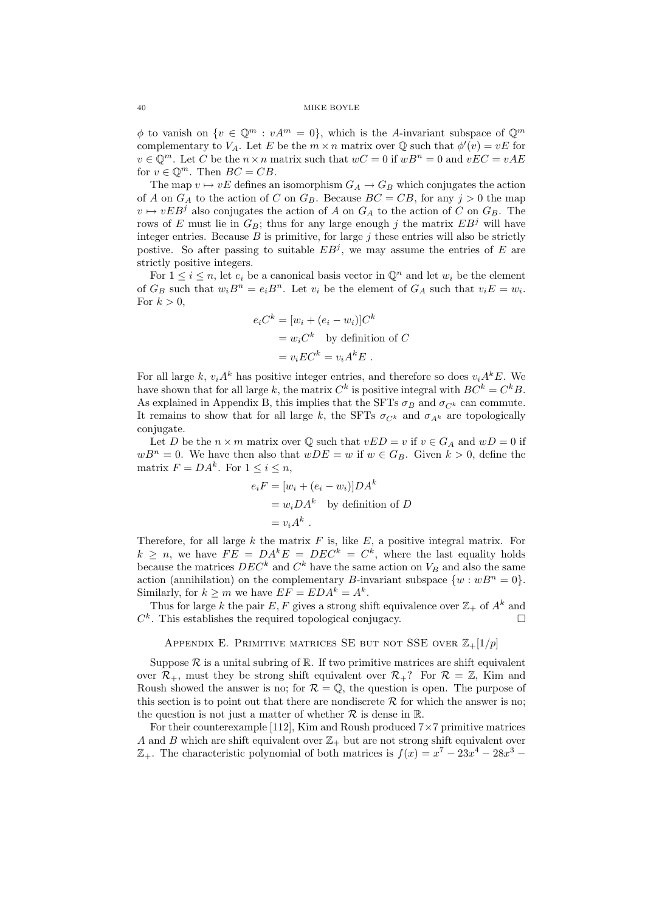$\phi$ to vanish on $\{v \in \mathbb{Q}^m : vA^m = 0\}$, which is the $A$-invariant subspace of $\mathbb{Q}^m$ complementary to $V_A$. Let $E$ be the $m \times n$ matrix over $\mathbb{Q}$ such that $\phi'(v) = vE$ for $v \in \mathbb{Q}^m$. Let $C$ be the $n \times n$ matrix such that $wC = 0$ if $wB^n = 0$ and $vEC = vAE$ for $v \in \mathbb{Q}^m$. Then $BC = CB$.

The map $v \mapsto vE$ defines an isomorphism $G_A \to G_B$ which conjugates the action of $A$ on $G_A$ to the action of $C$ on $G_B$. Because $BC = CB$, for any $j > 0$ the map $v \mapsto vEB^j$ also conjugates the action of $A$ on $G_A$ to the action of $C$ on $G_B$. The rows of $E$ must lie in $G_B$; thus for any large enough $j$ the matrix $EB^j$ will have integer entries. Because $B$ is primitive, for large $j$ these entries will also be strictly postive. So after passing to suitable $EB^j$, we may assume the entries of $E$ are strictly positive integers.

For $1 \le i \le n$, let $e_i$ be a canonical basis vector in $\mathbb{Q}^n$ and let $w_i$ be the element of $G_B$ such that $w_iB^n = e_iB^n$. Let $v_i$ be the element of $G_A$ such that $v_iE = w_i$. For $k > 0$,

$$\begin{aligned} e_iC^k &= [w_i + (e_i - w_i)]C^k \\ &= w_iC^k \quad \text{by definition of } C \\ &= v_iEC^k = v_iA^kE \ . \end{aligned}$$

For all large $k$, $v_iA^k$ has positive integer entries, and therefore so does $v_iA^kE$. We have shown that for all large $k$, the matrix $C^k$ is positive integral with $BC^k = C^kB$. As explained in Appendix B, this implies that the SFTs $\sigma_B$ and $\sigma_{C^k}$ can commute. It remains to show that for all large $k$, the SFTs $\sigma_{C^k}$ and $\sigma_{A^k}$ are topologically conjugate.

Let $D$ be the $n \times m$ matrix over $\mathbb{Q}$ such that $vED = v$ if $v \in G_A$ and $wD = 0$ if $wB^n = 0$. We have then also that $wDE = w$ if $w \in G_B$. Given $k > 0$, define the matrix $F = DA^k$. For $1 \le i \le n$,

$$\begin{aligned} e_iF &= [w_i + (e_i - w_i)]DA^k \\ &= w_iDA^k \quad \text{by definition of } D \\ &= v_iA^k \ . \end{aligned}$$

Therefore, for all large $k$ the matrix $F$ is, like $E$, a positive integral matrix. For $k \ge n$, we have $FE = DA^kE = DEC^k = C^k$, where the last equality holds because the matrices $DEC^k$ and $C^k$ have the same action on $V_B$ and also the same action (annihilation) on the complementary $B$-invariant subspace $\{w : wB^n = 0\}$. Similarly, for $k \ge m$ we have $EF = EDA^k = A^k$.

Thus for large $k$ the pair $E, F$ gives a strong shift equivalence over $\mathbb{Z}_+$ of $A^k$ and $C^k$. This establishes the required topological conjugacy. □

## Appendix E. Primitive matrices SE but not SSE over $\mathbb{Z}_+[1/p]$

Suppose $\mathcal{R}$ is a unital subring of $\mathbb{R}$. If two primitive matrices are shift equivalent over $\mathcal{R}_+$, must they be strong shift equivalent over $\mathcal{R}_+$? For $\mathcal{R} = \mathbb{Z}$, Kim and Roush showed the answer is no; for $\mathcal{R} = \mathbb{Q}$, the question is open. The purpose of this section is to point out that there are nondiscrete $\mathcal{R}$ for which the answer is no; the question is not just a matter of whether $\mathcal{R}$ is dense in $\mathbb{R}$.

For their counterexample [112], Kim and Roush produced $7 \times 7$ primitive matrices $A$ and $B$ which are shift equivalent over $\mathbb{Z}_+$ but are not strong shift equivalent over $\mathbb{Z}_+$. The characteristic polynomial of both matrices is $f(x) = x^7 - 23x^4 - 28x^3 -$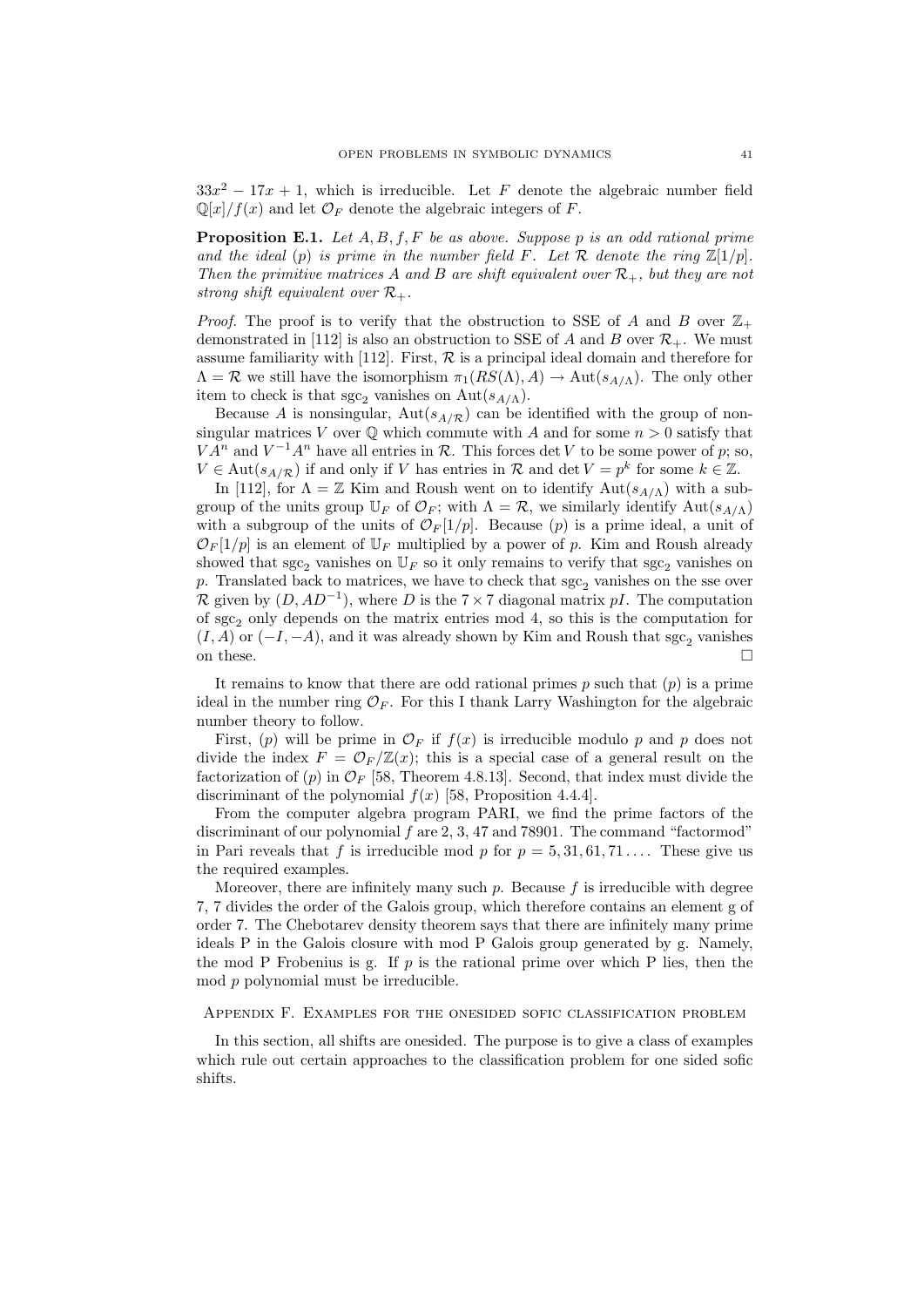$33x^2 - 17x + 1$, which is irreducible. Let $F$ denote the algebraic number field $\mathbb{Q}[x]/f(x)$ and let $\mathcal{O}_F$ denote the algebraic integers of $F$.

**Proposition E.1.** *Let $A, B, f, F$ be as above. Suppose $p$ is an odd rational prime and the ideal $(p)$ is prime in the number field $F$. Let $\mathcal{R}$ denote the ring $\mathbb{Z}[1/p]$. Then the primitive matrices $A$ and $B$ are shift equivalent over $\mathcal{R}_+$, but they are not strong shift equivalent over $\mathcal{R}_+$.*

*Proof.* The proof is to verify that the obstruction to SSE of $A$ and $B$ over $\mathbb{Z}_+$ demonstrated in [112] is also an obstruction to SSE of $A$ and $B$ over $\mathcal{R}_+$. We must assume familiarity with [112]. First, $\mathcal{R}$ is a principal ideal domain and therefore for $\Lambda = \mathcal{R}$ we still have the isomorphism $\pi_1(RS(\Lambda), A) \to \mathrm{Aut}(s_{A/\Lambda})$. The only other item to check is that $\mathrm{sgc}_2$ vanishes on $\mathrm{Aut}(s_{A/\Lambda})$.

Because $A$ is nonsingular, $\mathrm{Aut}(s_{A/\mathcal{R}})$ can be identified with the group of nonsingular matrices $V$ over $\mathbb{Q}$ which commute with $A$ and for some $n > 0$ satisfy that $VA^n$ and $V^{-1}A^n$ have all entries in $\mathcal{R}$. This forces $\det V$ to be some power of $p$; so, $V \in \mathrm{Aut}(s_{A/\mathcal{R}})$ if and only if $V$ has entries in $\mathcal{R}$ and $\det V = p^k$ for some $k \in \mathbb{Z}$.

In [112], for $\Lambda = \mathbb{Z}$ Kim and Roush went on to identify $\mathrm{Aut}(s_{A/\Lambda})$ with a subgroup of the units group $\mathbb{U}_F$ of $\mathcal{O}_F$; with $\Lambda = \mathcal{R}$, we similarly identify $\mathrm{Aut}(s_{A/\Lambda})$ with a subgroup of the units of $\mathcal{O}_F[1/p]$. Because $(p)$ is a prime ideal, a unit of $\mathcal{O}_F[1/p]$ is an element of $\mathbb{U}_F$ multiplied by a power of $p$. Kim and Roush already showed that $\mathrm{sgc}_2$ vanishes on $\mathbb{U}_F$ so it only remains to verify that $\mathrm{sgc}_2$ vanishes on $p$. Translated back to matrices, we have to check that $\mathrm{sgc}_2$ vanishes on the sse over $\mathcal{R}$ given by $(D, AD^{-1})$, where $D$ is the $7 \times 7$ diagonal matrix $pI$. The computation of $\mathrm{sgc}_2$ only depends on the matrix entries mod 4, so this is the computation for $(I, A)$ or $(-I, -A)$, and it was already shown by Kim and Roush that $\mathrm{sgc}_2$ vanishes on these. $\square$

It remains to know that there are odd rational primes $p$ such that $(p)$ is a prime ideal in the number ring $\mathcal{O}_F$. For this I thank Larry Washington for the algebraic number theory to follow.

First, $(p)$ will be prime in $\mathcal{O}_F$ if $f(x)$ is irreducible modulo $p$ and $p$ does not divide the index $F = \mathcal{O}_F/\mathbb{Z}(x)$; this is a special case of a general result on the factorization of $(p)$ in $\mathcal{O}_F$ [58, Theorem 4.8.13]. Second, that index must divide the discriminant of the polynomial $f(x)$ [58, Proposition 4.4.4].

From the computer algebra program PARI, we find the prime factors of the discriminant of our polynomial $f$ are 2, 3, 47 and 78901. The command "factormod" in Pari reveals that $f$ is irreducible mod $p$ for $p = 5, 31, 61, 71 \ldots$. These give us the required examples.

Moreover, there are infinitely many such $p$. Because $f$ is irreducible with degree 7, 7 divides the order of the Galois group, which therefore contains an element g of order 7. The Chebotarev density theorem says that there are infinitely many prime ideals P in the Galois closure with mod P Galois group generated by g. Namely, the mod P Frobenius is g. If $p$ is the rational prime over which P lies, then the mod $p$ polynomial must be irreducible.

## Appendix F. Examples for the onesided sofic classification problem

In this section, all shifts are onesided. The purpose is to give a class of examples which rule out certain approaches to the classification problem for one sided sofic shifts.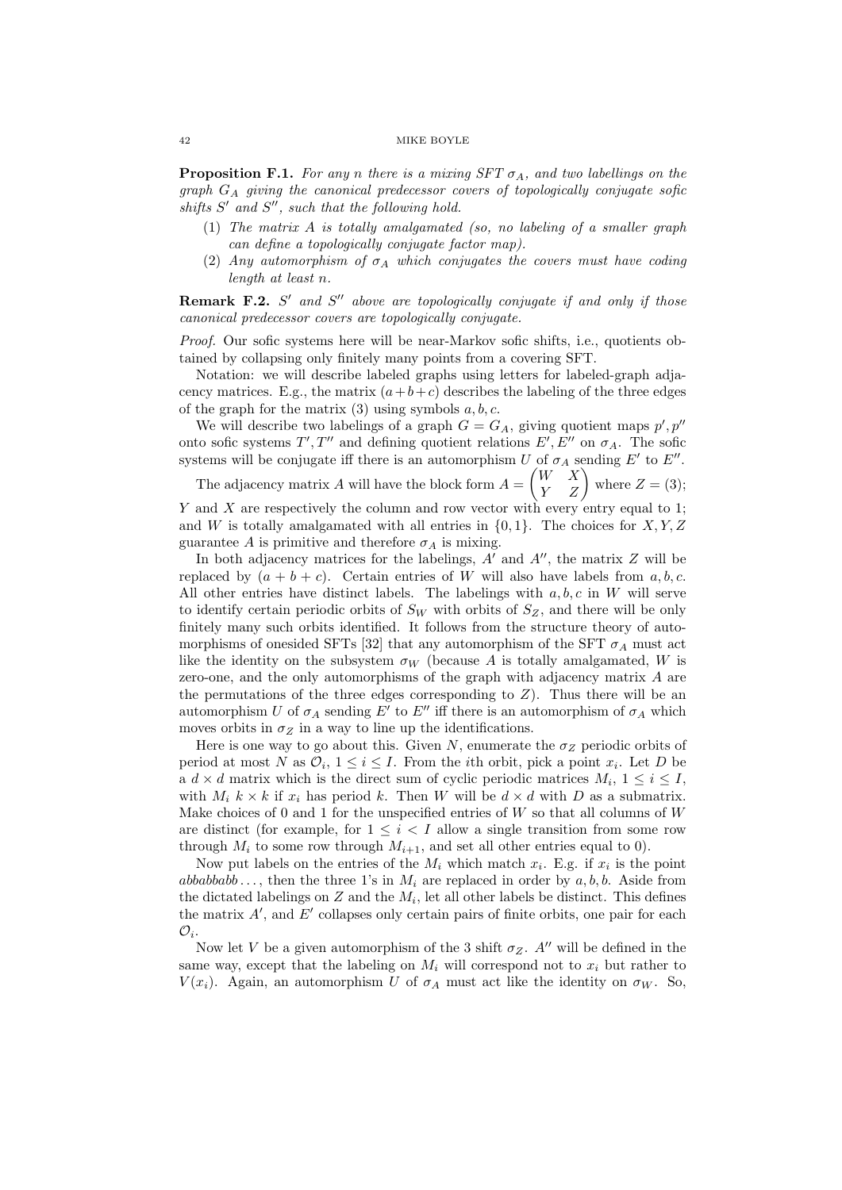**Proposition F.1.** *For any $n$ there is a mixing SFT $\sigma_A$, and two labellings on the graph $G_A$ giving the canonical predecessor covers of topologically conjugate sofic shifts $S'$ and $S''$, such that the following hold.*

1. *The matrix $A$ is totally amalgamated (so, no labeling of a smaller graph can define a topologically conjugate factor map).*
2. *Any automorphism of $\sigma_A$ which conjugates the covers must have coding length at least $n$.*

**Remark F.2.** *$S'$ and $S''$ above are topologically conjugate if and only if those canonical predecessor covers are topologically conjugate.*

*Proof.* Our sofic systems here will be near-Markov sofic shifts, i.e., quotients obtained by collapsing only finitely many points from a covering SFT.

Notation: we will describe labeled graphs using letters for labeled-graph adjacency matrices. E.g., the matrix $(a+b+c)$ describes the labeling of the three edges of the graph for the matrix $(3)$ using symbols $a, b, c$.

We will describe two labelings of a graph $G = G_A$, giving quotient maps $p', p''$ onto sofic systems $T', T''$ and defining quotient relations $E', E''$ on $\sigma_A$. The sofic systems will be conjugate iff there is an automorphism $U$ of $\sigma_A$ sending $E'$ to $E''$.

The adjacency matrix $A$ will have the block form $A = \begin{pmatrix} W & X \\ Y & Z \end{pmatrix}$ where $Z = (3)$; $Y$ and $X$ are respectively the column and row vector with every entry equal to 1; and $W$ is totally amalgamated with all entries in $\{0, 1\}$. The choices for $X, Y, Z$ guarantee $A$ is primitive and therefore $\sigma_A$ is mixing.

In both adjacency matrices for the labelings, $A'$ and $A''$, the matrix $Z$ will be replaced by $(a + b + c)$. Certain entries of $W$ will also have labels from $a, b, c$. All other entries have distinct labels. The labelings with $a, b, c$ in $W$ will serve to identify certain periodic orbits of $S_W$ with orbits of $S_Z$, and there will be only finitely many such orbits identified. It follows from the structure theory of automorphisms of onesided SFTs [32] that any automorphism of the SFT $\sigma_A$ must act like the identity on the subsystem $\sigma_W$ (because $A$ is totally amalgamated, $W$ is zero-one, and the only automorphisms of the graph with adjacency matrix $A$ are the permutations of the three edges corresponding to $Z$). Thus there will be an automorphism $U$ of $\sigma_A$ sending $E'$ to $E''$ iff there is an automorphism of $\sigma_A$ which moves orbits in $\sigma_Z$ in a way to line up the identifications.

Here is one way to go about this. Given $N$, enumerate the $\sigma_Z$ periodic orbits of period at most $N$ as $\mathcal{O}_i$, $1 \le i \le I$. From the $i$th orbit, pick a point $x_i$. Let $D$ be a $d \times d$ matrix which is the direct sum of cyclic periodic matrices $M_i$, $1 \le i \le I$, with $M_i$ $k \times k$ if $x_i$ has period $k$. Then $W$ will be $d \times d$ with $D$ as a submatrix. Make choices of 0 and 1 for the unspecified entries of $W$ so that all columns of $W$ are distinct (for example, for $1 \le i < I$ allow a single transition from some row through $M_i$ to some row through $M_{i+1}$, and set all other entries equal to 0).

Now put labels on the entries of the $M_i$ which match $x_i$. E.g. if $x_i$ is the point $abbabbabb\dots$, then the three 1's in $M_i$ are replaced in order by $a, b, b$. Aside from the dictated labelings on $Z$ and the $M_i$, let all other labels be distinct. This defines the matrix $A'$, and $E'$ collapses only certain pairs of finite orbits, one pair for each $\mathcal{O}_i$.

Now let $V$ be a given automorphism of the 3 shift $\sigma_Z$. $A''$ will be defined in the same way, except that the labeling on $M_i$ will correspond not to $x_i$ but rather to $V(x_i)$. Again, an automorphism $U$ of $\sigma_A$ must act like the identity on $\sigma_W$. So,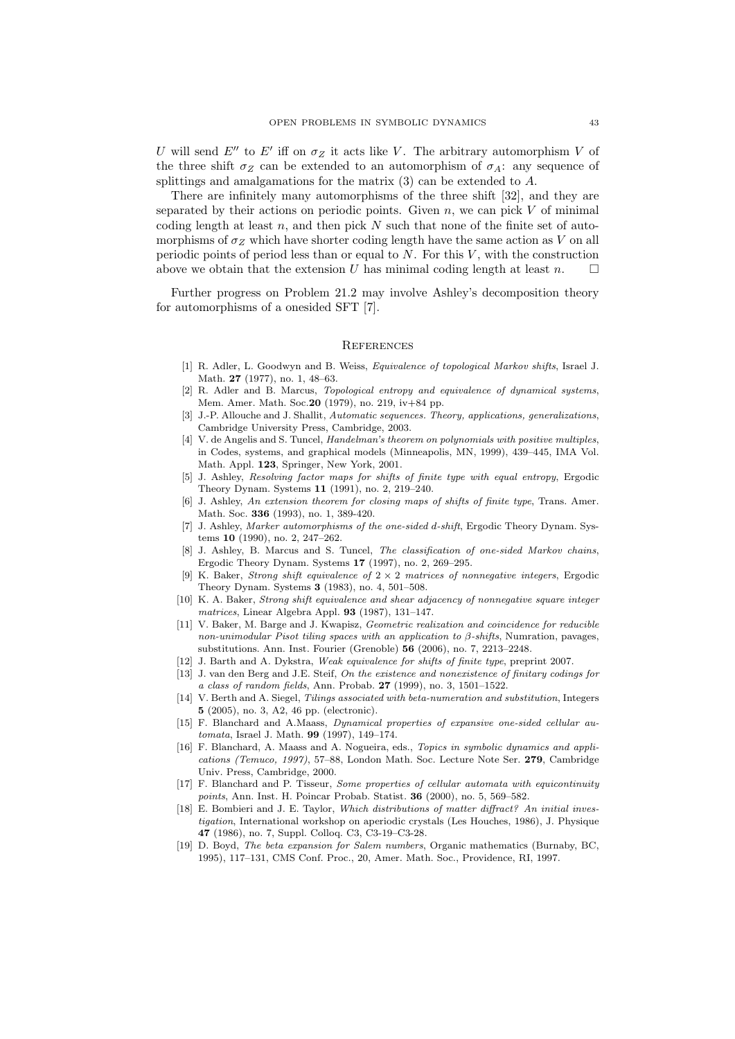$U$ will send $E''$ to $E'$ iff on $\sigma_Z$ it acts like $V$. The arbitrary automorphism $V$ of the three shift $\sigma_Z$ can be extended to an automorphism of $\sigma_A$: any sequence of splittings and amalgamations for the matrix (3) can be extended to $A$.

There are infinitely many automorphisms of the three shift [32], and they are separated by their actions on periodic points. Given $n$, we can pick $V$ of minimal coding length at least $n$, and then pick $N$ such that none of the finite set of automorphisms of $\sigma_Z$ which have shorter coding length have the same action as $V$ on all periodic points of period less than or equal to $N$. For this $V$, with the construction above we obtain that the extension $U$ has minimal coding length at least $n$. $\square$

Further progress on Problem 21.2 may involve Ashley's decomposition theory for automorphisms of a onesided SFT [7].

## References

[1] R. Adler, L. Goodwyn and B. Weiss, *Equivalence of topological Markov shifts*, Israel J. Math. **27** (1977), no. 1, 48–63.

[2] R. Adler and B. Marcus, *Topological entropy and equivalence of dynamical systems*, Mem. Amer. Math. Soc.**20** (1979), no. 219, iv+84 pp.

[3] J.-P. Allouche and J. Shallit, *Automatic sequences. Theory, applications, generalizations*, Cambridge University Press, Cambridge, 2003.

[4] V. de Angelis and S. Tuncel, *Handelman's theorem on polynomials with positive multiples*, in Codes, systems, and graphical models (Minneapolis, MN, 1999), 439–445, IMA Vol. Math. Appl. **123**, Springer, New York, 2001.

[5] J. Ashley, *Resolving factor maps for shifts of finite type with equal entropy*, Ergodic Theory Dynam. Systems **11** (1991), no. 2, 219–240.

[6] J. Ashley, *An extension theorem for closing maps of shifts of finite type*, Trans. Amer. Math. Soc. **336** (1993), no. 1, 389-420.

[7] J. Ashley, *Marker automorphisms of the one-sided d-shift*, Ergodic Theory Dynam. Systems **10** (1990), no. 2, 247–262.

[8] J. Ashley, B. Marcus and S. Tuncel, *The classification of one-sided Markov chains*, Ergodic Theory Dynam. Systems **17** (1997), no. 2, 269–295.

[9] K. Baker, *Strong shift equivalence of $2 \times 2$ matrices of nonnegative integers*, Ergodic Theory Dynam. Systems **3** (1983), no. 4, 501–508.

[10] K. A. Baker, *Strong shift equivalence and shear adjacency of nonnegative square integer matrices*, Linear Algebra Appl. **93** (1987), 131–147.

[11] V. Baker, M. Barge and J. Kwapisz, *Geometric realization and coincidence for reducible non-unimodular Pisot tiling spaces with an application to $\beta$-shifts*, Numration, pavages, substitutions. Ann. Inst. Fourier (Grenoble) **56** (2006), no. 7, 2213–2248.

[12] J. Barth and A. Dykstra, *Weak equivalence for shifts of finite type*, preprint 2007.

[13] J. van den Berg and J.E. Steif, *On the existence and nonexistence of finitary codings for a class of random fields*, Ann. Probab. **27** (1999), no. 3, 1501–1522.

[14] V. Berth and A. Siegel, *Tilings associated with beta-numeration and substitution*, Integers **5** (2005), no. 3, A2, 46 pp. (electronic).

[15] F. Blanchard and A.Maass, *Dynamical properties of expansive one-sided cellular automata*, Israel J. Math. **99** (1997), 149–174.

[16] F. Blanchard, A. Maass and A. Nogueira, eds., *Topics in symbolic dynamics and applications (Temuco, 1997)*, 57–88, London Math. Soc. Lecture Note Ser. **279**, Cambridge Univ. Press, Cambridge, 2000.

[17] F. Blanchard and P. Tisseur, *Some properties of cellular automata with equicontinuity points*, Ann. Inst. H. Poincar Probab. Statist. **36** (2000), no. 5, 569–582.

[18] E. Bombieri and J. E. Taylor, *Which distributions of matter diffract? An initial investigation*, International workshop on aperiodic crystals (Les Houches, 1986), J. Physique **47** (1986), no. 7, Suppl. Colloq. C3, C3-19–C3-28.

[19] D. Boyd, *The beta expansion for Salem numbers*, Organic mathematics (Burnaby, BC, 1995), 117–131, CMS Conf. Proc., 20, Amer. Math. Soc., Providence, RI, 1997.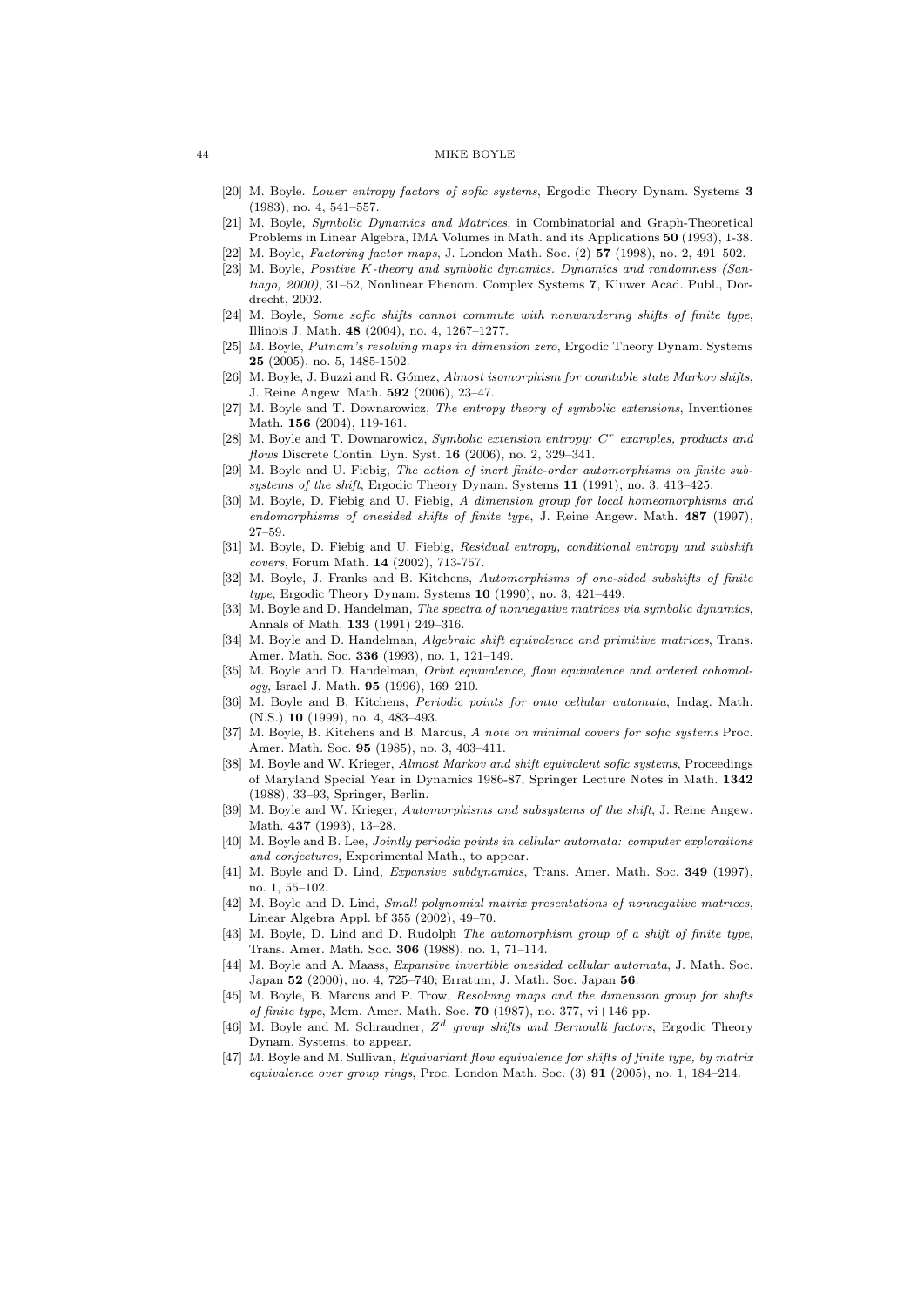[20] M. Boyle. *Lower entropy factors of sofic systems*, Ergodic Theory Dynam. Systems **3** (1983), no. 4, 541–557.

[21] M. Boyle, *Symbolic Dynamics and Matrices*, in Combinatorial and Graph-Theoretical Problems in Linear Algebra, IMA Volumes in Math. and its Applications **50** (1993), 1-38.

[22] M. Boyle, *Factoring factor maps*, J. London Math. Soc. (2) **57** (1998), no. 2, 491–502.

[23] M. Boyle, *Positive K-theory and symbolic dynamics. Dynamics and randomness (Santiago, 2000)*, 31–52, Nonlinear Phenom. Complex Systems **7**, Kluwer Acad. Publ., Dordrecht, 2002.

[24] M. Boyle, *Some sofic shifts cannot commute with nonwandering shifts of finite type*, Illinois J. Math. **48** (2004), no. 4, 1267–1277.

[25] M. Boyle, *Putnam's resolving maps in dimension zero*, Ergodic Theory Dynam. Systems **25** (2005), no. 5, 1485-1502.

[26] M. Boyle, J. Buzzi and R. Gómez, *Almost isomorphism for countable state Markov shifts*, J. Reine Angew. Math. **592** (2006), 23–47.

[27] M. Boyle and T. Downarowicz, *The entropy theory of symbolic extensions*, Inventiones Math. **156** (2004), 119-161.

[28] M. Boyle and T. Downarowicz, *Symbolic extension entropy: $C^r$ examples, products and flows* Discrete Contin. Dyn. Syst. **16** (2006), no. 2, 329–341.

[29] M. Boyle and U. Fiebig, *The action of inert finite-order automorphisms on finite subsystems of the shift*, Ergodic Theory Dynam. Systems **11** (1991), no. 3, 413–425.

[30] M. Boyle, D. Fiebig and U. Fiebig, *A dimension group for local homeomorphisms and endomorphisms of onesided shifts of finite type*, J. Reine Angew. Math. **487** (1997), 27–59.

[31] M. Boyle, D. Fiebig and U. Fiebig, *Residual entropy, conditional entropy and subshift covers*, Forum Math. **14** (2002), 713-757.

[32] M. Boyle, J. Franks and B. Kitchens, *Automorphisms of one-sided subshifts of finite type*, Ergodic Theory Dynam. Systems **10** (1990), no. 3, 421–449.

[33] M. Boyle and D. Handelman, *The spectra of nonnegative matrices via symbolic dynamics*, Annals of Math. **133** (1991) 249–316.

[34] M. Boyle and D. Handelman, *Algebraic shift equivalence and primitive matrices*, Trans. Amer. Math. Soc. **336** (1993), no. 1, 121–149.

[35] M. Boyle and D. Handelman, *Orbit equivalence, flow equivalence and ordered cohomology*, Israel J. Math. **95** (1996), 169–210.

[36] M. Boyle and B. Kitchens, *Periodic points for onto cellular automata*, Indag. Math. (N.S.) **10** (1999), no. 4, 483–493.

[37] M. Boyle, B. Kitchens and B. Marcus, *A note on minimal covers for sofic systems* Proc. Amer. Math. Soc. **95** (1985), no. 3, 403–411.

[38] M. Boyle and W. Krieger, *Almost Markov and shift equivalent sofic systems*, Proceedings of Maryland Special Year in Dynamics 1986-87, Springer Lecture Notes in Math. **1342** (1988), 33–93, Springer, Berlin.

[39] M. Boyle and W. Krieger, *Automorphisms and subsystems of the shift*, J. Reine Angew. Math. **437** (1993), 13–28.

[40] M. Boyle and B. Lee, *Jointly periodic points in cellular automata: computer exploraitons and conjectures*, Experimental Math., to appear.

[41] M. Boyle and D. Lind, *Expansive subdynamics*, Trans. Amer. Math. Soc. **349** (1997), no. 1, 55–102.

[42] M. Boyle and D. Lind, *Small polynomial matrix presentations of nonnegative matrices*, Linear Algebra Appl. bf 355 (2002), 49–70.

[43] M. Boyle, D. Lind and D. Rudolph *The automorphism group of a shift of finite type*, Trans. Amer. Math. Soc. **306** (1988), no. 1, 71–114.

[44] M. Boyle and A. Maass, *Expansive invertible onesided cellular automata*, J. Math. Soc. Japan **52** (2000), no. 4, 725–740; Erratum, J. Math. Soc. Japan **56**.

[45] M. Boyle, B. Marcus and P. Trow, *Resolving maps and the dimension group for shifts of finite type*, Mem. Amer. Math. Soc. **70** (1987), no. 377, vi+146 pp.

[46] M. Boyle and M. Schraudner, *$Z^d$ group shifts and Bernoulli factors*, Ergodic Theory Dynam. Systems, to appear.

[47] M. Boyle and M. Sullivan, *Equivariant flow equivalence for shifts of finite type, by matrix equivalence over group rings*, Proc. London Math. Soc. (3) **91** (2005), no. 1, 184–214.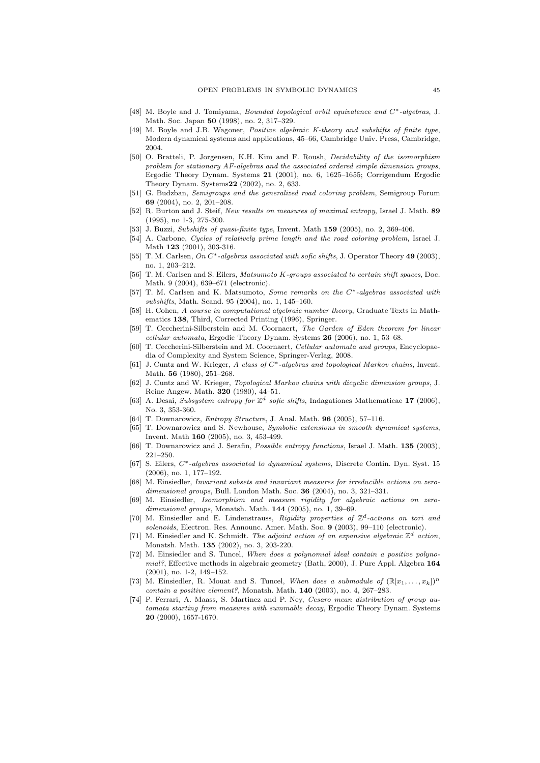[48] M. Boyle and J. Tomiyama, *Bounded topological orbit equivalence and $C^*$-algebras*, J. Math. Soc. Japan **50** (1998), no. 2, 317–329.

[49] M. Boyle and J.B. Wagoner, *Positive algebraic K-theory and subshifts of finite type*, Modern dynamical systems and applications, 45–66, Cambridge Univ. Press, Cambridge, 2004.

[50] O. Bratteli, P. Jorgensen, K.H. Kim and F. Roush, *Decidability of the isomorphism problem for stationary AF-algebras and the associated ordered simple dimension groups*, Ergodic Theory Dynam. Systems **21** (2001), no. 6, 1625–1655; Corrigendum Ergodic Theory Dynam. Systems**22** (2002), no. 2, 633.

[51] G. Budzban, *Semigroups and the generalized road coloring problem*, Semigroup Forum **69** (2004), no. 2, 201–208.

[52] R. Burton and J. Steif, *New results on measures of maximal entropy*, Israel J. Math. **89** (1995), no 1-3, 275-300.

[53] J. Buzzi, *Subshifts of quasi-finite type*, Invent. Math **159** (2005), no. 2, 369-406.

[54] A. Carbone, *Cycles of relatively prime length and the road coloring problem*, Israel J. Math **123** (2001), 303-316.

[55] T. M. Carlsen, *On $C^*$-algebras associated with sofic shifts*, J. Operator Theory **49** (2003), no. 1, 203–212.

[56] T. M. Carlsen and S. Eilers, *Matsumoto K-groups associated to certain shift spaces*, Doc. Math. 9 (2004), 639–671 (electronic).

[57] T. M. Carlsen and K. Matsumoto, *Some remarks on the $C^*$-algebras associated with subshifts*, Math. Scand. 95 (2004), no. 1, 145–160.

[58] H. Cohen, *A course in computational algebraic number theory*, Graduate Texts in Mathematics **138**, Third, Corrected Printing (1996), Springer.

[59] T. Ceccherini-Silberstein and M. Coornaert, *The Garden of Eden theorem for linear cellular automata*, Ergodic Theory Dynam. Systems **26** (2006), no. 1, 53–68.

[60] T. Ceccherini-Silberstein and M. Coornaert, *Cellular automata and groups*, Encyclopaedia of Complexity and System Science, Springer-Verlag, 2008.

[61] J. Cuntz and W. Krieger, *A class of $C^*$-algebras and topological Markov chains*, Invent. Math. **56** (1980), 251–268.

[62] J. Cuntz and W. Krieger, *Topological Markov chains with dicyclic dimension groups*, J. Reine Angew. Math. **320** (1980), 44–51.

[63] A. Desai, *Subsystem entropy for $\mathbb{Z}^d$ sofic shifts*, Indagationes Mathematicae **17** (2006), No. 3, 353-360.

[64] T. Downarowicz, *Entropy Structure*, J. Anal. Math. **96** (2005), 57–116.

[65] T. Downarowicz and S. Newhouse, *Symbolic extensions in smooth dynamical systems*, Invent. Math **160** (2005), no. 3, 453-499.

[66] T. Downarowicz and J. Serafin, *Possible entropy functions*, Israel J. Math. **135** (2003), 221–250.

[67] S. Eilers, *$C^*$-algebras associated to dynamical systems*, Discrete Contin. Dyn. Syst. 15 (2006), no. 1, 177–192.

[68] M. Einsiedler, *Invariant subsets and invariant measures for irreducible actions on zero-dimensional groups*, Bull. London Math. Soc. **36** (2004), no. 3, 321–331.

[69] M. Einsiedler, *Isomorphism and measure rigidity for algebraic actions on zero-dimensional groups*, Monatsh. Math. **144** (2005), no. 1, 39–69.

[70] M. Einsiedler and E. Lindenstrauss, *Rigidity properties of $\mathbb{Z}^d$-actions on tori and solenoids*, Electron. Res. Announc. Amer. Math. Soc. **9** (2003), 99–110 (electronic).

[71] M. Einsiedler and K. Schmidt. *The adjoint action of an expansive algebraic $\mathbb{Z}^d$ action*, Monatsh. Math. **135** (2002), no. 3, 203-220.

[72] M. Einsiedler and S. Tuncel, *When does a polynomial ideal contain a positive polynomial?*, Effective methods in algebraic geometry (Bath, 2000), J. Pure Appl. Algebra **164** (2001), no. 1-2, 149–152.

[73] M. Einsiedler, R. Mouat and S. Tuncel, *When does a submodule of $(\mathbb{R}[x_1, \ldots, x_k])^n$ contain a positive element?*, Monatsh. Math. **140** (2003), no. 4, 267–283.

[74] P. Ferrari, A. Maass, S. Martinez and P. Ney, *Cesaro mean distribution of group automata starting from measures with summable decay*, Ergodic Theory Dynam. Systems **20** (2000), 1657-1670.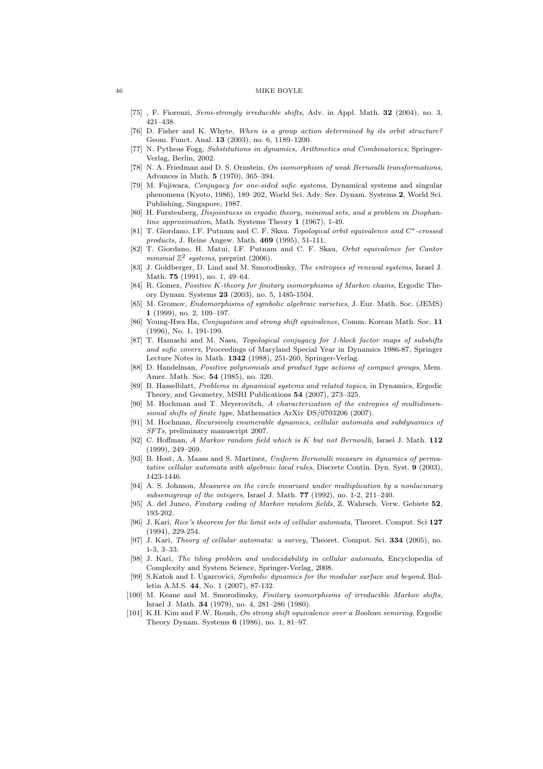- [75] , F. Fiorenzi, *Semi-strongly irreducible shifts*, Adv. in Appl. Math. **32** (2004), no. 3, 421–438.
- [76] D. Fisher and K. Whyte, *When is a group action determined by its orbit structure?* Geom. Funct. Anal. **13** (2003), no. 6, 1189–1200.
- [77] N. Pytheas Fogg, *Substitutions in dynamics, Arithmetics and Combinatorics*, Springer-Verlag, Berlin, 2002.
- [78] N. A. Friedman and D. S. Ornstein, *On isomorphism of weak Bernoulli transformations*, Advances in Math. **5** (1970), 365–394.
- [79] M. Fujiwara, *Conjugacy for one-sided sofic systems*, Dynamical systems and singular phenomena (Kyoto, 1986), 189–202, World Sci. Adv. Ser. Dynam. Systems **2**, World Sci. Publishing, Singapore, 1987.
- [80] H. Furstenberg, *Disjointness in ergodic theory, minimal sets, and a problem in Diophantine approximation*, Math. Systems Theory **1** (1967), 1-49.
- [81] T. Giordano, I.F. Putnam and C. F. Skau. *Topological orbit equivalence and $C^*$-crossed products*, J. Reine Angew. Math. **469** (1995), 51-111.
- [82] T. Giordano, H. Matui, I.F. Putnam and C. F. Skau, *Orbit equivalence for Cantor minimal $\mathbb{Z}^2$ systems*, preprint (2006).
- [83] J. Goldberger, D. Lind and M. Smorodinsky, *The entropies of renewal systems*, Israel J. Math. **75** (1991), no. 1, 49–64.
- [84] R. Gomez, *Positive K-theory for finitary isomorphisms of Markov chains*, Ergodic Theory Dynam. Systems **23** (2003), no. 5, 1485-1504.
- [85] M. Gromov, *Endomorphisms of symbolic algebraic varieties*, J. Eur. Math. Soc. (JEMS) **1** (1999), no. 2, 109–197.
- [86] Young-Hwa Ha, *Conjugation and strong shift equivalence*, Comm. Korean Math. Soc. **11** (1996), No. 1, 191-199.
- [87] T. Hamachi and M. Nasu, *Topological conjugacy for 1-block factor maps of subshifts and sofic covers*, Proceedings of Maryland Special Year in Dynamics 1986-87, Springer Lecture Notes in Math. **1342** (1988), 251-260, Springer-Verlag.
- [88] D. Handelman, *Positive polynomials and product type actions of compact groups*, Mem. Amer. Math. Soc. **54** (1985), no. 320.
- [89] B. Hasselblatt, *Problems in dynamical systems and related topics*, in Dynamics, Ergodic Theory, and Geometry, MSRI Publications **54** (2007), 273–325.
- [90] M. Hochman and T. Meyerovitch, *A characterization of the entropies of multidimensional shifts of finite type*, Mathematics ArXiv DS/0703206 (2007).
- [91] M. Hochman, *Recursively enumerable dynamics, cellular automata and subdynamics of SFTs*, preliminary manuscript 2007.
- [92] C. Hoffman, *A Markov random field which is K but not Bernoulli*, Israel J. Math. **112** (1999), 249–269.
- [93] B. Host, A. Maass and S. Martinez, *Uniform Bernoulli measure in dynamics of permutative cellular automata with algebraic local rules*, Discrete Contin. Dyn. Syst. **9** (2003), 1423-1446.
- [94] A. S. Johnson, *Measures on the circle invariant under multiplication by a nonlacunary subsemigroup of the integers*, Israel J. Math. **77** (1992), no. 1-2, 211–240.
- [95] A. del Junco, *Finitary coding of Markov random fields*, Z. Wahrsch. Verw. Gebiete **52**, 193-202.
- [96] J. Kari, *Rice's theorem for the limit sets of cellular automata*, Theoret. Comput. Sci **127** (1994), 229-254.
- [97] J. Kari, *Theory of cellular automata: a survey*, Theoret. Comput. Sci. **334** (2005), no. 1-3, 3–33.
- [98] J. Kari, *The tiling problem and undecidability in cellular automata*, Encyclopedia of Complexity and System Science, Springer-Verlag, 2008.
- [99] S.Katok and I. Ugarcovici, *Symbolic dynamics for the modular surface and beyond*, Bulletin A.M.S. **44**, No. 1 (2007), 87-132.
- [100] M. Keane and M. Smorodinsky, *Finitary isomorphisms of irreducible Markov shifts*, Israel J. Math. **34** (1979), no. 4, 281–286 (1980).
- [101] K.H. Kim and F.W. Roush, *On strong shift equivalence over a Boolean semiring*, Ergodic Theory Dynam. Systems **6** (1986), no. 1, 81–97.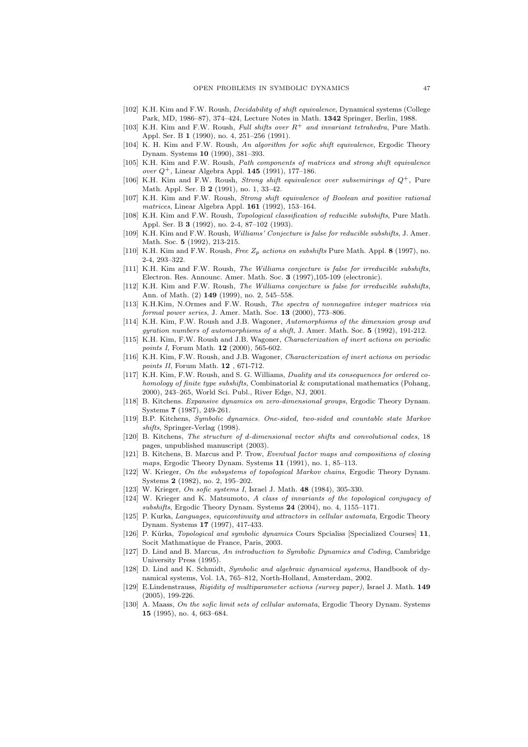[102] K.H. Kim and F.W. Roush, *Decidability of shift equivalence*, Dynamical systems (College Park, MD, 1986–87), 374–424, Lecture Notes in Math. **1342** Springer, Berlin, 1988.

[103] K.H. Kim and F.W. Roush, *Full shifts over $R^+$ and invariant tetrahedra*, Pure Math. Appl. Ser. B **1** (1990), no. 4, 251–256 (1991).

[104] K. H. Kim and F.W. Roush, *An algorithm for sofic shift equivalence*, Ergodic Theory Dynam. Systems **10** (1990), 381–393.

[105] K.H. Kim and F.W. Roush, *Path components of matrices and strong shift equivalence over $Q^+$*, Linear Algebra Appl. **145** (1991), 177–186.

[106] K.H. Kim and F.W. Roush, *Strong shift equivalence over subsemirings of $Q^+$*, Pure Math. Appl. Ser. B **2** (1991), no. 1, 33–42.

[107] K.H. Kim and F.W. Roush, *Strong shift equivalence of Boolean and positive rational matrices*, Linear Algebra Appl. **161** (1992), 153–164.

[108] K.H. Kim and F.W. Roush, *Topological classification of reducible subshifts*, Pure Math. Appl. Ser. B **3** (1992), no. 2-4, 87–102 (1993).

[109] K.H. Kim and F.W. Roush, *Williams' Conjecture is false for reducible subshifts*, J. Amer. Math. Soc. **5** (1992), 213-215.

[110] K.H. Kim and F.W. Roush, *Free $Z_p$ actions on subshifts* Pure Math. Appl. **8** (1997), no. 2-4, 293–322.

[111] K.H. Kim and F.W. Roush, *The Williams conjecture is false for irreducible subshifts*, Electron. Res. Announc. Amer. Math. Soc. **3** (1997),105-109 (electronic).

[112] K.H. Kim and F.W. Roush, *The Williams conjecture is false for irreducible subshifts*, Ann. of Math. (2) **149** (1999), no. 2, 545–558.

[113] K.H.Kim, N.Ormes and F.W. Roush, *The spectra of nonnegative integer matrices via formal power series*, J. Amer. Math. Soc. **13** (2000), 773–806.

[114] K.H. Kim, F.W. Roush and J.B. Wagoner, *Automorphisms of the dimension group and gyration numbers of automorphisms of a shift*, J. Amer. Math. Soc. **5** (1992), 191-212.

[115] K.H. Kim, F.W. Roush and J.B. Wagoner, *Characterization of inert actions on periodic points I*, Forum Math. **12** (2000), 565-602.

[116] K.H. Kim, F.W. Roush, and J.B. Wagoner, *Characterization of inert actions on periodic points II*, Forum Math. **12** , 671-712.

[117] K.H. Kim, F.W. Roush, and S. G. Williams, *Duality and its consequences for ordered cohomology of finite type subshifts*, Combinatorial & computational mathematics (Pohang, 2000), 243–265, World Sci. Publ., River Edge, NJ, 2001.

[118] B. Kitchens. *Expansive dynamics on zero-dimensional groups*, Ergodic Theory Dynam. Systems **7** (1987), 249-261.

[119] B.P. Kitchens, *Symbolic dynamics. One-sided, two-sided and countable state Markov shifts*, Springer-Verlag (1998).

[120] B. Kitchens, *The structure of d-dimensional vector shifts and convolutional codes*, 18 pages, unpublished manuscript (2003).

[121] B. Kitchens, B. Marcus and P. Trow, *Eventual factor maps and compositions of closing maps*, Ergodic Theory Dynam. Systems **11** (1991), no. 1, 85–113.

[122] W. Krieger, *On the subsystems of topological Markov chains*, Ergodic Theory Dynam. Systems **2** (1982), no. 2, 195–202.

[123] W. Krieger, *On sofic systems I*, Israel J. Math. **48** (1984), 305-330.

[124] W. Krieger and K. Matsumoto, *A class of invariants of the topological conjugacy of subshifts*, Ergodic Theory Dynam. Systems **24** (2004), no. 4, 1155–1171.

[125] P. Kurka, *Languages, equicontinuity and attractors in cellular automata*, Ergodic Theory Dynam. Systems **17** (1997), 417-433.

[126] P. Kůrka, *Topological and symbolic dynamics* Cours Spcialiss [Specialized Courses] **11**, Socit Mathmatique de France, Paris, 2003.

[127] D. Lind and B. Marcus, *An introduction to Symbolic Dynamics and Coding*, Cambridge University Press (1995).

[128] D. Lind and K. Schmidt, *Symbolic and algebraic dynamical systems*, Handbook of dynamical systems, Vol. 1A, 765–812, North-Holland, Amsterdam, 2002.

[129] E.Lindenstrauss, *Rigidity of multiparameter actions (survey paper)*, Israel J. Math. **149** (2005), 199-226.

[130] A. Maass, *On the sofic limit sets of cellular automata*, Ergodic Theory Dynam. Systems **15** (1995), no. 4, 663–684.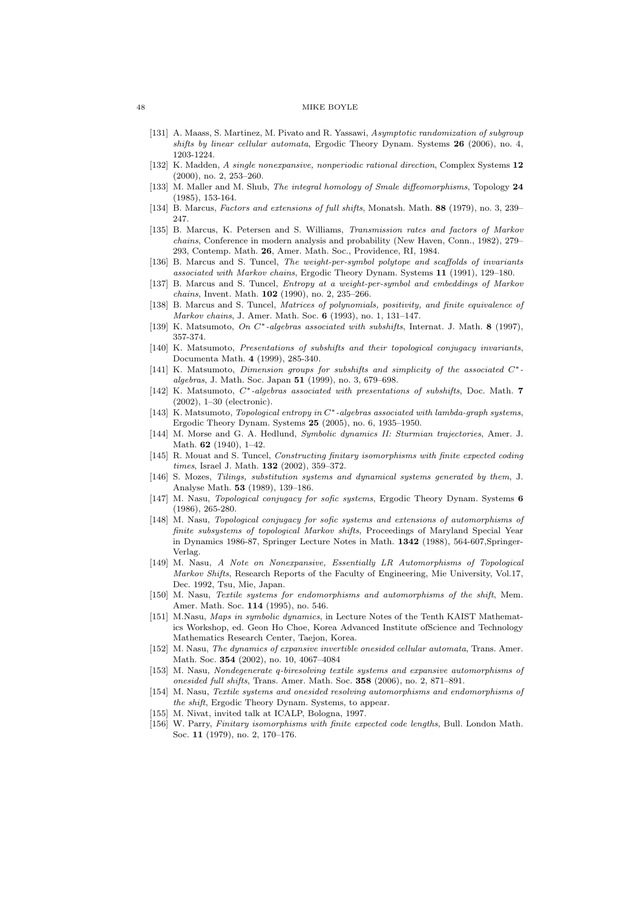[131] A. Maass, S. Martinez, M. Pivato and R. Yassawi, *Asymptotic randomization of subgroup shifts by linear cellular automata*, Ergodic Theory Dynam. Systems **26** (2006), no. 4, 1203-1224.

[132] K. Madden, *A single nonexpansive, nonperiodic rational direction*, Complex Systems **12** (2000), no. 2, 253–260.

[133] M. Maller and M. Shub, *The integral homology of Smale diffeomorphisms*, Topology **24** (1985), 153-164.

[134] B. Marcus, *Factors and extensions of full shifts*, Monatsh. Math. **88** (1979), no. 3, 239–247.

[135] B. Marcus, K. Petersen and S. Williams, *Transmission rates and factors of Markov chains*, Conference in modern analysis and probability (New Haven, Conn., 1982), 279–293, Contemp. Math. **26**, Amer. Math. Soc., Providence, RI, 1984.

[136] B. Marcus and S. Tuncel, *The weight-per-symbol polytope and scaffolds of invariants associated with Markov chains*, Ergodic Theory Dynam. Systems **11** (1991), 129–180.

[137] B. Marcus and S. Tuncel, *Entropy at a weight-per-symbol and embeddings of Markov chains*, Invent. Math. **102** (1990), no. 2, 235–266.

[138] B. Marcus and S. Tuncel, *Matrices of polynomials, positivity, and finite equivalence of Markov chains*, J. Amer. Math. Soc. **6** (1993), no. 1, 131–147.

[139] K. Matsumoto, *On $C^*$-algebras associated with subshifts*, Internat. J. Math. **8** (1997), 357-374.

[140] K. Matsumoto, *Presentations of subshifts and their topological conjugacy invariants*, Documenta Math. **4** (1999), 285-340.

[141] K. Matsumoto, *Dimension groups for subshifts and simplicity of the associated $C^*$-algebras*, J. Math. Soc. Japan **51** (1999), no. 3, 679–698.

[142] K. Matsumoto, *$C^*$-algebras associated with presentations of subshifts*, Doc. Math. **7** (2002), 1–30 (electronic).

[143] K. Matsumoto, *Topological entropy in $C^*$-algebras associated with lambda-graph systems*, Ergodic Theory Dynam. Systems **25** (2005), no. 6, 1935–1950.

[144] M. Morse and G. A. Hedlund, *Symbolic dynamics II: Sturmian trajectories*, Amer. J. Math. **62** (1940), 1–42.

[145] R. Mouat and S. Tuncel, *Constructing finitary isomorphisms with finite expected coding times*, Israel J. Math. **132** (2002), 359–372.

[146] S. Mozes, *Tilings, substitution systems and dynamical systems generated by them*, J. Analyse Math. **53** (1989), 139–186.

[147] M. Nasu, *Topological conjugacy for sofic systems*, Ergodic Theory Dynam. Systems **6** (1986), 265-280.

[148] M. Nasu, *Topological conjugacy for sofic systems and extensions of automorphisms of finite subsystems of topological Markov shifts*, Proceedings of Maryland Special Year in Dynamics 1986-87, Springer Lecture Notes in Math. **1342** (1988), 564-607,Springer-Verlag.

[149] M. Nasu, *A Note on Nonexpansive, Essentially LR Automorphisms of Topological Markov Shifts*, Research Reports of the Faculty of Engineering, Mie University, Vol.17, Dec. 1992, Tsu, Mie, Japan.

[150] M. Nasu, *Textile systems for endomorphisms and automorphisms of the shift*, Mem. Amer. Math. Soc. **114** (1995), no. 546.

[151] M.Nasu, *Maps in symbolic dynamics*, in Lecture Notes of the Tenth KAIST Mathematics Workshop, ed. Geon Ho Choe, Korea Advanced Institute ofScience and Technology Mathematics Research Center, Taejon, Korea.

[152] M. Nasu, *The dynamics of expansive invertible onesided cellular automata*, Trans. Amer. Math. Soc. **354** (2002), no. 10, 4067–4084

[153] M. Nasu, *Nondegenerate q-biresolving textile systems and expansive automorphisms of onesided full shifts*, Trans. Amer. Math. Soc. **358** (2006), no. 2, 871–891.

[154] M. Nasu, *Textile systems and onesided resolving automorphisms and endomorphisms of the shift*, Ergodic Theory Dynam. Systems, to appear.

[155] M. Nivat, invited talk at ICALP, Bologna, 1997.

[156] W. Parry, *Finitary isomorphisms with finite expected code lengths*, Bull. London Math. Soc. **11** (1979), no. 2, 170–176.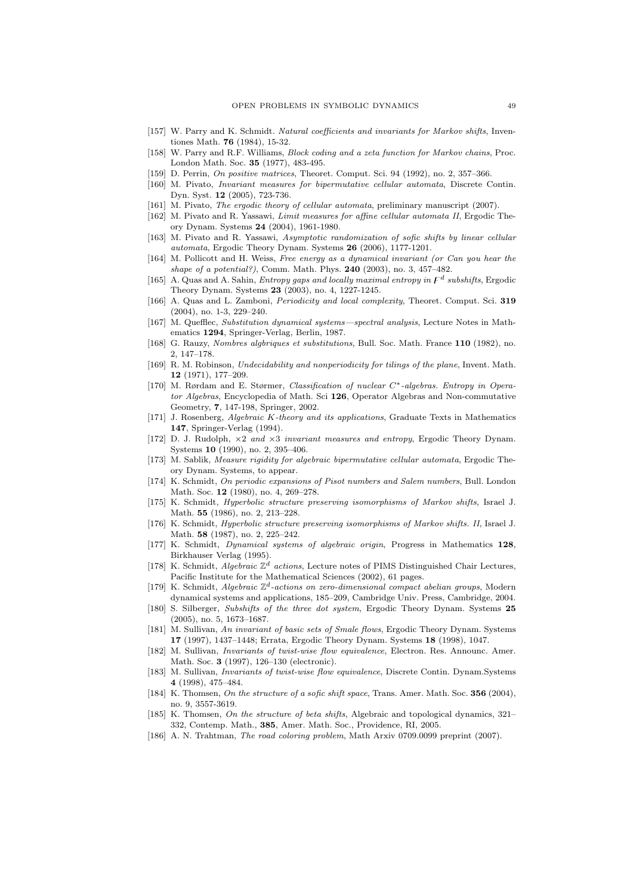- [157] W. Parry and K. Schmidt. *Natural coefficients and invariants for Markov shifts*, Inventiones Math. **76** (1984), 15-32.
- [158] W. Parry and R.F. Williams, *Block coding and a zeta function for Markov chains*, Proc. London Math. Soc. **35** (1977), 483-495.
- [159] D. Perrin, *On positive matrices*, Theoret. Comput. Sci. 94 (1992), no. 2, 357–366.
- [160] M. Pivato, *Invariant measures for bipermutative cellular automata*, Discrete Contin. Dyn. Syst. **12** (2005), 723-736.
- [161] M. Pivato, *The ergodic theory of cellular automata*, preliminary manuscript (2007).
- [162] M. Pivato and R. Yassawi, *Limit measures for affine cellular automata II*, Ergodic Theory Dynam. Systems **24** (2004), 1961-1980.
- [163] M. Pivato and R. Yassawi, *Asymptotic randomization of sofic shifts by linear cellular automata*, Ergodic Theory Dynam. Systems **26** (2006), 1177-1201.
- [164] M. Pollicott and H. Weiss, *Free energy as a dynamical invariant (or Can you hear the shape of a potential?)*, Comm. Math. Phys. **240** (2003), no. 3, 457–482.
- [165] A. Quas and A. Sahin, *Entropy gaps and locally maximal entropy in $F^d$ subshifts*, Ergodic Theory Dynam. Systems **23** (2003), no. 4, 1227-1245.
- [166] A. Quas and L. Zamboni, *Periodicity and local complexity*, Theoret. Comput. Sci. **319** (2004), no. 1-3, 229–240.
- [167] M. Queffiec, *Substitution dynamical systems—spectral analysis*, Lecture Notes in Mathematics **1294**, Springer-Verlag, Berlin, 1987.
- [168] G. Rauzy, *Nombres algbriques et substitutions*, Bull. Soc. Math. France **110** (1982), no. 2, 147–178.
- [169] R. M. Robinson, *Undecidability and nonperiodicity for tilings of the plane*, Invent. Math. **12** (1971), 177–209.
- [170] M. Rørdam and E. Størmer, *Classification of nuclear $C^*$-algebras. Entropy in Operator Algebras*, Encyclopedia of Math. Sci **126**, Operator Algebras and Non-commutative Geometry, **7**, 147-198, Springer, 2002.
- [171] J. Rosenberg, *Algebraic $K$-theory and its applications*, Graduate Texts in Mathematics **147**, Springer-Verlag (1994).
- [172] D. J. Rudolph, *$\times 2$ and $\times 3$ invariant measures and entropy*, Ergodic Theory Dynam. Systems **10** (1990), no. 2, 395–406.
- [173] M. Sablik, *Measure rigidity for algebraic bipermutative cellular automata*, Ergodic Theory Dynam. Systems, to appear.
- [174] K. Schmidt, *On periodic expansions of Pisot numbers and Salem numbers*, Bull. London Math. Soc. **12** (1980), no. 4, 269–278.
- [175] K. Schmidt, *Hyperbolic structure preserving isomorphisms of Markov shifts*, Israel J. Math. **55** (1986), no. 2, 213–228.
- [176] K. Schmidt, *Hyperbolic structure preserving isomorphisms of Markov shifts. II*, Israel J. Math. **58** (1987), no. 2, 225–242.
- [177] K. Schmidt, *Dynamical systems of algebraic origin*, Progress in Mathematics **128**, Birkhauser Verlag (1995).
- [178] K. Schmidt, *Algebraic $\mathbb{Z}^d$ actions*, Lecture notes of PIMS Distinguished Chair Lectures, Pacific Institute for the Mathematical Sciences (2002), 61 pages.
- [179] K. Schmidt, *Algebraic $\mathbb{Z}^d$-actions on zero-dimensional compact abelian groups*, Modern dynamical systems and applications, 185–209, Cambridge Univ. Press, Cambridge, 2004.
- [180] S. Silberger, *Subshifts of the three dot system*, Ergodic Theory Dynam. Systems **25** (2005), no. 5, 1673–1687.
- [181] M. Sullivan, *An invariant of basic sets of Smale flows*, Ergodic Theory Dynam. Systems **17** (1997), 1437–1448; Errata, Ergodic Theory Dynam. Systems **18** (1998), 1047.
- [182] M. Sullivan, *Invariants of twist-wise flow equivalence*, Electron. Res. Announc. Amer. Math. Soc. **3** (1997), 126–130 (electronic).
- [183] M. Sullivan, *Invariants of twist-wise flow equivalence*, Discrete Contin. Dynam.Systems **4** (1998), 475–484.
- [184] K. Thomsen, *On the structure of a sofic shift space*, Trans. Amer. Math. Soc. **356** (2004), no. 9, 3557-3619.
- [185] K. Thomsen, *On the structure of beta shifts*, Algebraic and topological dynamics, 321–332, Contemp. Math., **385**, Amer. Math. Soc., Providence, RI, 2005.
- [186] A. N. Trahtman, *The road coloring problem*, Math Arxiv 0709.0099 preprint (2007).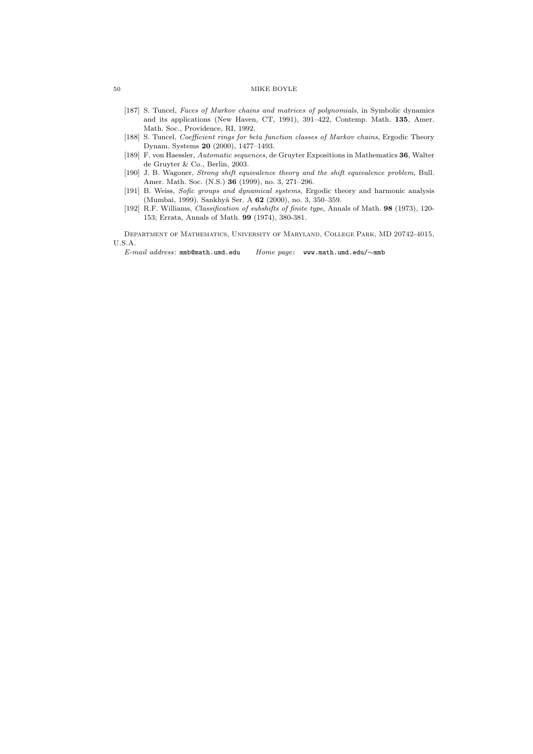[187] S. Tuncel, *Faces of Markov chains and matrices of polynomials*, in Symbolic dynamics and its applications (New Haven, CT, 1991), 391–422, Contemp. Math. **135**, Amer. Math. Soc., Providence, RI, 1992.

[188] S. Tuncel, *Coefficient rings for beta function classes of Markov chains*, Ergodic Theory Dynam. Systems **20** (2000), 1477–1493.

[189] F. von Haessler, *Automatic sequences*, de Gruyter Expositions in Mathematics **36**, Walter de Gruyter & Co., Berlin, 2003.

[190] J. B. Wagoner, *Strong shift equivalence theory and the shift equivalence problem*, Bull. Amer. Math. Soc. (N.S.) **36** (1999), no. 3, 271–296.

[191] B. Weiss, *Sofic groups and dynamical systems*, Ergodic theory and harmonic analysis (Mumbai, 1999). Sankhyā Ser. A **62** (2000), no. 3, 350–359.

[192] R.F. Williams, *Classification of subshifts of finite type*, Annals of Math. **98** (1973), 120-153; Errata, Annals of Math. **99** (1974), 380-381.

Department of Mathematics, University of Maryland, College Park, MD 20742-4015, U.S.A.

*E-mail address*: mmb@math.umd.edu *Home page*: www.math.umd.edu/∼mmb